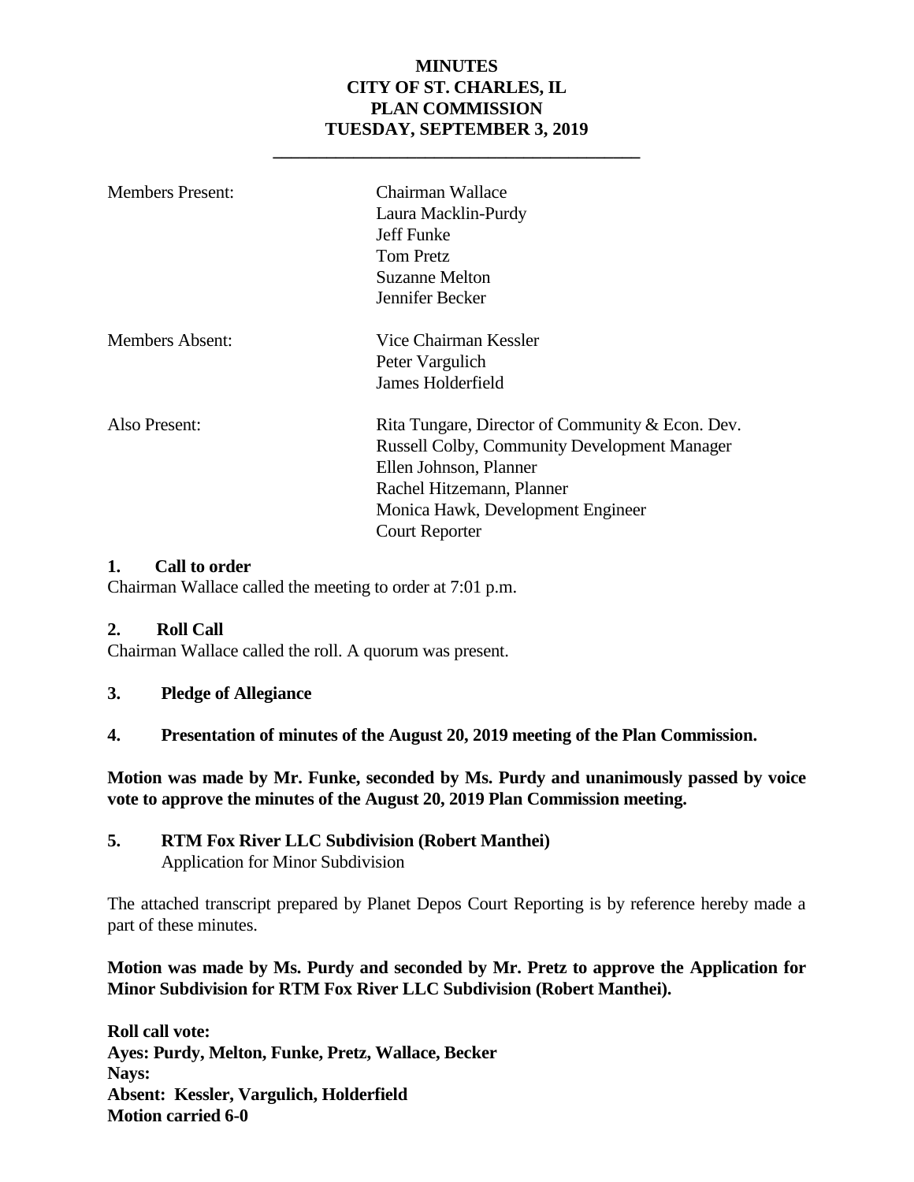# MINUTES
# CITY OF ST. CHARLES, IL
# PLAN COMMISSION
# TUESDAY, SEPTEMBER 3, 2019

---

| | |
|---|---|
| Members Present: | Chairman Wallace<br>Laura Macklin-Purdy<br>Jeff Funke<br>Tom Pretz<br>Suzanne Melton<br>Jennifer Becker |
| Members Absent: | Vice Chairman Kessler<br>Peter Vargulich<br>James Holderfield |
| Also Present: | Rita Tungare, Director of Community & Econ. Dev.<br>Russell Colby, Community Development Manager<br>Ellen Johnson, Planner<br>Rachel Hitzemann, Planner<br>Monica Hawk, Development Engineer<br>Court Reporter |

**1. Call to order**

Chairman Wallace called the meeting to order at 7:01 p.m.

**2. Roll Call**

Chairman Wallace called the roll. A quorum was present.

**3. Pledge of Allegiance**

**4. Presentation of minutes of the August 20, 2019 meeting of the Plan Commission.**

**Motion was made by Mr. Funke, seconded by Ms. Purdy and unanimously passed by voice vote to approve the minutes of the August 20, 2019 Plan Commission meeting.**

**5. RTM Fox River LLC Subdivision (Robert Manthei)**
Application for Minor Subdivision

The attached transcript prepared by Planet Depos Court Reporting is by reference hereby made a part of these minutes.

**Motion was made by Ms. Purdy and seconded by Mr. Pretz to approve the Application for Minor Subdivision for RTM Fox River LLC Subdivision (Robert Manthei).**

**Roll call vote:**
**Ayes: Purdy, Melton, Funke, Pretz, Wallace, Becker**
**Nays:**
**Absent: Kessler, Vargulich, Holderfield**
**Motion carried 6-0**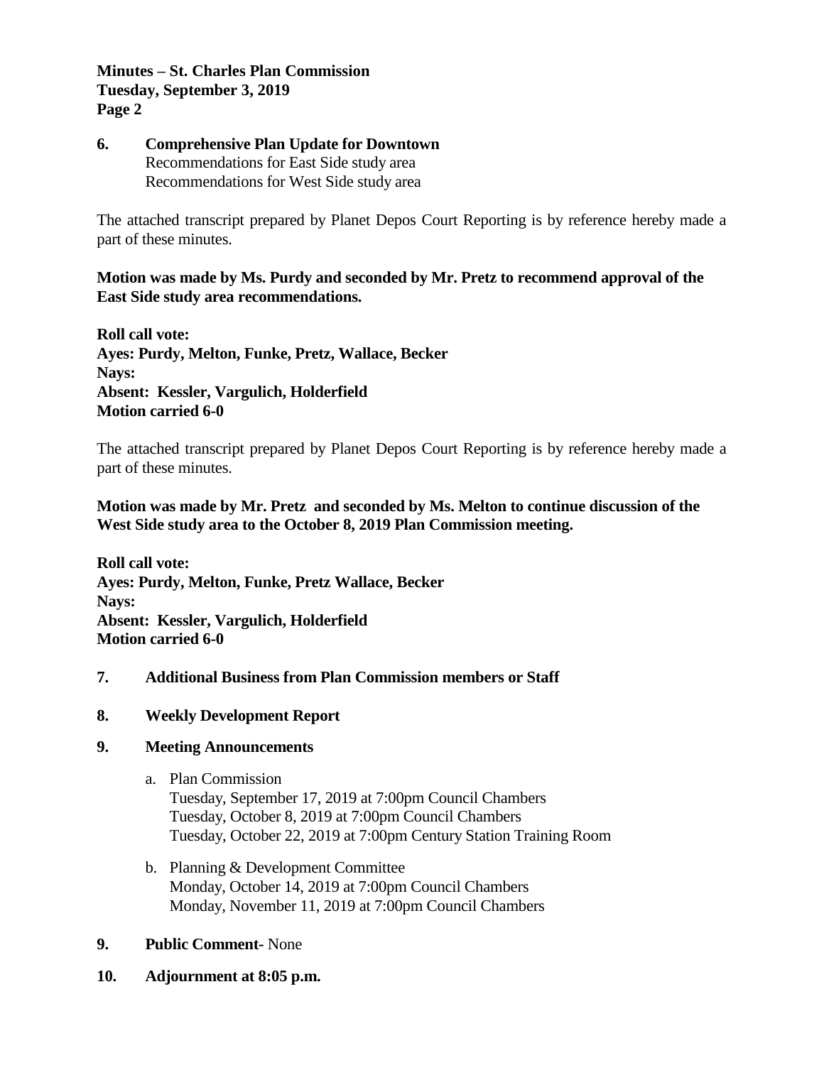**6. Comprehensive Plan Update for Downtown**
Recommendations for East Side study area
Recommendations for West Side study area

The attached transcript prepared by Planet Depos Court Reporting is by reference hereby made a part of these minutes.

**Motion was made by Ms. Purdy and seconded by Mr. Pretz to recommend approval of the East Side study area recommendations.**

**Roll call vote:**
**Ayes: Purdy, Melton, Funke, Pretz, Wallace, Becker**
**Nays:**
**Absent: Kessler, Vargulich, Holderfield**
**Motion carried 6-0**

The attached transcript prepared by Planet Depos Court Reporting is by reference hereby made a part of these minutes.

**Motion was made by Mr. Pretz and seconded by Ms. Melton to continue discussion of the West Side study area to the October 8, 2019 Plan Commission meeting.**

**Roll call vote:**
**Ayes: Purdy, Melton, Funke, Pretz Wallace, Becker**
**Nays:**
**Absent: Kessler, Vargulich, Holderfield**
**Motion carried 6-0**

**7. Additional Business from Plan Commission members or Staff**

**8. Weekly Development Report**

**9. Meeting Announcements**

a. Plan Commission
   Tuesday, September 17, 2019 at 7:00pm Council Chambers
   Tuesday, October 8, 2019 at 7:00pm Council Chambers
   Tuesday, October 22, 2019 at 7:00pm Century Station Training Room

b. Planning & Development Committee
   Monday, October 14, 2019 at 7:00pm Council Chambers
   Monday, November 11, 2019 at 7:00pm Council Chambers

**9. Public Comment**- None

**10. Adjournment at 8:05 p.m.**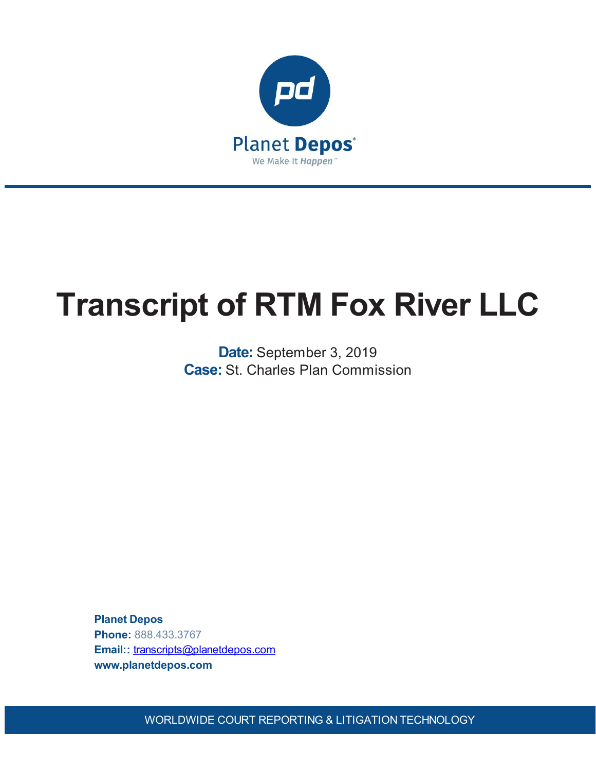Planet Depos

We Make It Happen™

# Transcript of RTM Fox River LLC

**Date:** September 3, 2019
**Case:** St. Charles Plan Commission

**Planet Depos**
**Phone:** 888.433.3767
**Email::** transcripts@planetdepos.com
**www.planetdepos.com**

WORLDWIDE COURT REPORTING & LITIGATION TECHNOLOGY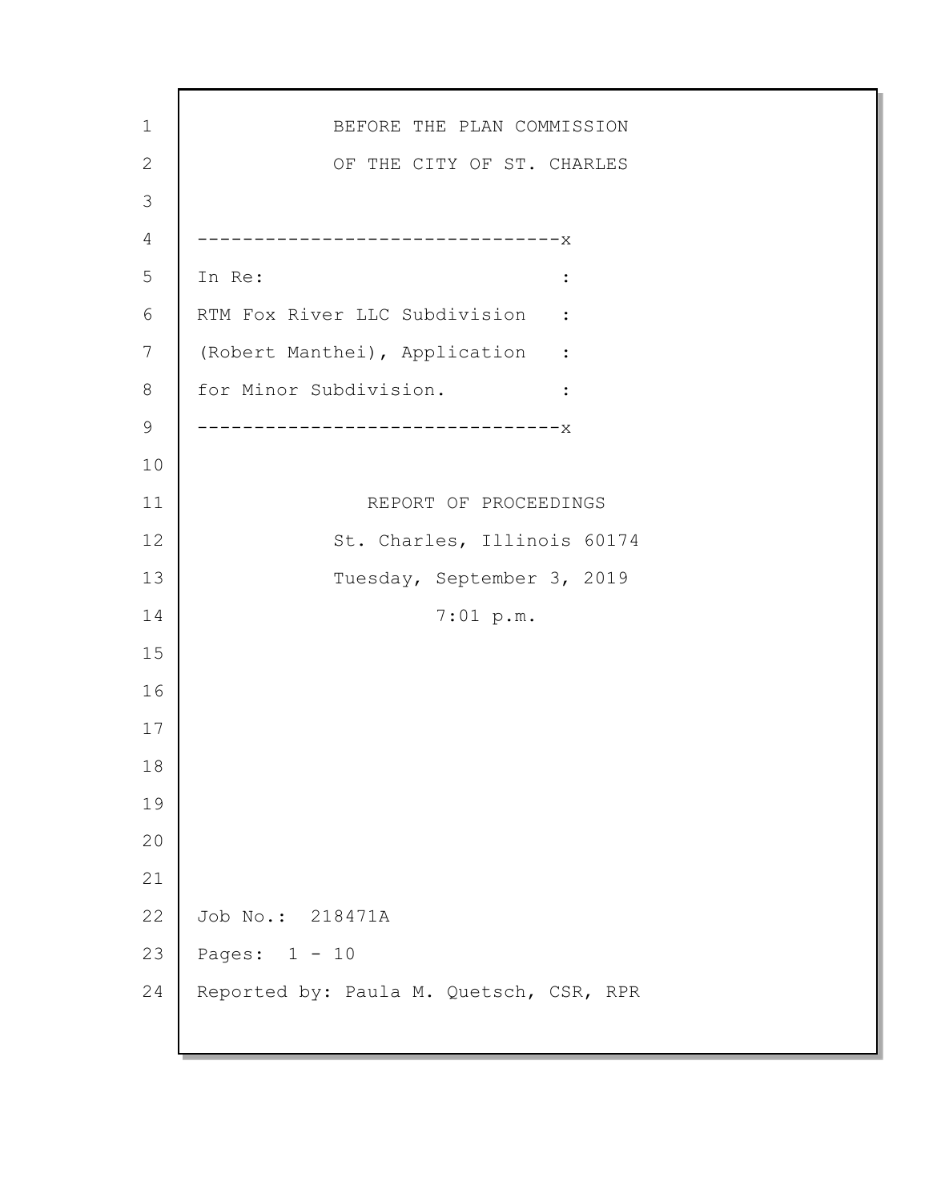BEFORE THE PLAN COMMISSION

OF THE CITY OF ST. CHARLES

--------------------------------x

In Re: :

RTM Fox River LLC Subdivision :

(Robert Manthei), Application :

for Minor Subdivision. :

--------------------------------x

REPORT OF PROCEEDINGS

St. Charles, Illinois 60174

Tuesday, September 3, 2019

7:01 p.m.

Job No.: 218471A

Pages: 1 - 10

Reported by: Paula M. Quetsch, CSR, RPR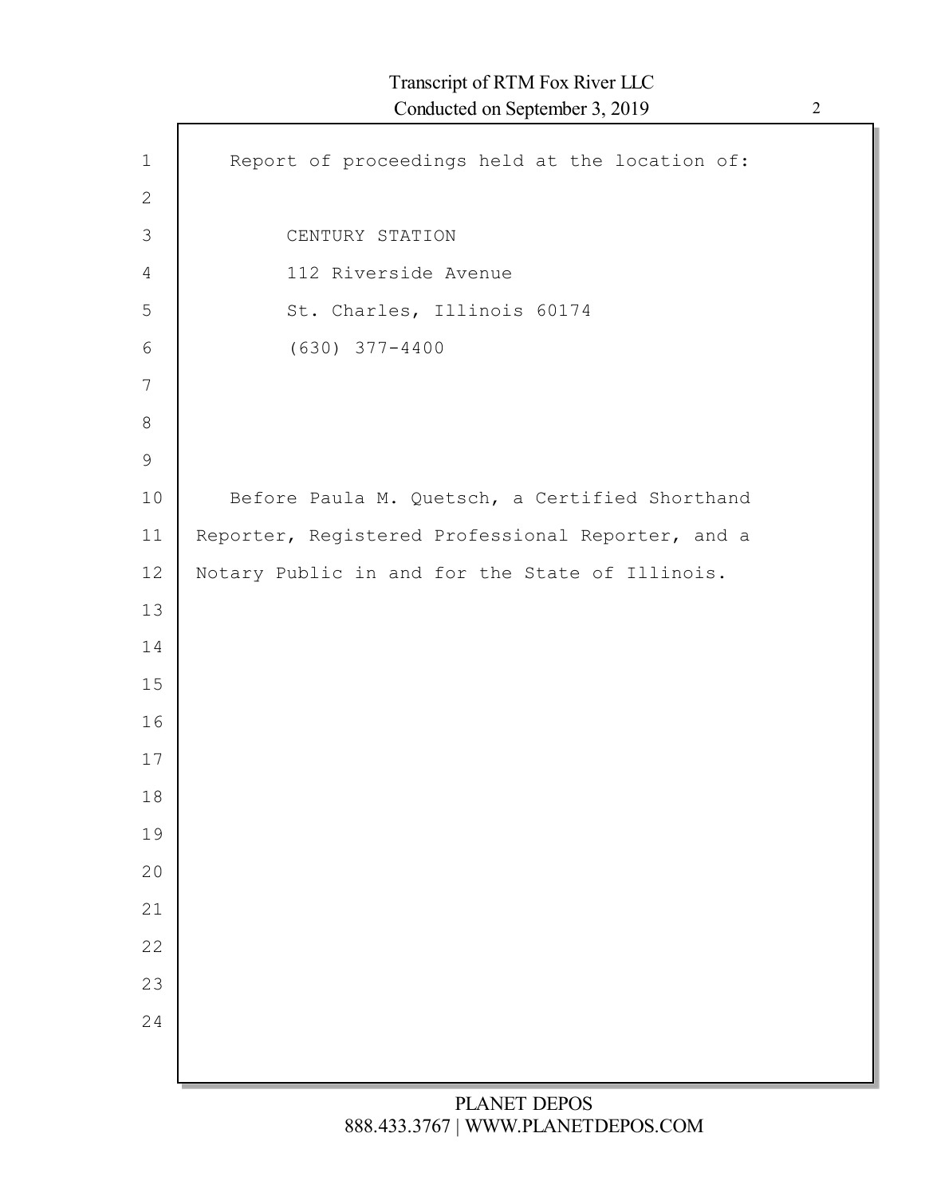Report of proceedings held at the location of:

CENTURY STATION
112 Riverside Avenue
St. Charles, Illinois 60174
(630) 377-4400

Before Paula M. Quetsch, a Certified Shorthand Reporter, Registered Professional Reporter, and a Notary Public in and for the State of Illinois.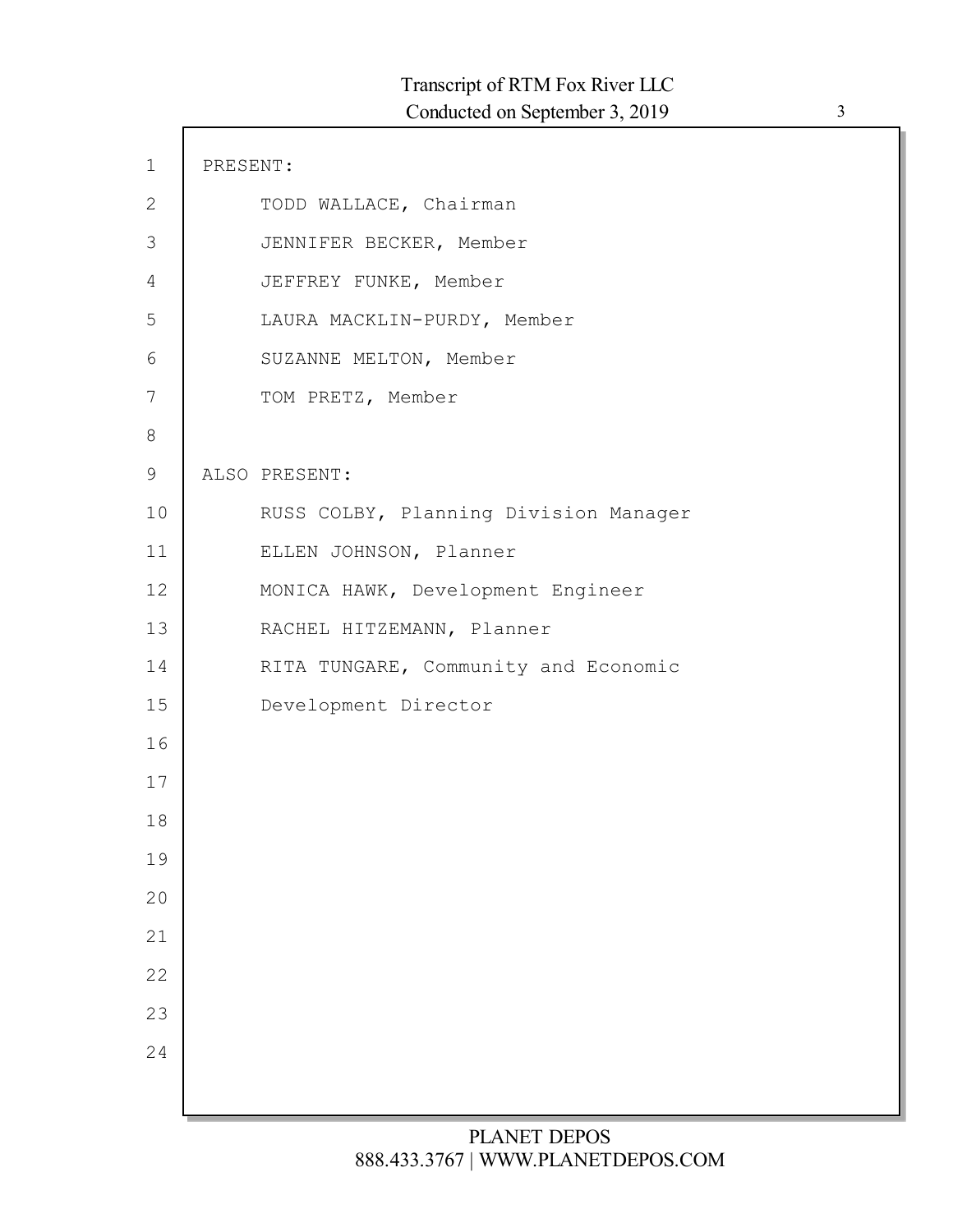PRESENT:

TODD WALLACE, Chairman

JENNIFER BECKER, Member

JEFFREY FUNKE, Member

LAURA MACKLIN-PURDY, Member

SUZANNE MELTON, Member

TOM PRETZ, Member

ALSO PRESENT:

RUSS COLBY, Planning Division Manager

ELLEN JOHNSON, Planner

MONICA HAWK, Development Engineer

RACHEL HITZEMANN, Planner

RITA TUNGARE, Community and Economic Development Director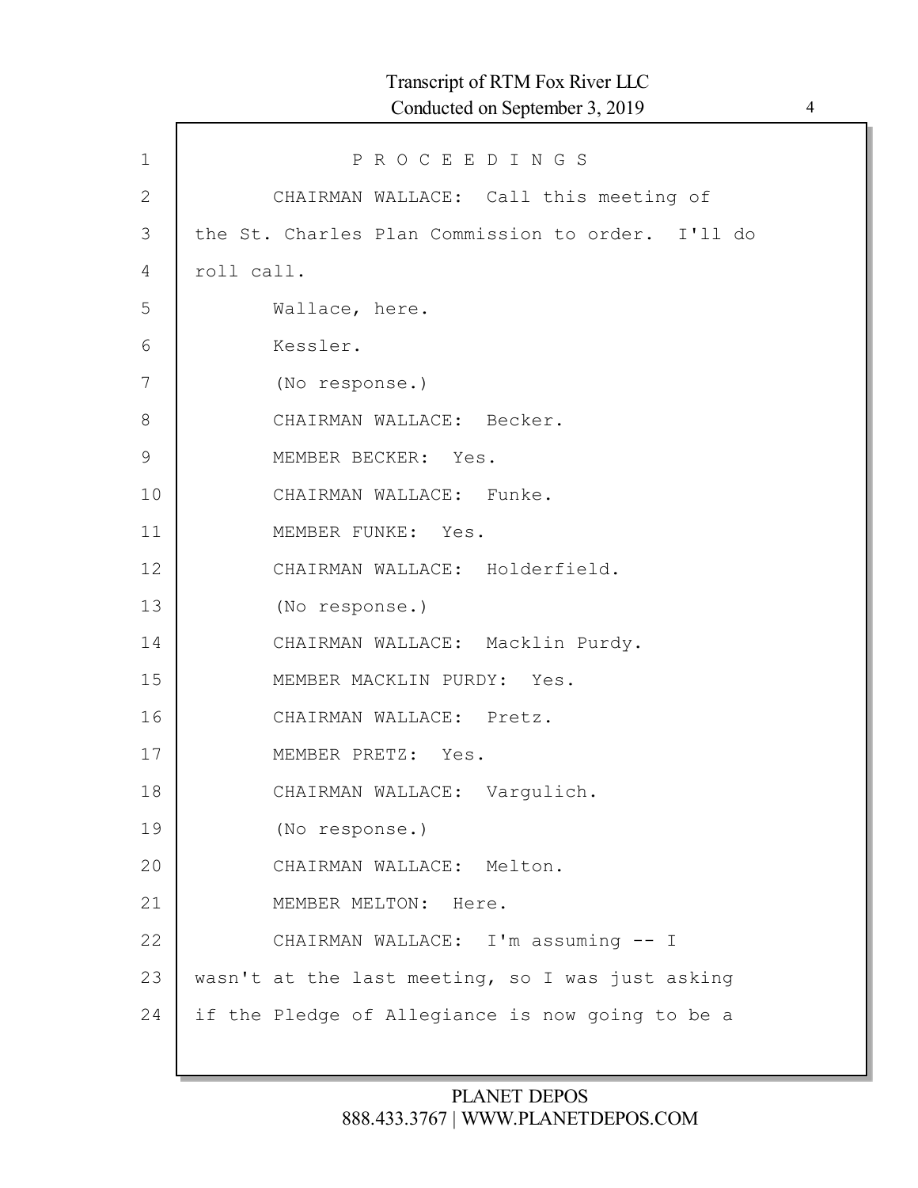P R O C E E D I N G S

CHAIRMAN WALLACE: Call this meeting of the St. Charles Plan Commission to order. I'll do roll call.

Wallace, here.

Kessler.

(No response.)

CHAIRMAN WALLACE: Becker.

MEMBER BECKER: Yes.

CHAIRMAN WALLACE: Funke.

MEMBER FUNKE: Yes.

CHAIRMAN WALLACE: Holderfield.

(No response.)

CHAIRMAN WALLACE: Macklin Purdy.

MEMBER MACKLIN PURDY: Yes.

CHAIRMAN WALLACE: Pretz.

MEMBER PRETZ: Yes.

CHAIRMAN WALLACE: Vargulich.

(No response.)

CHAIRMAN WALLACE: Melton.

MEMBER MELTON: Here.

CHAIRMAN WALLACE: I'm assuming -- I wasn't at the last meeting, so I was just asking if the Pledge of Allegiance is now going to be a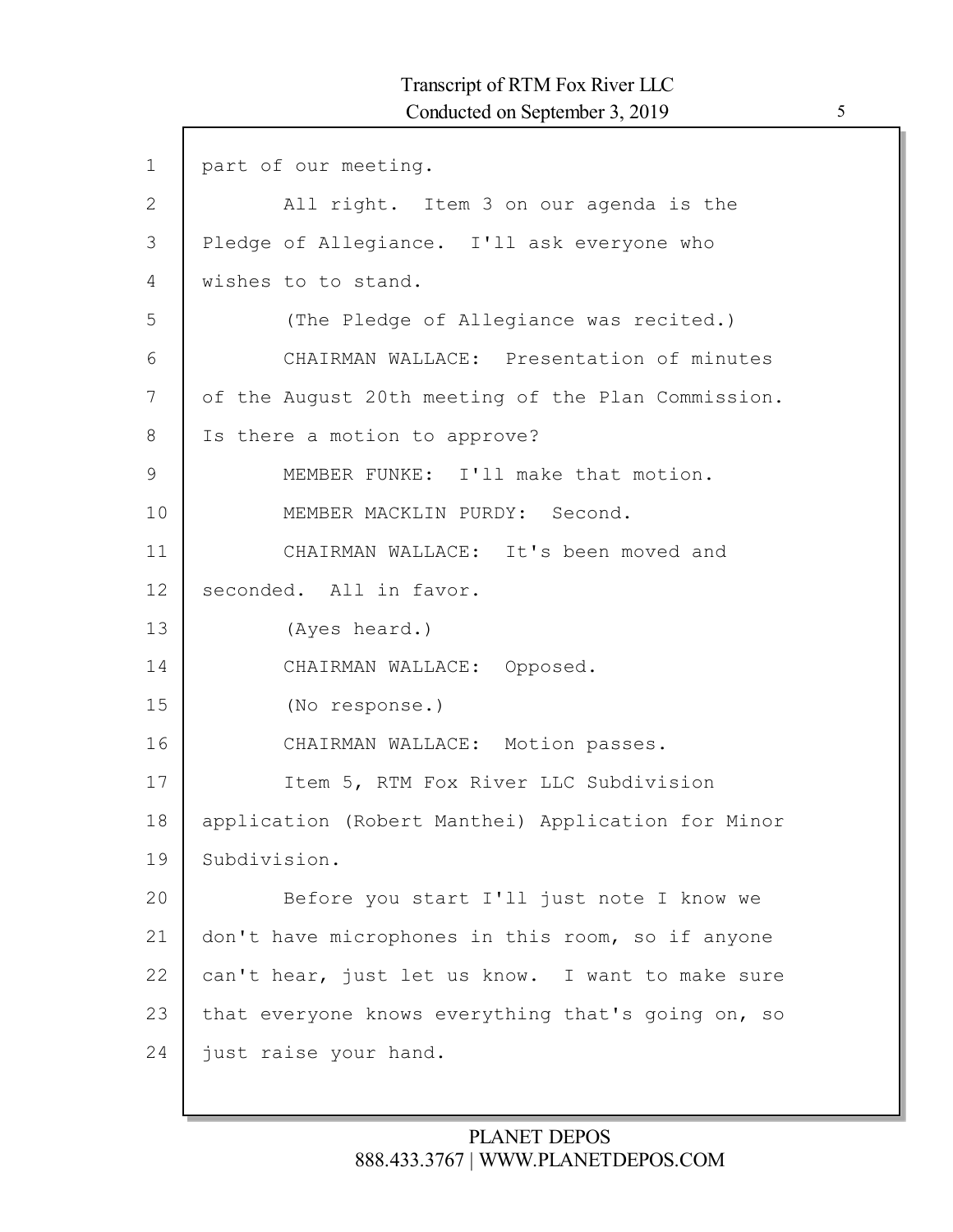part of our meeting.

All right. Item 3 on our agenda is the Pledge of Allegiance. I'll ask everyone who wishes to to stand.

(The Pledge of Allegiance was recited.)

CHAIRMAN WALLACE: Presentation of minutes of the August 20th meeting of the Plan Commission. Is there a motion to approve?

MEMBER FUNKE: I'll make that motion.

MEMBER MACKLIN PURDY: Second.

CHAIRMAN WALLACE: It's been moved and seconded. All in favor.

(Ayes heard.)

CHAIRMAN WALLACE: Opposed.

(No response.)

CHAIRMAN WALLACE: Motion passes.

Item 5, RTM Fox River LLC Subdivision application (Robert Manthei) Application for Minor Subdivision.

Before you start I'll just note I know we don't have microphones in this room, so if anyone can't hear, just let us know. I want to make sure that everyone knows everything that's going on, so just raise your hand.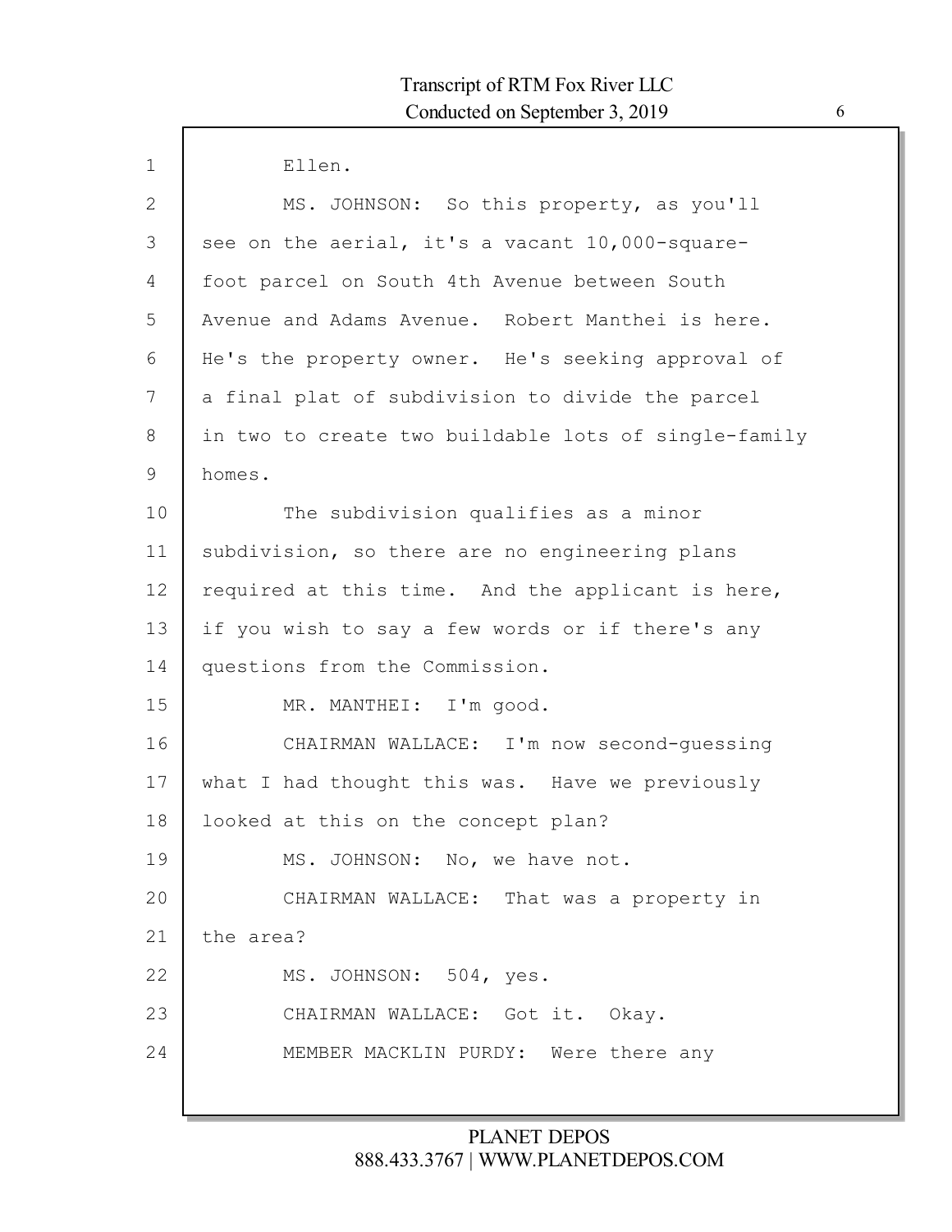Ellen.

MS. JOHNSON: So this property, as you'll see on the aerial, it's a vacant 10,000-square-foot parcel on South 4th Avenue between South Avenue and Adams Avenue. Robert Manthei is here. He's the property owner. He's seeking approval of a final plat of subdivision to divide the parcel in two to create two buildable lots of single-family homes.

The subdivision qualifies as a minor subdivision, so there are no engineering plans required at this time. And the applicant is here, if you wish to say a few words or if there's any questions from the Commission.

MR. MANTHEI: I'm good.

CHAIRMAN WALLACE: I'm now second-guessing what I had thought this was. Have we previously looked at this on the concept plan?

MS. JOHNSON: No, we have not.

CHAIRMAN WALLACE: That was a property in the area?

MS. JOHNSON: 504, yes.

CHAIRMAN WALLACE: Got it. Okay.

MEMBER MACKLIN PURDY: Were there any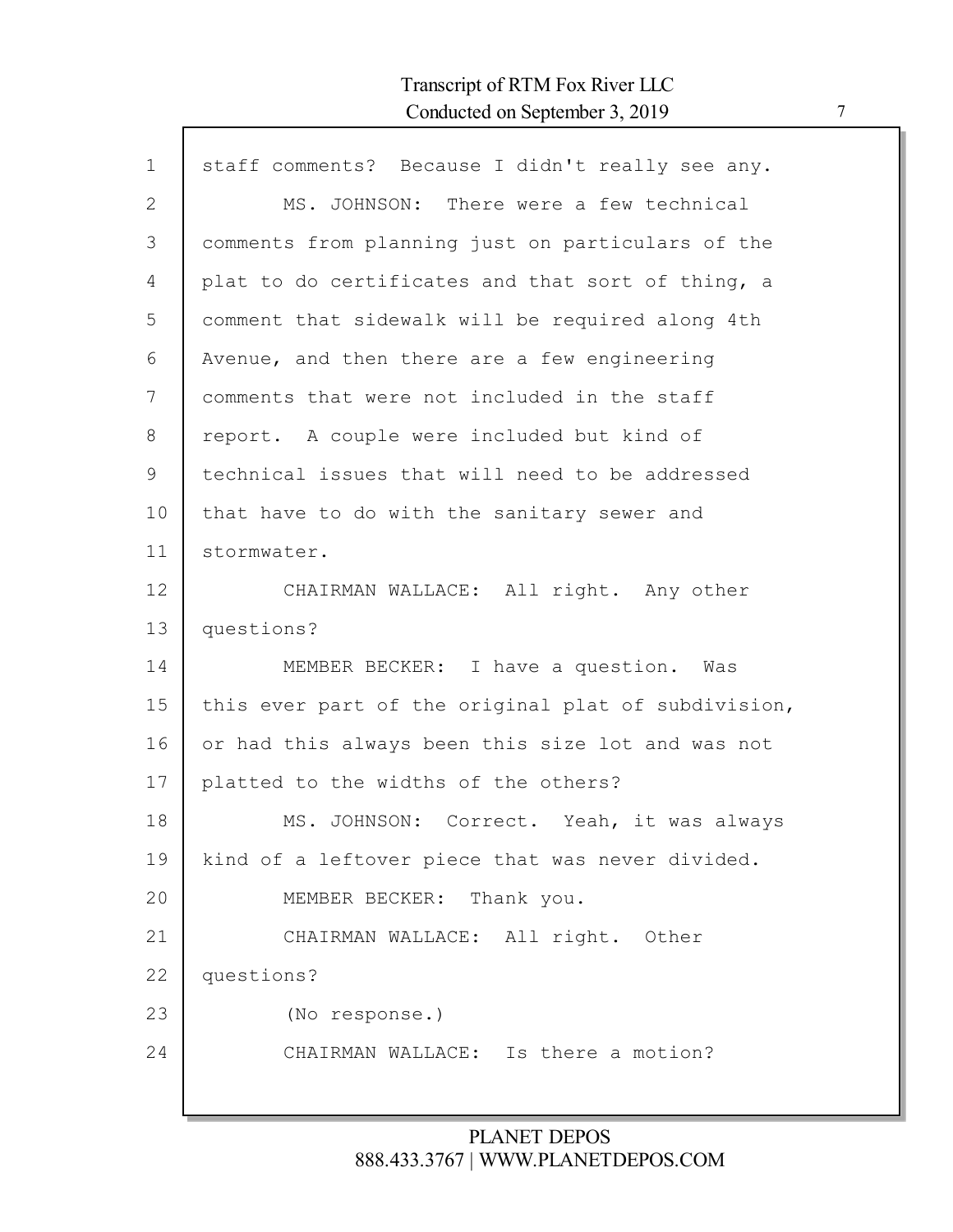staff comments? Because I didn't really see any.

MS. JOHNSON: There were a few technical comments from planning just on particulars of the plat to do certificates and that sort of thing, a comment that sidewalk will be required along 4th Avenue, and then there are a few engineering comments that were not included in the staff report. A couple were included but kind of technical issues that will need to be addressed that have to do with the sanitary sewer and stormwater.

CHAIRMAN WALLACE: All right. Any other questions?

MEMBER BECKER: I have a question. Was this ever part of the original plat of subdivision, or had this always been this size lot and was not platted to the widths of the others?

MS. JOHNSON: Correct. Yeah, it was always kind of a leftover piece that was never divided.

MEMBER BECKER: Thank you.

CHAIRMAN WALLACE: All right. Other questions?

(No response.)

CHAIRMAN WALLACE: Is there a motion?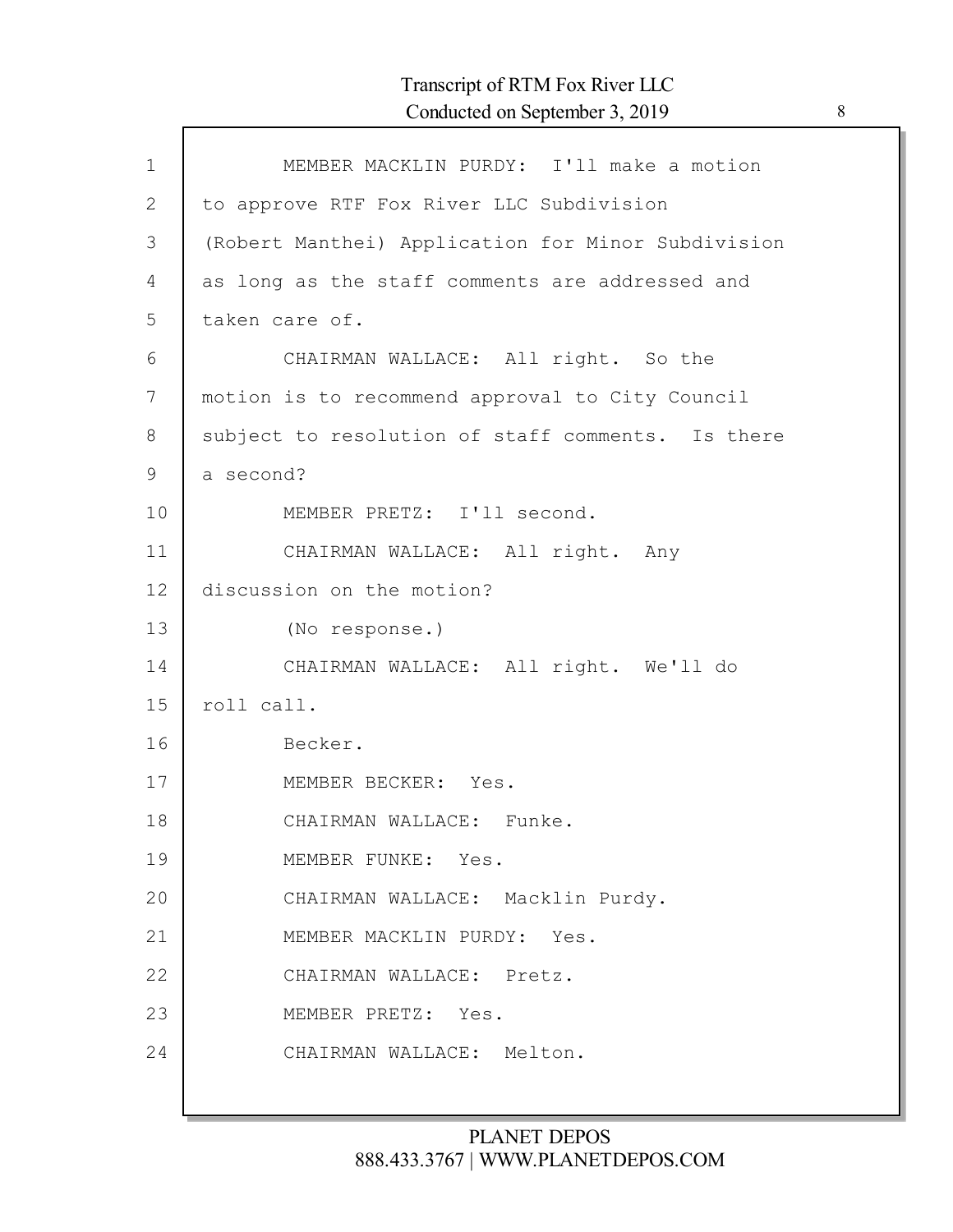MEMBER MACKLIN PURDY: I'll make a motion to approve RTF Fox River LLC Subdivision (Robert Manthei) Application for Minor Subdivision as long as the staff comments are addressed and taken care of.

CHAIRMAN WALLACE: All right. So the motion is to recommend approval to City Council subject to resolution of staff comments. Is there a second?

MEMBER PRETZ: I'll second.

CHAIRMAN WALLACE: All right. Any discussion on the motion?

(No response.)

CHAIRMAN WALLACE: All right. We'll do roll call.

Becker.

MEMBER BECKER: Yes.

CHAIRMAN WALLACE: Funke.

MEMBER FUNKE: Yes.

CHAIRMAN WALLACE: Macklin Purdy.

MEMBER MACKLIN PURDY: Yes.

CHAIRMAN WALLACE: Pretz.

MEMBER PRETZ: Yes.

CHAIRMAN WALLACE: Melton.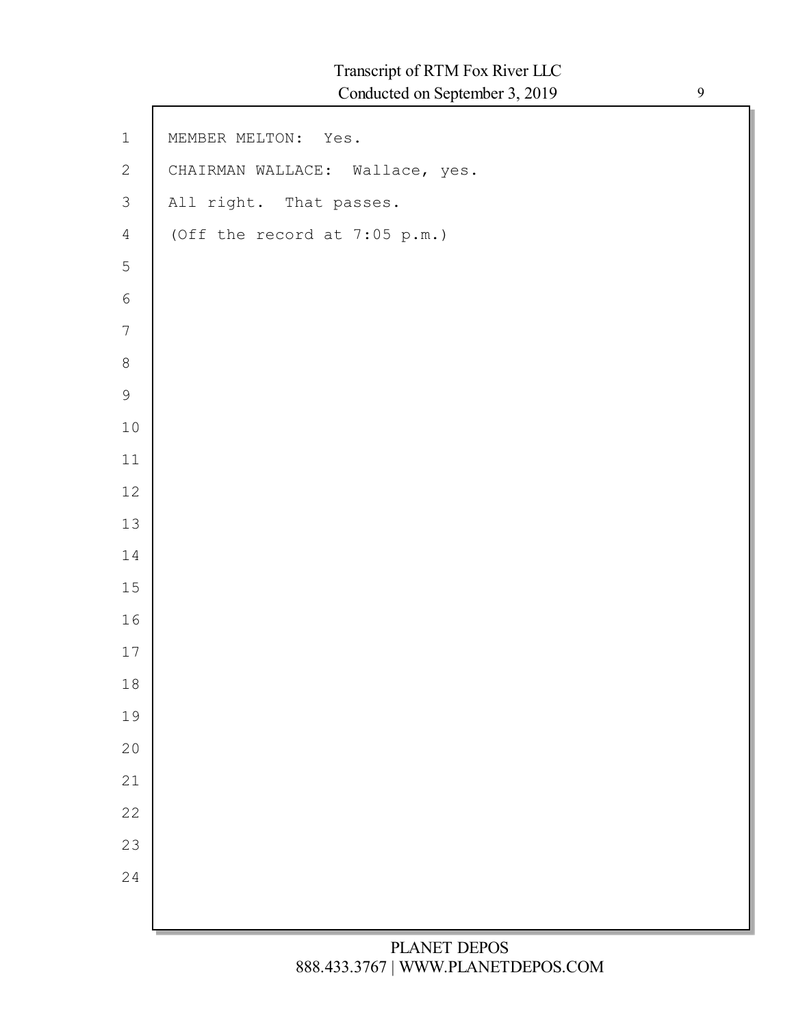MEMBER MELTON: Yes.

CHAIRMAN WALLACE: Wallace, yes.

All right. That passes.

(Off the record at 7:05 p.m.)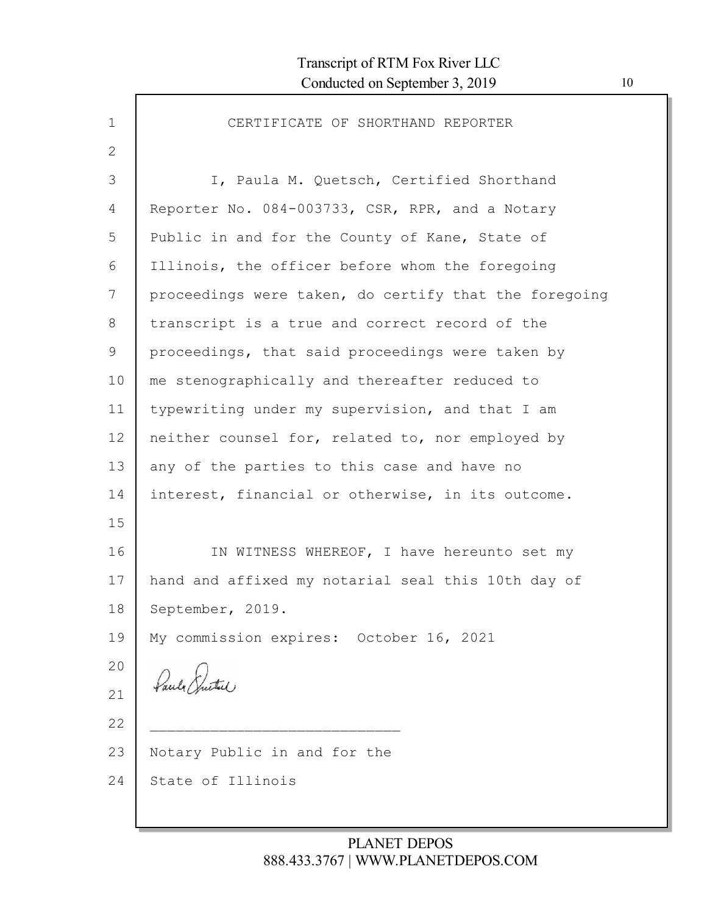# CERTIFICATE OF SHORTHAND REPORTER

I, Paula M. Quetsch, Certified Shorthand Reporter No. 084-003733, CSR, RPR, and a Notary Public in and for the County of Kane, State of Illinois, the officer before whom the foregoing proceedings were taken, do certify that the foregoing transcript is a true and correct record of the proceedings, that said proceedings were taken by me stenographically and thereafter reduced to typewriting under my supervision, and that I am neither counsel for, related to, nor employed by any of the parties to this case and have no interest, financial or otherwise, in its outcome.

IN WITNESS WHEREOF, I have hereunto set my hand and affixed my notarial seal this 10th day of September, 2019.

My commission expires: October 16, 2021

Paula Quetsch

\_\_\_\_\_\_\_\_\_\_\_\_\_\_\_\_\_\_\_\_\_\_\_\_\_\_\_\_\_

Notary Public in and for the
State of Illinois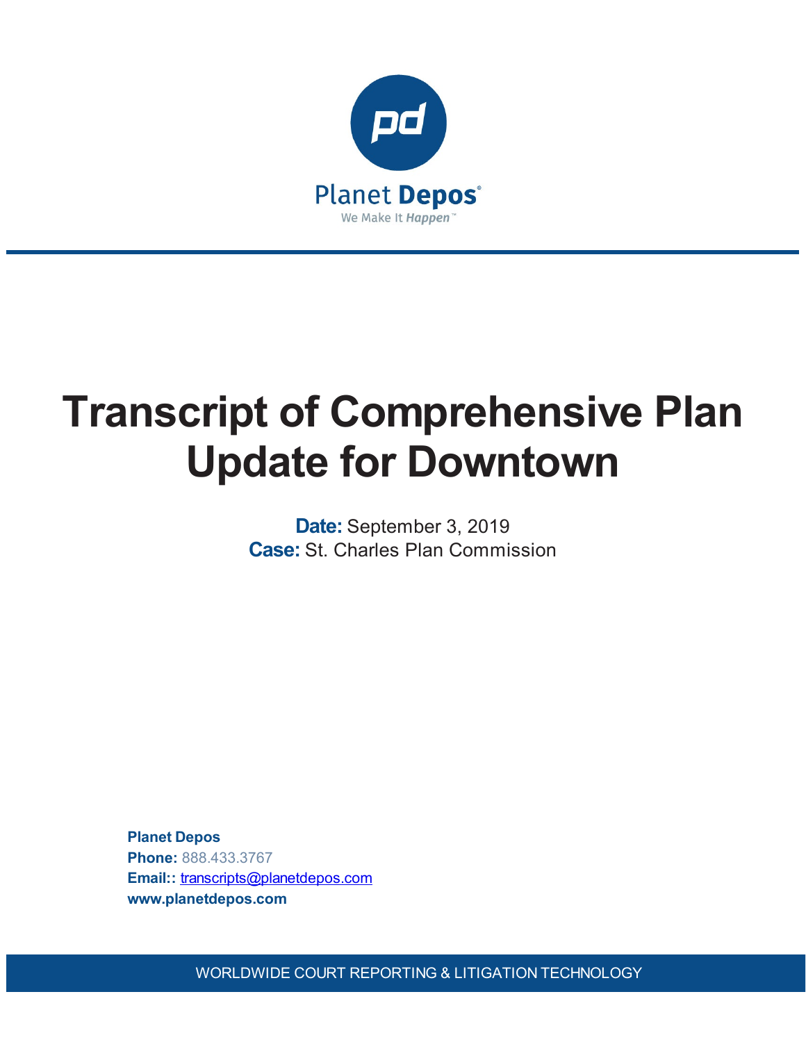Planet Depos

We Make It *Happen*™

# Transcript of Comprehensive Plan Update for Downtown

**Date:** September 3, 2019

**Case:** St. Charles Plan Commission

**Planet Depos**

**Phone:** 888.433.3767

**Email::** transcripts@planetdepos.com

**www.planetdepos.com**

WORLDWIDE COURT REPORTING & LITIGATION TECHNOLOGY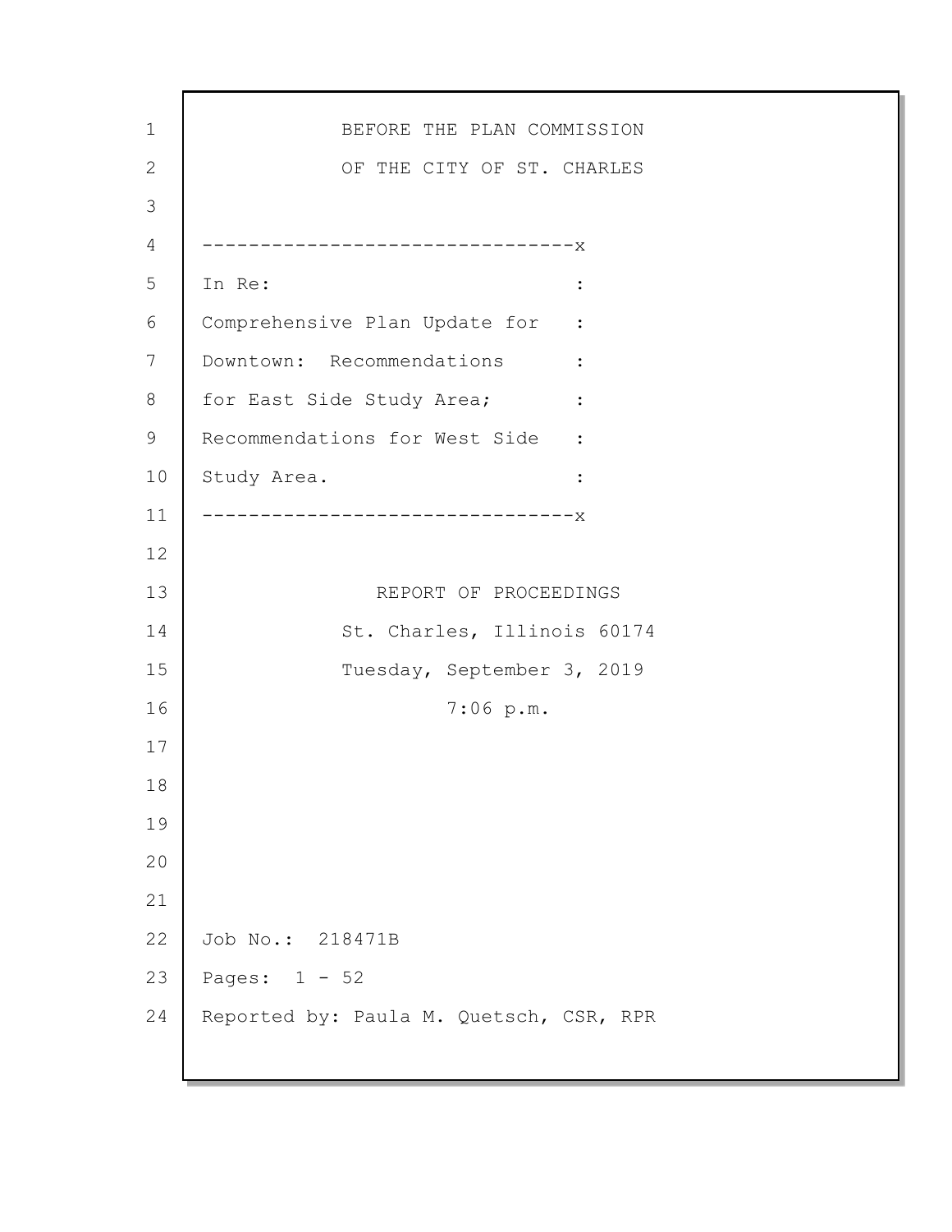BEFORE THE PLAN COMMISSION

OF THE CITY OF ST. CHARLES

```
--------------------------------x
In Re:                          :
Comprehensive Plan Update for   :
Downtown:  Recommendations      :
for East Side Study Area;       :
Recommendations for West Side   :
Study Area.                     :
--------------------------------x
```

REPORT OF PROCEEDINGS

St. Charles, Illinois 60174

Tuesday, September 3, 2019

7:06 p.m.

Job No.: 218471B

Pages: 1 - 52

Reported by: Paula M. Quetsch, CSR, RPR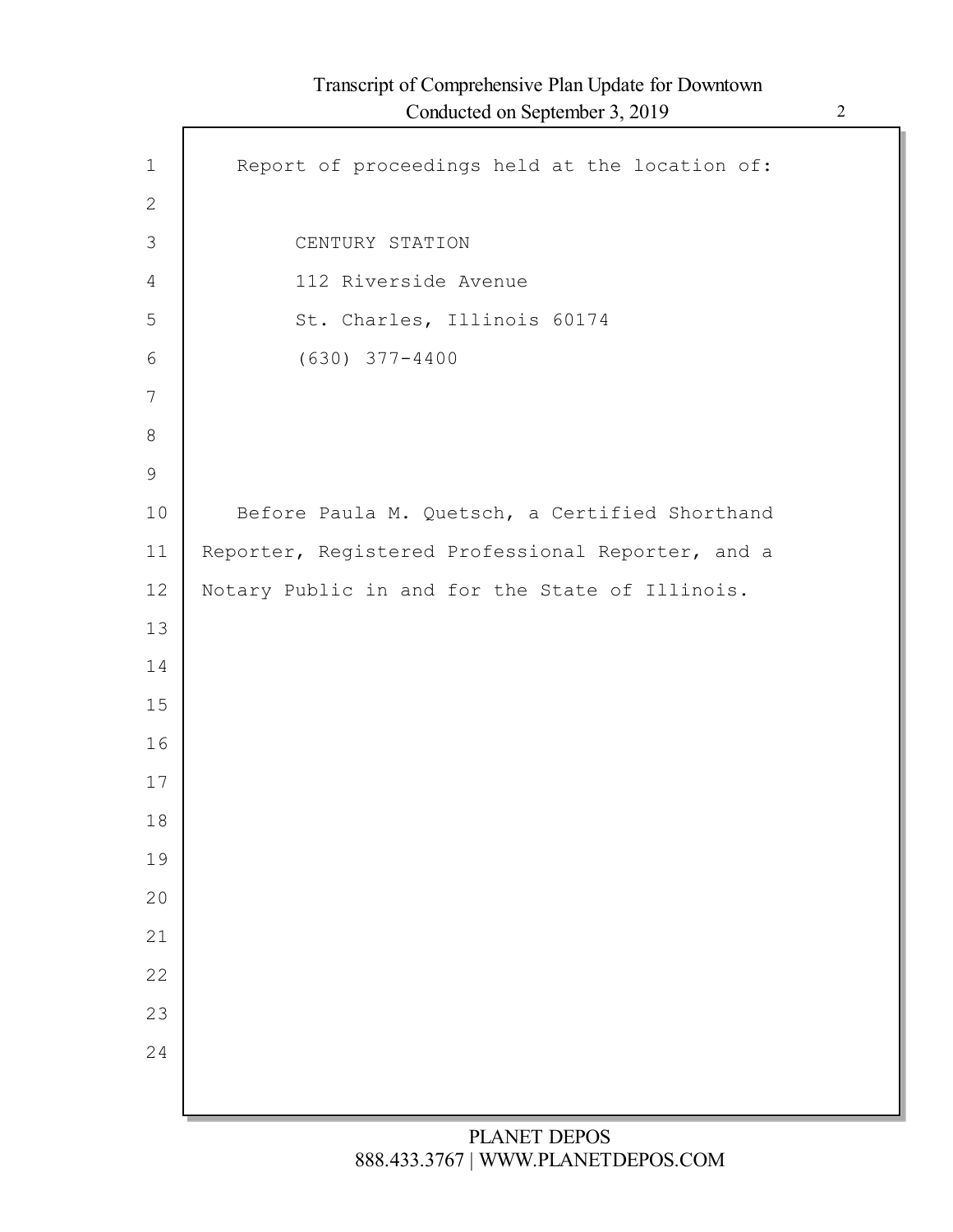Report of proceedings held at the location of:

CENTURY STATION
112 Riverside Avenue
St. Charles, Illinois 60174
(630) 377-4400

Before Paula M. Quetsch, a Certified Shorthand Reporter, Registered Professional Reporter, and a Notary Public in and for the State of Illinois.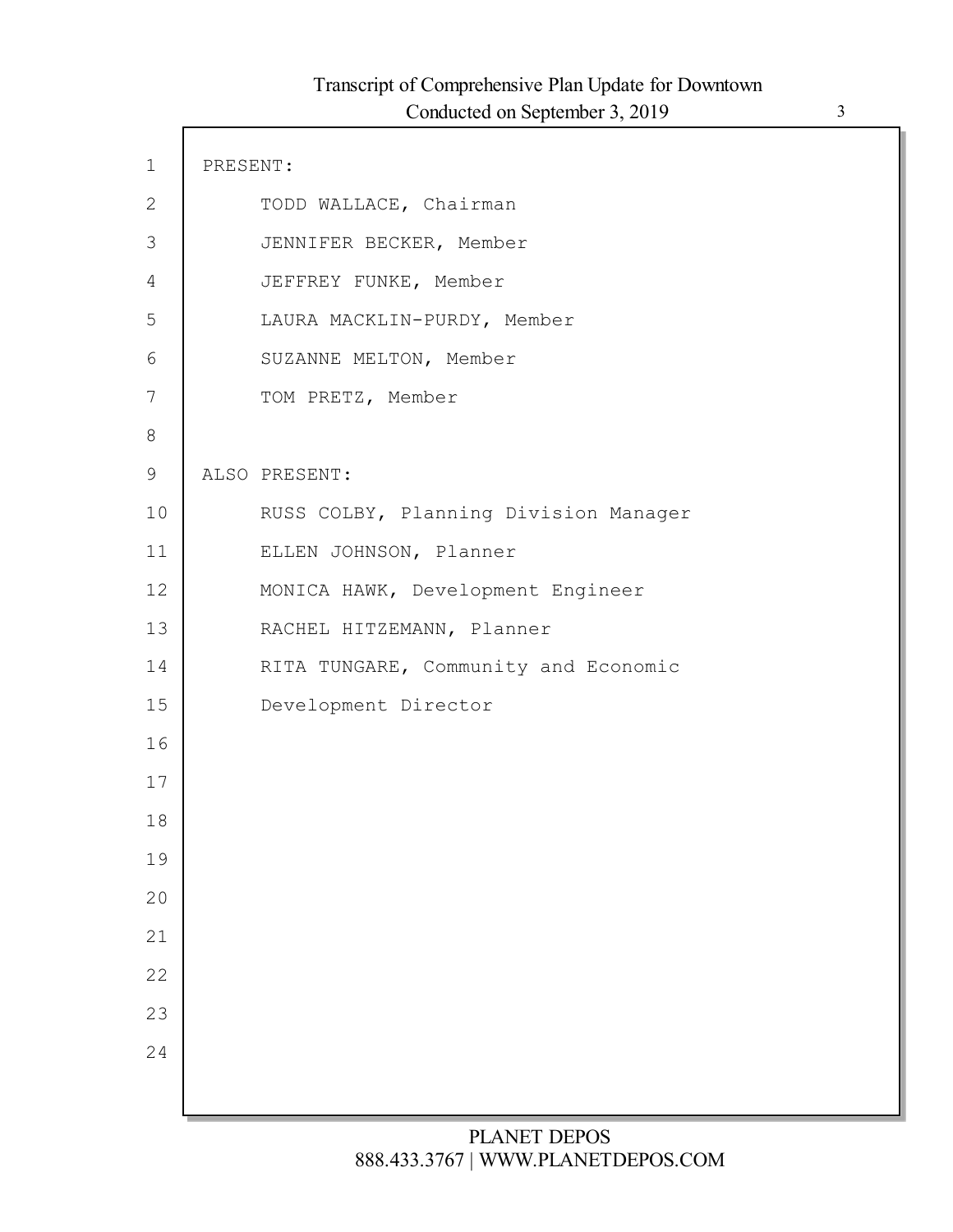PRESENT:

TODD WALLACE, Chairman

JENNIFER BECKER, Member

JEFFREY FUNKE, Member

LAURA MACKLIN-PURDY, Member

SUZANNE MELTON, Member

TOM PRETZ, Member

ALSO PRESENT:

RUSS COLBY, Planning Division Manager

ELLEN JOHNSON, Planner

MONICA HAWK, Development Engineer

RACHEL HITZEMANN, Planner

RITA TUNGARE, Community and Economic Development Director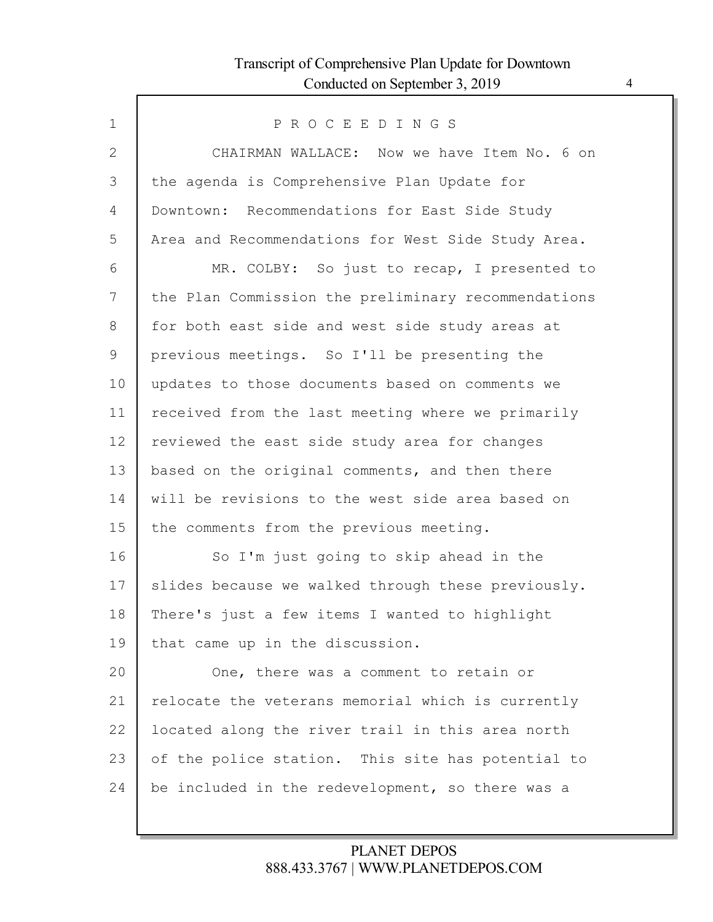P R O C E E D I N G S

CHAIRMAN WALLACE: Now we have Item No. 6 on the agenda is Comprehensive Plan Update for Downtown: Recommendations for East Side Study Area and Recommendations for West Side Study Area.

MR. COLBY: So just to recap, I presented to the Plan Commission the preliminary recommendations for both east side and west side study areas at previous meetings. So I'll be presenting the updates to those documents based on comments we received from the last meeting where we primarily reviewed the east side study area for changes based on the original comments, and then there will be revisions to the west side area based on the comments from the previous meeting.

So I'm just going to skip ahead in the slides because we walked through these previously. There's just a few items I wanted to highlight that came up in the discussion.

One, there was a comment to retain or relocate the veterans memorial which is currently located along the river trail in this area north of the police station. This site has potential to be included in the redevelopment, so there was a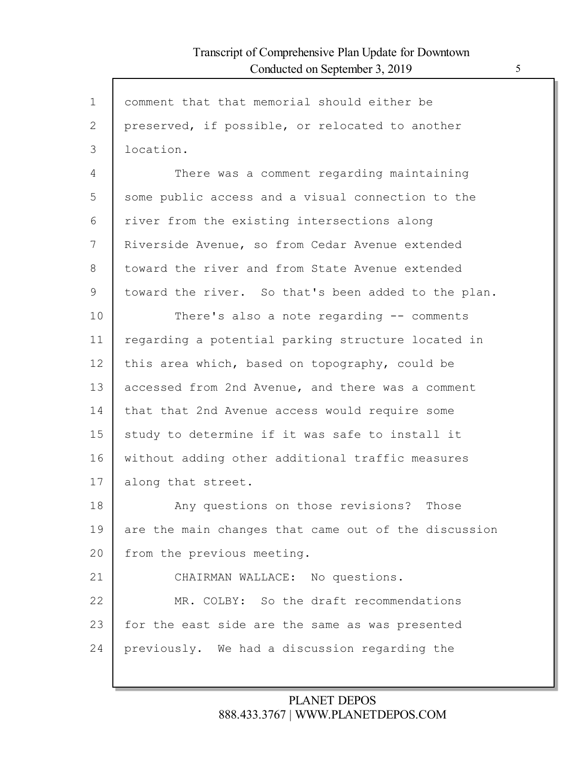comment that that memorial should either be preserved, if possible, or relocated to another location.

There was a comment regarding maintaining some public access and a visual connection to the river from the existing intersections along Riverside Avenue, so from Cedar Avenue extended toward the river and from State Avenue extended toward the river. So that's been added to the plan.

There's also a note regarding -- comments regarding a potential parking structure located in this area which, based on topography, could be accessed from 2nd Avenue, and there was a comment that that 2nd Avenue access would require some study to determine if it was safe to install it without adding other additional traffic measures along that street.

Any questions on those revisions? Those are the main changes that came out of the discussion from the previous meeting.

CHAIRMAN WALLACE: No questions.

MR. COLBY: So the draft recommendations for the east side are the same as was presented previously. We had a discussion regarding the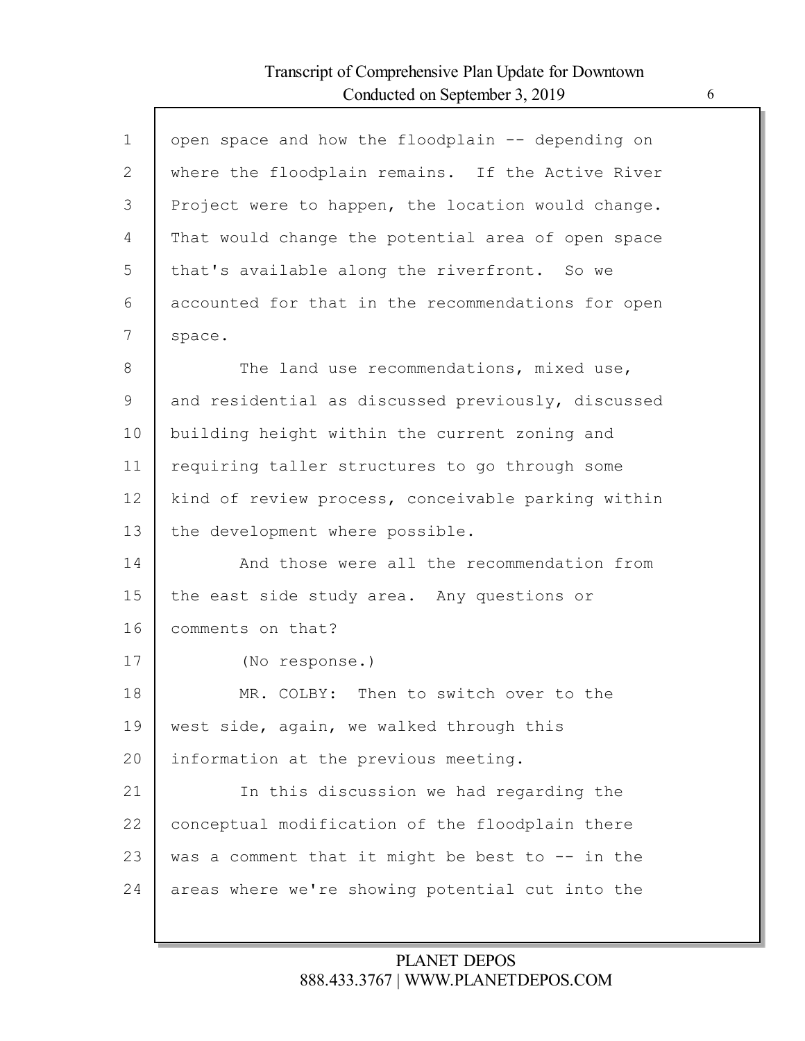open space and how the floodplain -- depending on where the floodplain remains. If the Active River Project were to happen, the location would change. That would change the potential area of open space that's available along the riverfront. So we accounted for that in the recommendations for open space.

The land use recommendations, mixed use, and residential as discussed previously, discussed building height within the current zoning and requiring taller structures to go through some kind of review process, conceivable parking within the development where possible.

And those were all the recommendation from the east side study area. Any questions or comments on that?

(No response.)

MR. COLBY: Then to switch over to the west side, again, we walked through this information at the previous meeting.

In this discussion we had regarding the conceptual modification of the floodplain there was a comment that it might be best to -- in the areas where we're showing potential cut into the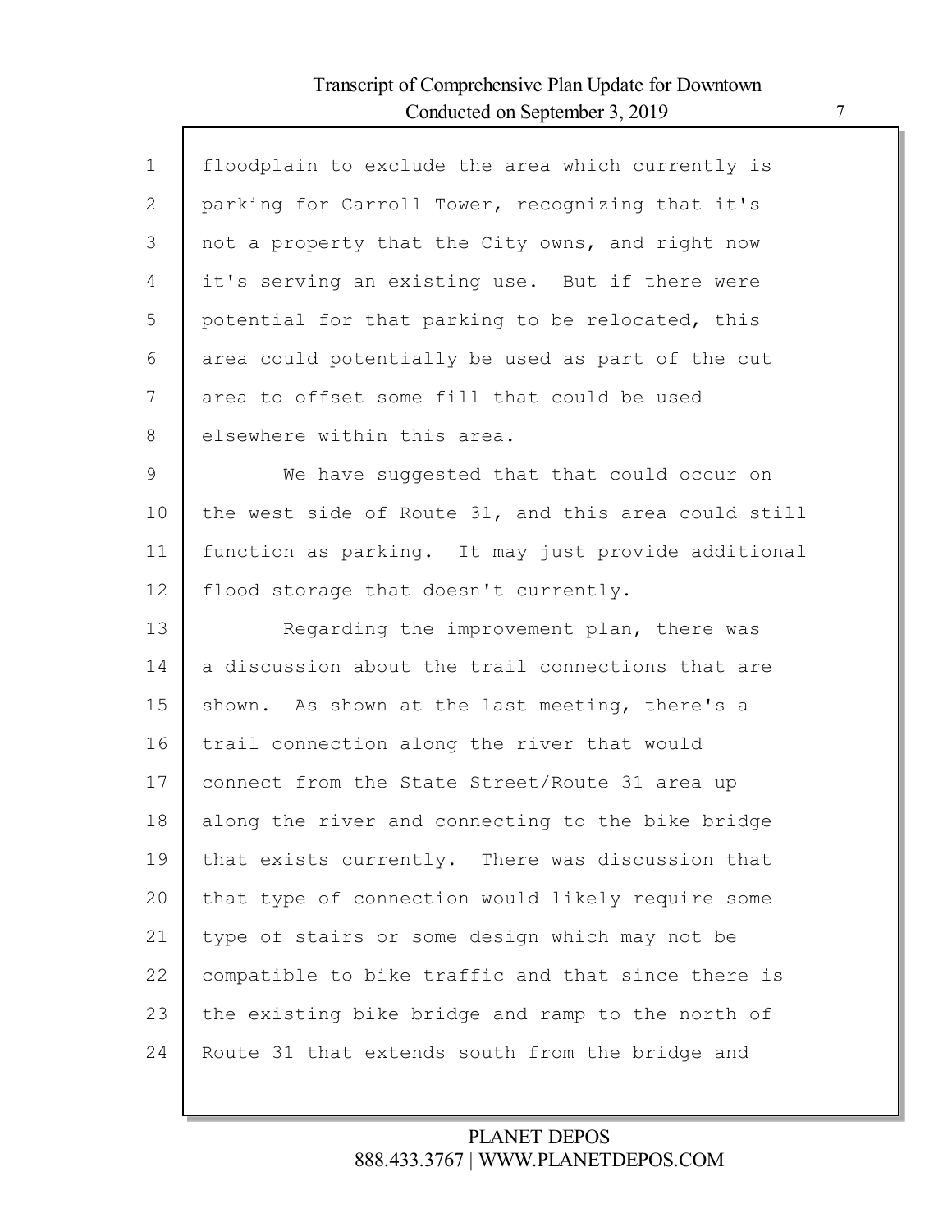floodplain to exclude the area which currently is parking for Carroll Tower, recognizing that it's not a property that the City owns, and right now it's serving an existing use. But if there were potential for that parking to be relocated, this area could potentially be used as part of the cut area to offset some fill that could be used elsewhere within this area.

We have suggested that that could occur on the west side of Route 31, and this area could still function as parking. It may just provide additional flood storage that doesn't currently.

Regarding the improvement plan, there was a discussion about the trail connections that are shown. As shown at the last meeting, there's a trail connection along the river that would connect from the State Street/Route 31 area up along the river and connecting to the bike bridge that exists currently. There was discussion that that type of connection would likely require some type of stairs or some design which may not be compatible to bike traffic and that since there is the existing bike bridge and ramp to the north of Route 31 that extends south from the bridge and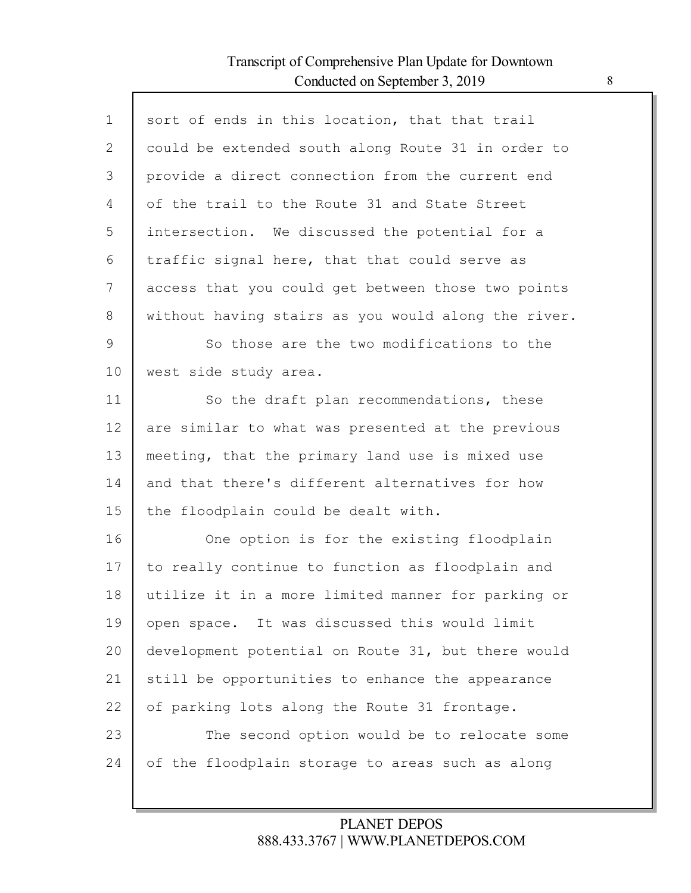sort of ends in this location, that that trail could be extended south along Route 31 in order to provide a direct connection from the current end of the trail to the Route 31 and State Street intersection. We discussed the potential for a traffic signal here, that that could serve as access that you could get between those two points without having stairs as you would along the river.

So those are the two modifications to the west side study area.

So the draft plan recommendations, these are similar to what was presented at the previous meeting, that the primary land use is mixed use and that there's different alternatives for how the floodplain could be dealt with.

One option is for the existing floodplain to really continue to function as floodplain and utilize it in a more limited manner for parking or open space. It was discussed this would limit development potential on Route 31, but there would still be opportunities to enhance the appearance of parking lots along the Route 31 frontage.

The second option would be to relocate some of the floodplain storage to areas such as along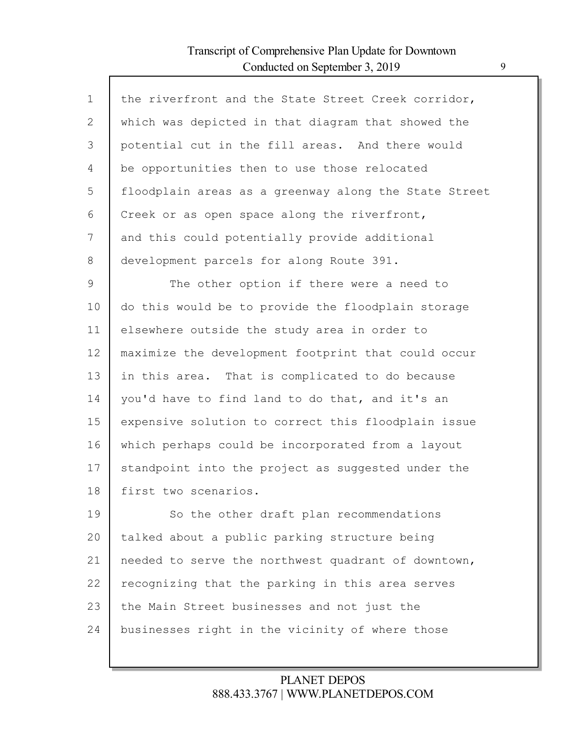the riverfront and the State Street Creek corridor, which was depicted in that diagram that showed the potential cut in the fill areas. And there would be opportunities then to use those relocated floodplain areas as a greenway along the State Street Creek or as open space along the riverfront, and this could potentially provide additional development parcels for along Route 391.

The other option if there were a need to do this would be to provide the floodplain storage elsewhere outside the study area in order to maximize the development footprint that could occur in this area. That is complicated to do because you'd have to find land to do that, and it's an expensive solution to correct this floodplain issue which perhaps could be incorporated from a layout standpoint into the project as suggested under the first two scenarios.

So the other draft plan recommendations talked about a public parking structure being needed to serve the northwest quadrant of downtown, recognizing that the parking in this area serves the Main Street businesses and not just the businesses right in the vicinity of where those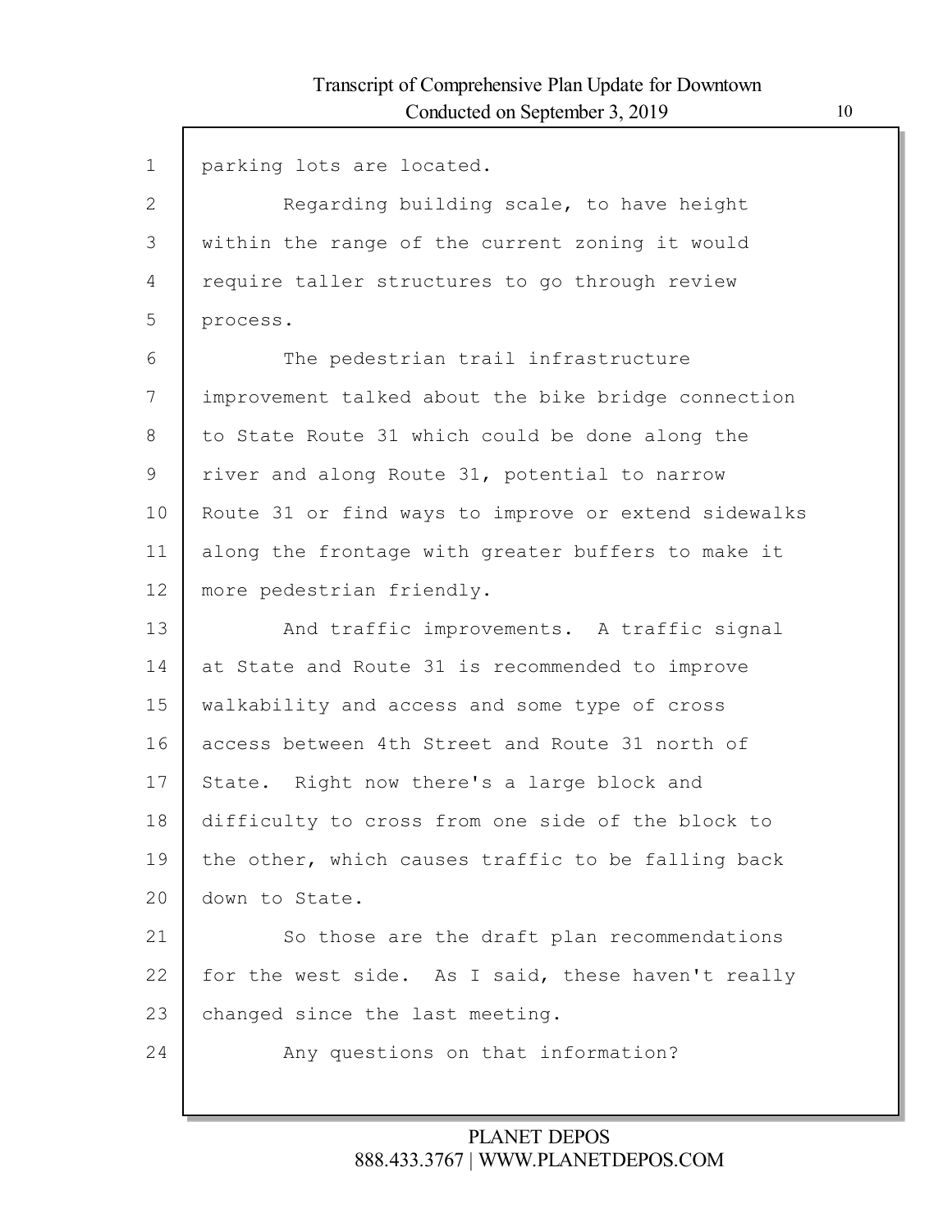parking lots are located.

Regarding building scale, to have height within the range of the current zoning it would require taller structures to go through review process.

The pedestrian trail infrastructure improvement talked about the bike bridge connection to State Route 31 which could be done along the river and along Route 31, potential to narrow Route 31 or find ways to improve or extend sidewalks along the frontage with greater buffers to make it more pedestrian friendly.

And traffic improvements. A traffic signal at State and Route 31 is recommended to improve walkability and access and some type of cross access between 4th Street and Route 31 north of State. Right now there's a large block and difficulty to cross from one side of the block to the other, which causes traffic to be falling back down to State.

So those are the draft plan recommendations for the west side. As I said, these haven't really changed since the last meeting.

Any questions on that information?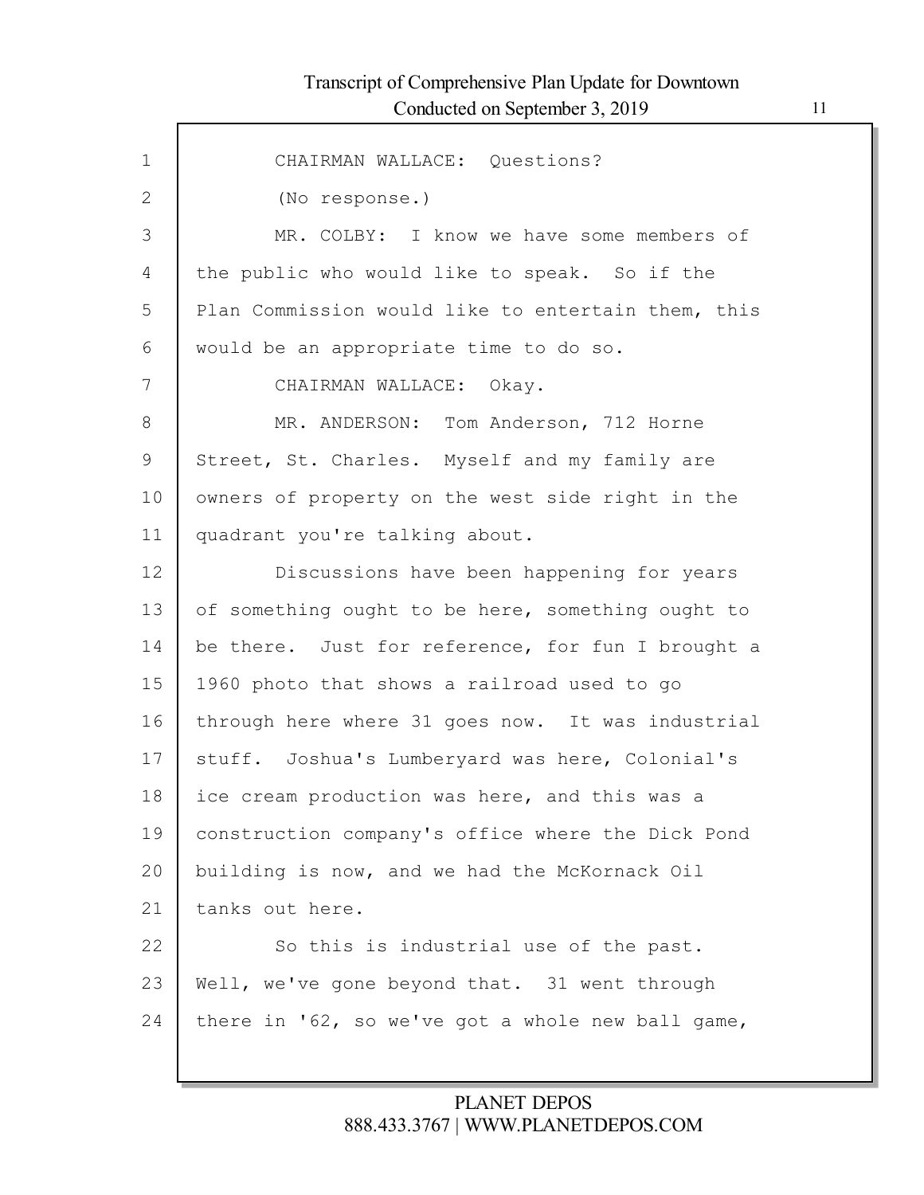CHAIRMAN WALLACE: Questions?

(No response.)

MR. COLBY: I know we have some members of the public who would like to speak. So if the Plan Commission would like to entertain them, this would be an appropriate time to do so.

CHAIRMAN WALLACE: Okay.

MR. ANDERSON: Tom Anderson, 712 Horne Street, St. Charles. Myself and my family are owners of property on the west side right in the quadrant you're talking about.

Discussions have been happening for years of something ought to be here, something ought to be there. Just for reference, for fun I brought a 1960 photo that shows a railroad used to go through here where 31 goes now. It was industrial stuff. Joshua's Lumberyard was here, Colonial's ice cream production was here, and this was a construction company's office where the Dick Pond building is now, and we had the McKornack Oil tanks out here.

So this is industrial use of the past. Well, we've gone beyond that. 31 went through there in '62, so we've got a whole new ball game,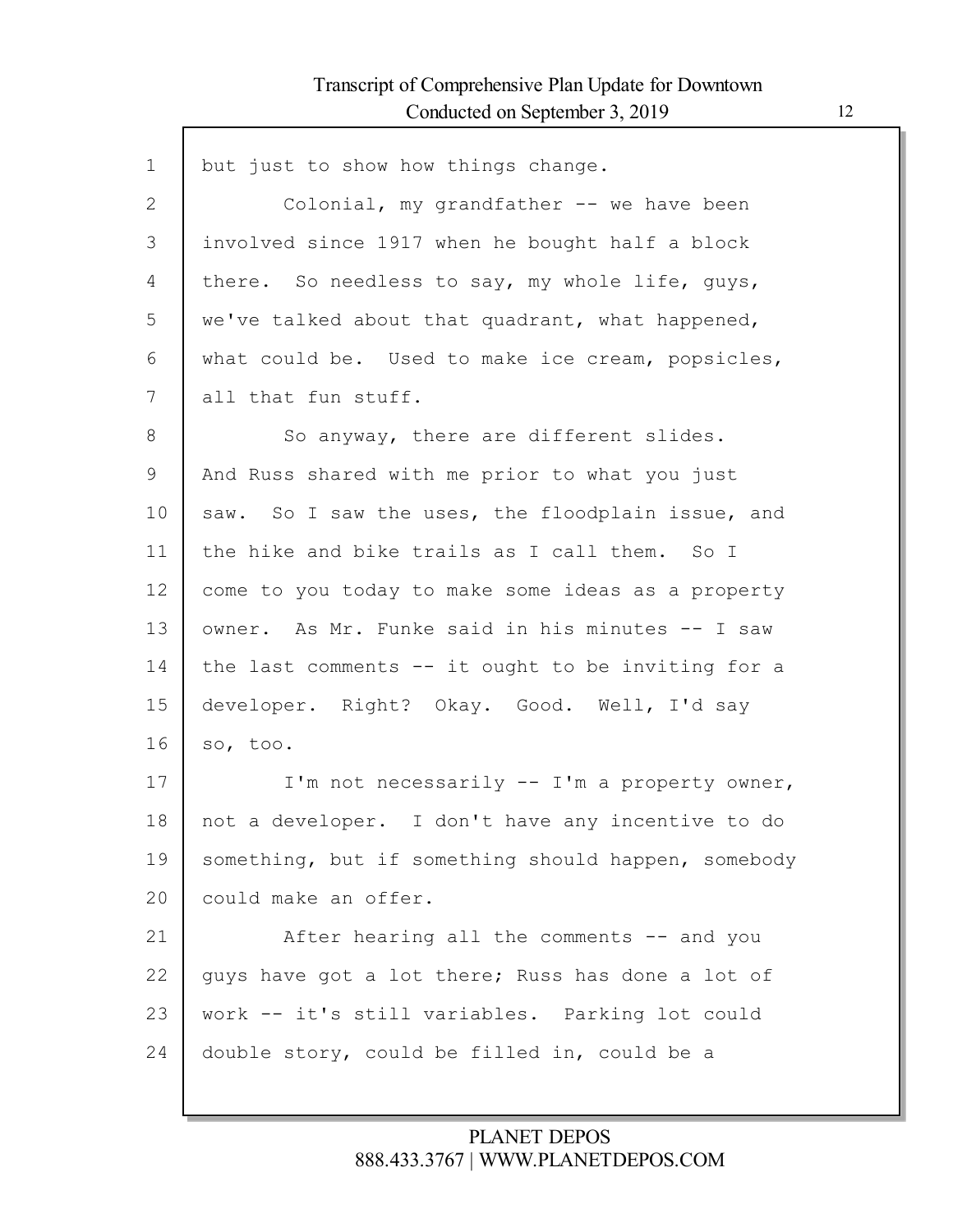1 but just to show how things change.

2 Colonial, my grandfather -- we have been

3 involved since 1917 when he bought half a block

4 there. So needless to say, my whole life, guys,

5 we've talked about that quadrant, what happened,

6 what could be. Used to make ice cream, popsicles,

7 all that fun stuff.

8 So anyway, there are different slides.

9 And Russ shared with me prior to what you just

10 saw. So I saw the uses, the floodplain issue, and

11 the hike and bike trails as I call them. So I

12 come to you today to make some ideas as a property

13 owner. As Mr. Funke said in his minutes -- I saw

14 the last comments -- it ought to be inviting for a

15 developer. Right? Okay. Good. Well, I'd say

16 so, too.

17 I'm not necessarily -- I'm a property owner,

18 not a developer. I don't have any incentive to do

19 something, but if something should happen, somebody

20 could make an offer.

21 After hearing all the comments -- and you

22 guys have got a lot there; Russ has done a lot of

23 work -- it's still variables. Parking lot could

24 double story, could be filled in, could be a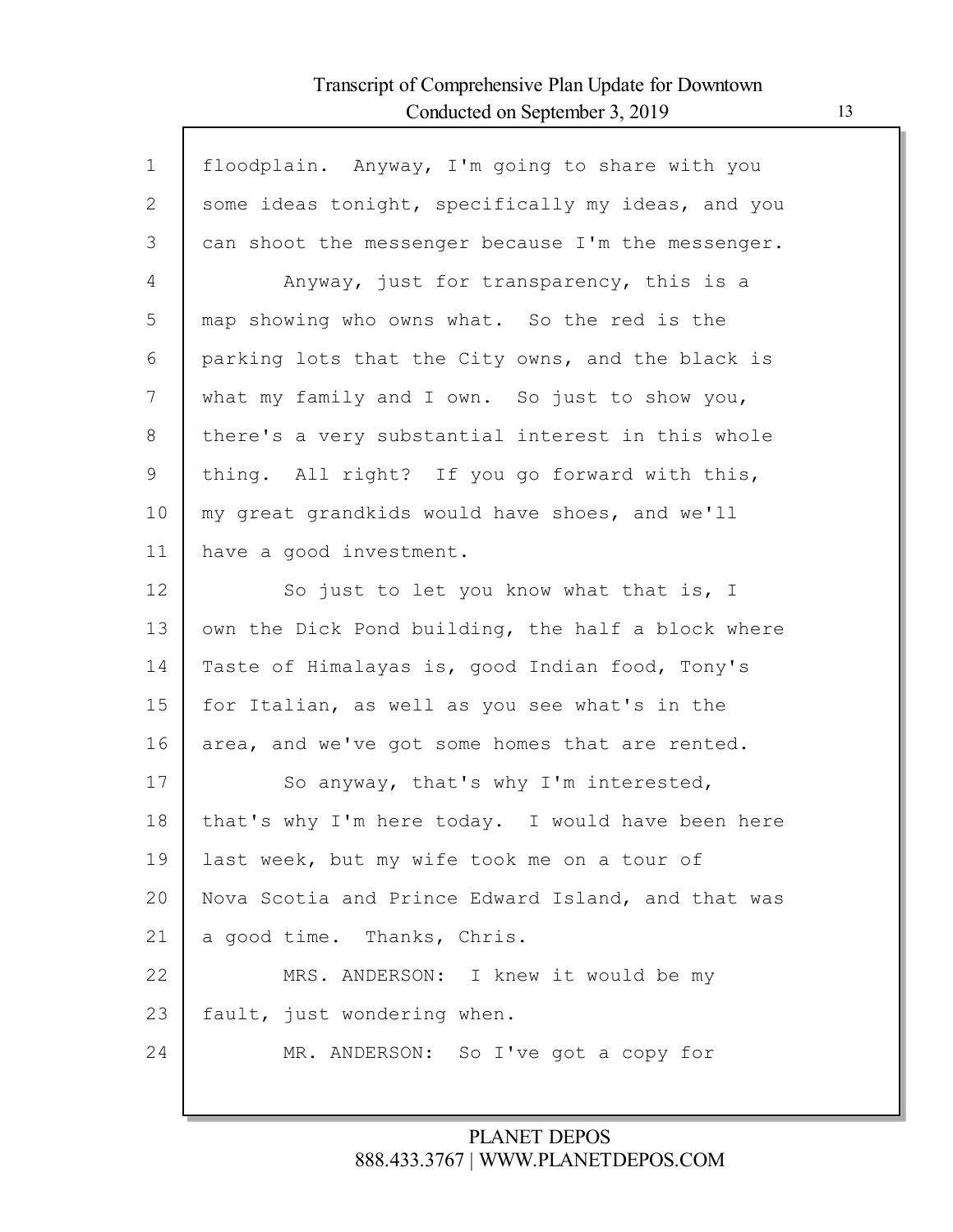floodplain. Anyway, I'm going to share with you some ideas tonight, specifically my ideas, and you can shoot the messenger because I'm the messenger.

Anyway, just for transparency, this is a map showing who owns what. So the red is the parking lots that the City owns, and the black is what my family and I own. So just to show you, there's a very substantial interest in this whole thing. All right? If you go forward with this, my great grandkids would have shoes, and we'll have a good investment.

So just to let you know what that is, I own the Dick Pond building, the half a block where Taste of Himalayas is, good Indian food, Tony's for Italian, as well as you see what's in the area, and we've got some homes that are rented.

So anyway, that's why I'm interested, that's why I'm here today. I would have been here last week, but my wife took me on a tour of Nova Scotia and Prince Edward Island, and that was a good time. Thanks, Chris.

MRS. ANDERSON: I knew it would be my fault, just wondering when.

MR. ANDERSON: So I've got a copy for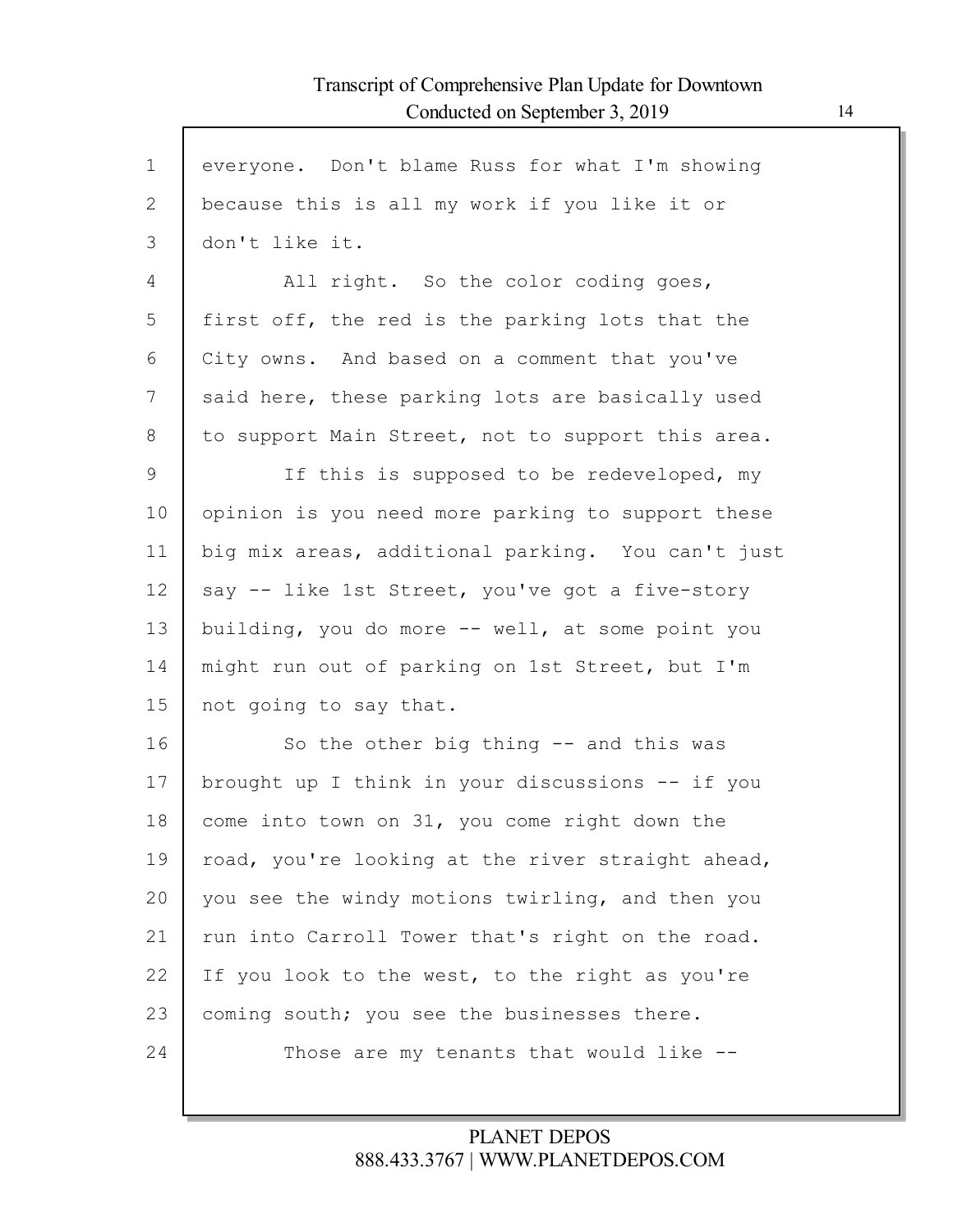everyone. Don't blame Russ for what I'm showing because this is all my work if you like it or don't like it.

All right. So the color coding goes, first off, the red is the parking lots that the City owns. And based on a comment that you've said here, these parking lots are basically used to support Main Street, not to support this area.

If this is supposed to be redeveloped, my opinion is you need more parking to support these big mix areas, additional parking. You can't just say -- like 1st Street, you've got a five-story building, you do more -- well, at some point you might run out of parking on 1st Street, but I'm not going to say that.

So the other big thing -- and this was brought up I think in your discussions -- if you come into town on 31, you come right down the road, you're looking at the river straight ahead, you see the windy motions twirling, and then you run into Carroll Tower that's right on the road. If you look to the west, to the right as you're coming south; you see the businesses there.

Those are my tenants that would like --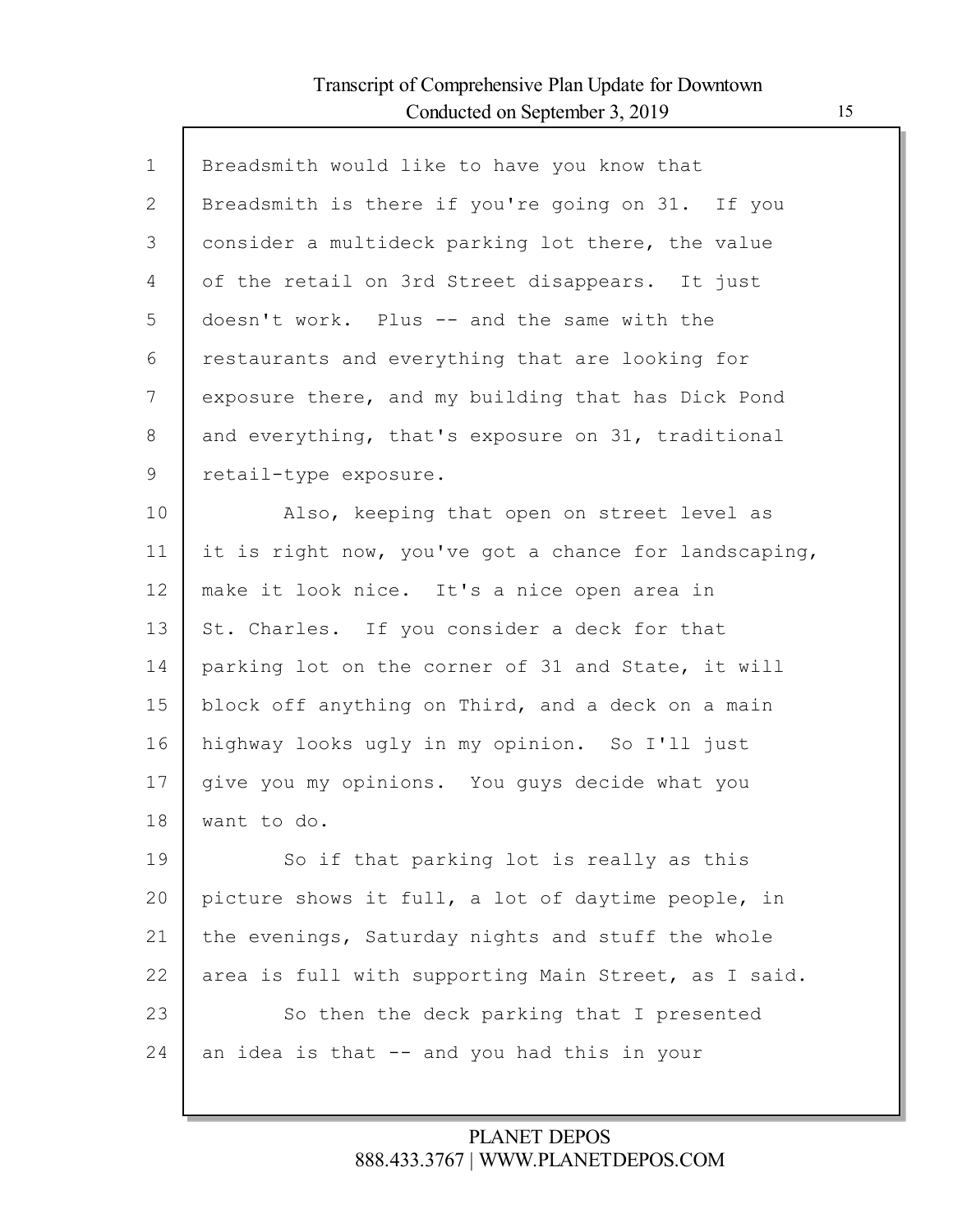Breadsmith would like to have you know that Breadsmith is there if you're going on 31. If you consider a multideck parking lot there, the value of the retail on 3rd Street disappears. It just doesn't work. Plus -- and the same with the restaurants and everything that are looking for exposure there, and my building that has Dick Pond and everything, that's exposure on 31, traditional retail-type exposure.

Also, keeping that open on street level as it is right now, you've got a chance for landscaping, make it look nice. It's a nice open area in St. Charles. If you consider a deck for that parking lot on the corner of 31 and State, it will block off anything on Third, and a deck on a main highway looks ugly in my opinion. So I'll just give you my opinions. You guys decide what you want to do.

So if that parking lot is really as this picture shows it full, a lot of daytime people, in the evenings, Saturday nights and stuff the whole area is full with supporting Main Street, as I said.

So then the deck parking that I presented an idea is that -- and you had this in your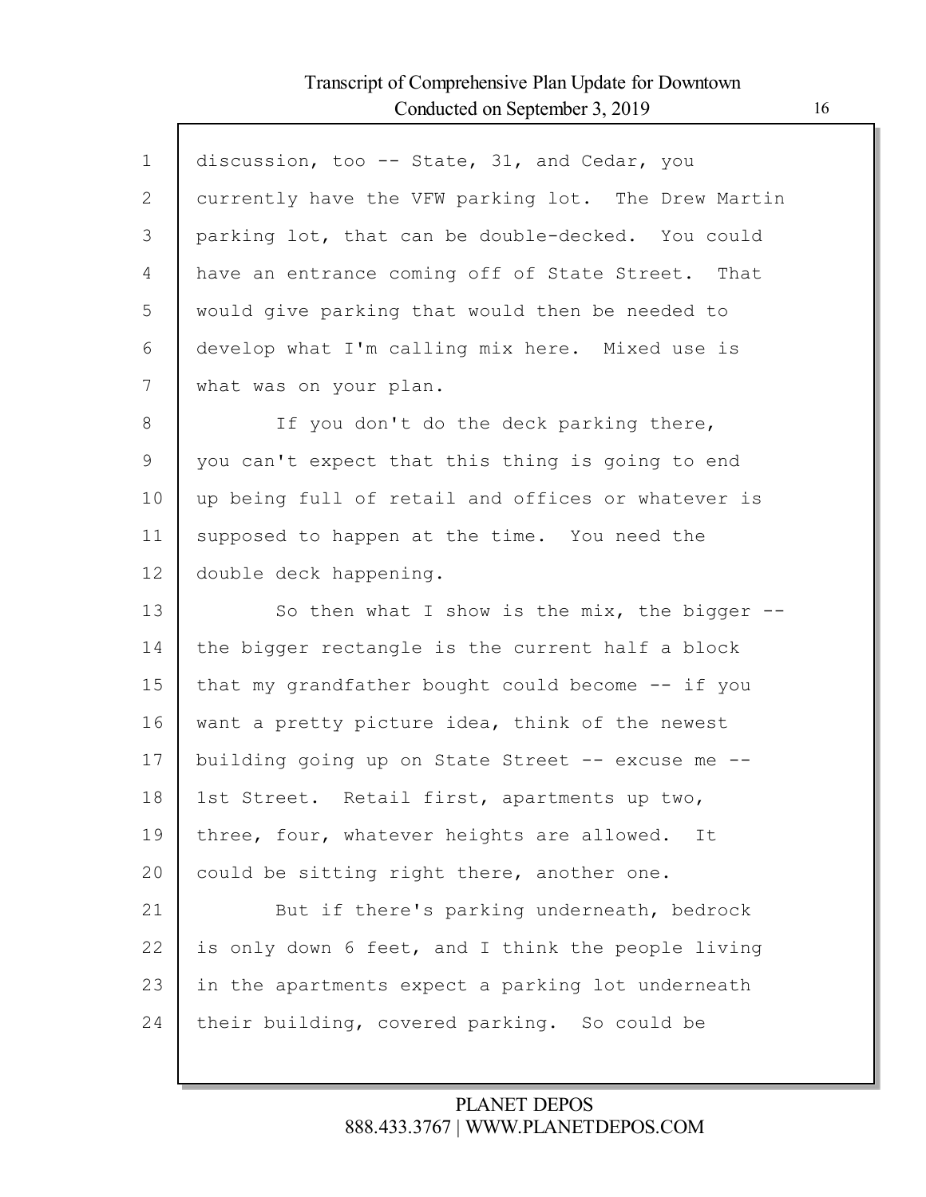discussion, too -- State, 31, and Cedar, you currently have the VFW parking lot. The Drew Martin parking lot, that can be double-decked. You could have an entrance coming off of State Street. That would give parking that would then be needed to develop what I'm calling mix here. Mixed use is what was on your plan.

If you don't do the deck parking there, you can't expect that this thing is going to end up being full of retail and offices or whatever is supposed to happen at the time. You need the double deck happening.

So then what I show is the mix, the bigger -- the bigger rectangle is the current half a block that my grandfather bought could become -- if you want a pretty picture idea, think of the newest building going up on State Street -- excuse me -- 1st Street. Retail first, apartments up two, three, four, whatever heights are allowed. It could be sitting right there, another one.

But if there's parking underneath, bedrock is only down 6 feet, and I think the people living in the apartments expect a parking lot underneath their building, covered parking. So could be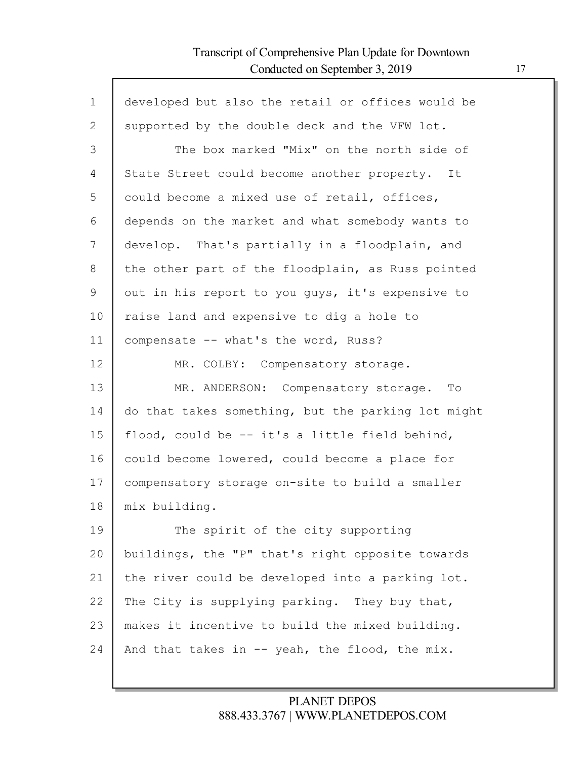developed but also the retail or offices would be supported by the double deck and the VFW lot.

The box marked "Mix" on the north side of State Street could become another property. It could become a mixed use of retail, offices, depends on the market and what somebody wants to develop. That's partially in a floodplain, and the other part of the floodplain, as Russ pointed out in his report to you guys, it's expensive to raise land and expensive to dig a hole to compensate -- what's the word, Russ?

MR. COLBY: Compensatory storage.

MR. ANDERSON: Compensatory storage. To do that takes something, but the parking lot might flood, could be -- it's a little field behind, could become lowered, could become a place for compensatory storage on-site to build a smaller mix building.

The spirit of the city supporting buildings, the "P" that's right opposite towards the river could be developed into a parking lot. The City is supplying parking. They buy that, makes it incentive to build the mixed building. And that takes in -- yeah, the flood, the mix.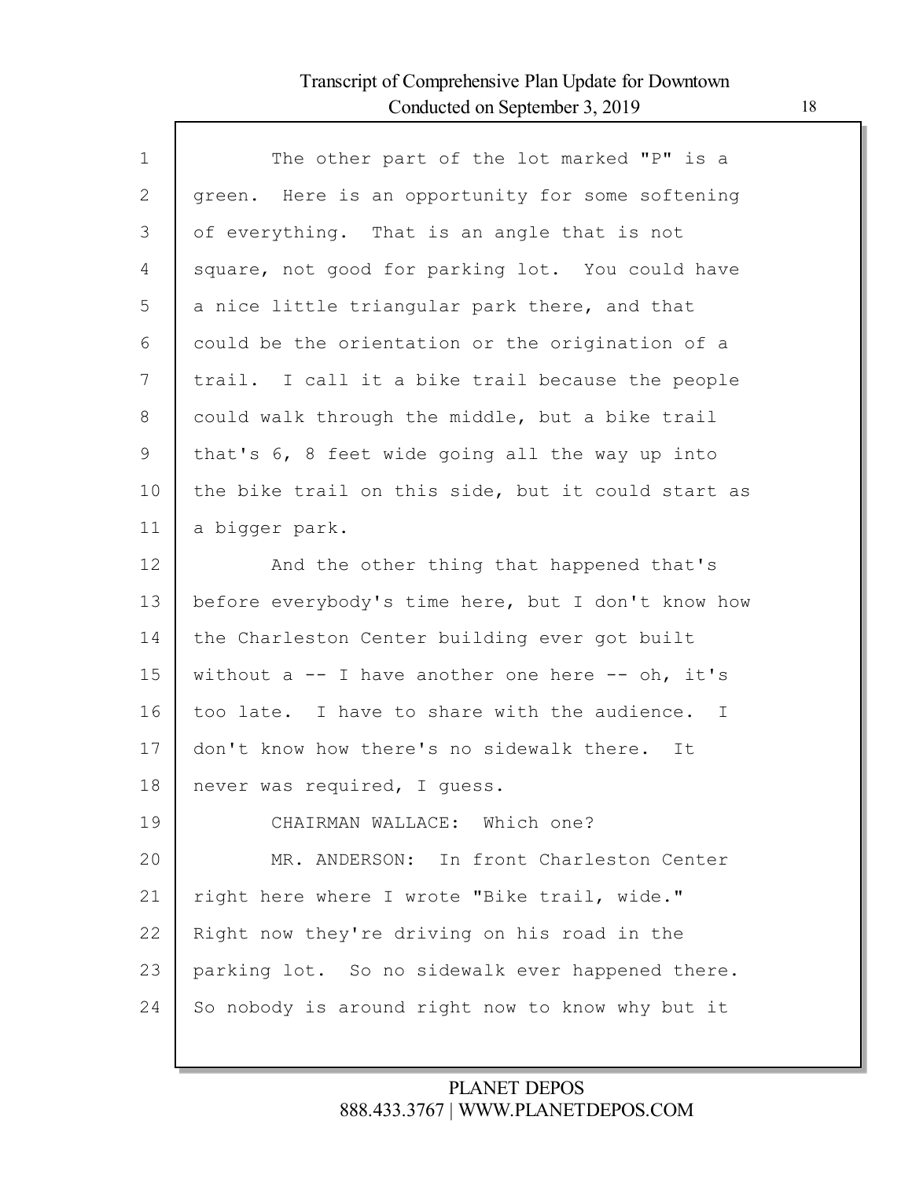The other part of the lot marked "P" is a green. Here is an opportunity for some softening of everything. That is an angle that is not square, not good for parking lot. You could have a nice little triangular park there, and that could be the orientation or the origination of a trail. I call it a bike trail because the people could walk through the middle, but a bike trail that's 6, 8 feet wide going all the way up into the bike trail on this side, but it could start as a bigger park.

And the other thing that happened that's before everybody's time here, but I don't know how the Charleston Center building ever got built without a -- I have another one here -- oh, it's too late. I have to share with the audience. I don't know how there's no sidewalk there. It never was required, I guess.

CHAIRMAN WALLACE: Which one?

MR. ANDERSON: In front Charleston Center right here where I wrote "Bike trail, wide." Right now they're driving on his road in the parking lot. So no sidewalk ever happened there. So nobody is around right now to know why but it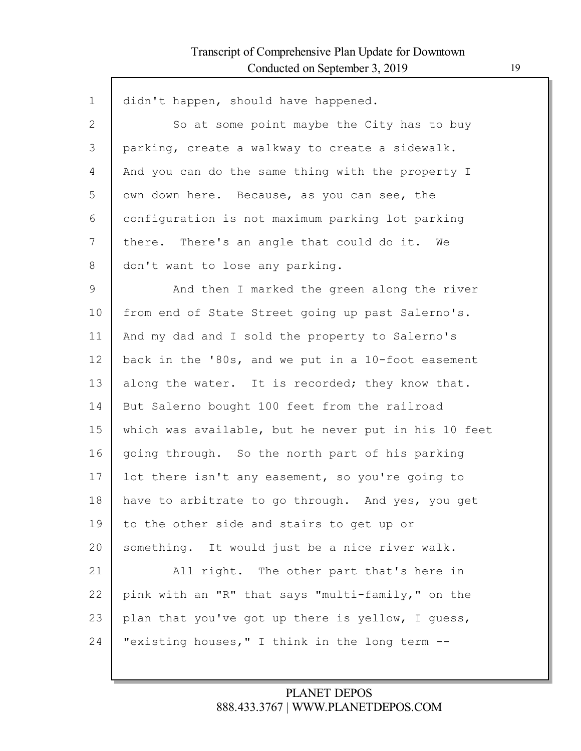didn't happen, should have happened.

So at some point maybe the City has to buy parking, create a walkway to create a sidewalk. And you can do the same thing with the property I own down here. Because, as you can see, the configuration is not maximum parking lot parking there. There's an angle that could do it. We don't want to lose any parking.

And then I marked the green along the river from end of State Street going up past Salerno's. And my dad and I sold the property to Salerno's back in the '80s, and we put in a 10-foot easement along the water. It is recorded; they know that. But Salerno bought 100 feet from the railroad which was available, but he never put in his 10 feet going through. So the north part of his parking lot there isn't any easement, so you're going to have to arbitrate to go through. And yes, you get to the other side and stairs to get up or something. It would just be a nice river walk.

All right. The other part that's here in pink with an "R" that says "multi-family," on the plan that you've got up there is yellow, I guess, "existing houses," I think in the long term --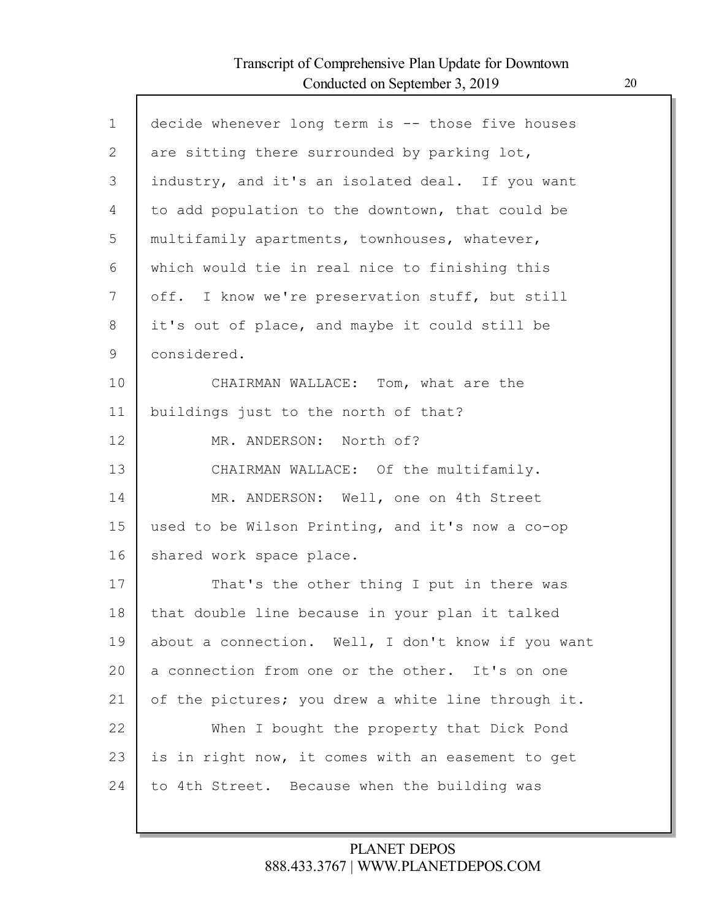decide whenever long term is -- those five houses are sitting there surrounded by parking lot, industry, and it's an isolated deal. If you want to add population to the downtown, that could be multifamily apartments, townhouses, whatever, which would tie in real nice to finishing this off. I know we're preservation stuff, but still it's out of place, and maybe it could still be considered.

CHAIRMAN WALLACE: Tom, what are the buildings just to the north of that?

MR. ANDERSON: North of?

CHAIRMAN WALLACE: Of the multifamily.

MR. ANDERSON: Well, one on 4th Street used to be Wilson Printing, and it's now a co-op shared work space place.

That's the other thing I put in there was that double line because in your plan it talked about a connection. Well, I don't know if you want a connection from one or the other. It's on one of the pictures; you drew a white line through it.

When I bought the property that Dick Pond is in right now, it comes with an easement to get to 4th Street. Because when the building was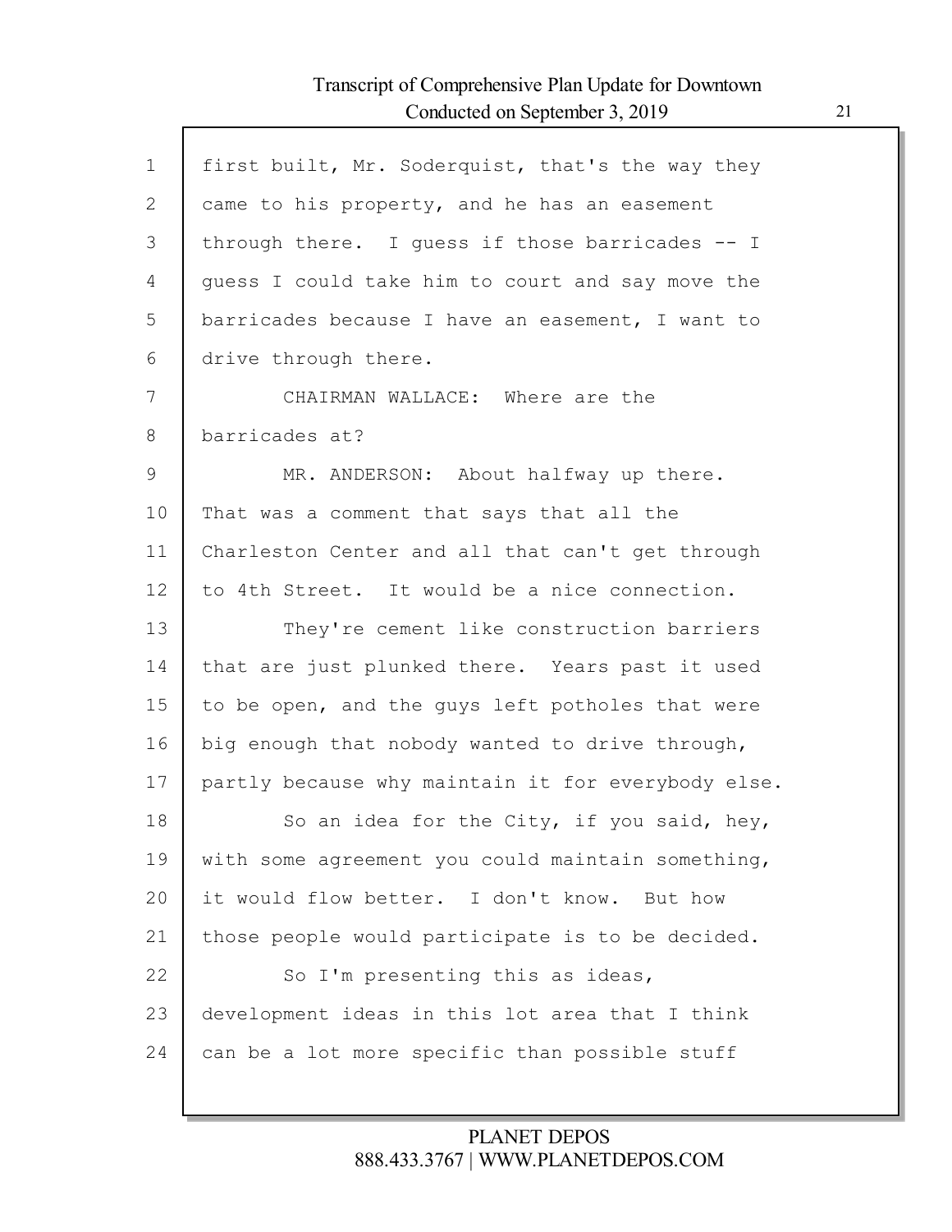first built, Mr. Soderquist, that's the way they came to his property, and he has an easement through there. I guess if those barricades -- I guess I could take him to court and say move the barricades because I have an easement, I want to drive through there.

CHAIRMAN WALLACE: Where are the barricades at?

MR. ANDERSON: About halfway up there. That was a comment that says that all the Charleston Center and all that can't get through to 4th Street. It would be a nice connection.

They're cement like construction barriers that are just plunked there. Years past it used to be open, and the guys left potholes that were big enough that nobody wanted to drive through, partly because why maintain it for everybody else.

So an idea for the City, if you said, hey, with some agreement you could maintain something, it would flow better. I don't know. But how those people would participate is to be decided.

So I'm presenting this as ideas, development ideas in this lot area that I think can be a lot more specific than possible stuff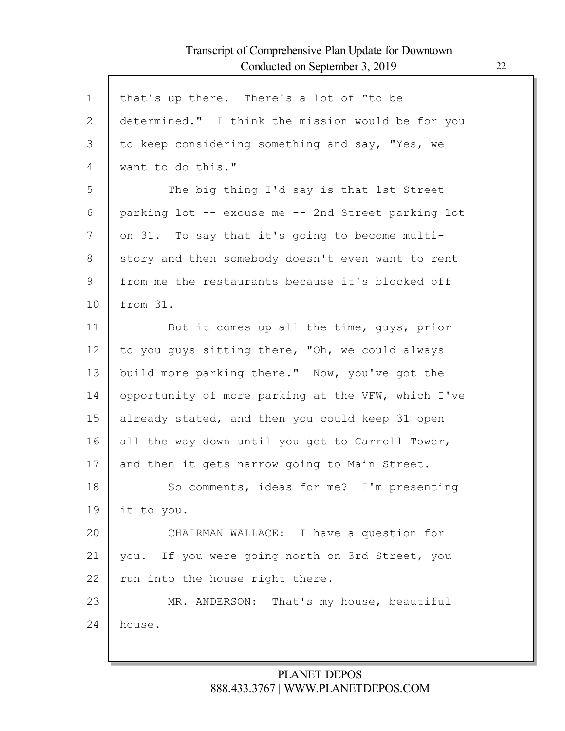that's up there. There's a lot of "to be determined." I think the mission would be for you to keep considering something and say, "Yes, we want to do this."

The big thing I'd say is that 1st Street parking lot -- excuse me -- 2nd Street parking lot on 31. To say that it's going to become multi-story and then somebody doesn't even want to rent from me the restaurants because it's blocked off from 31.

But it comes up all the time, guys, prior to you guys sitting there, "Oh, we could always build more parking there." Now, you've got the opportunity of more parking at the VFW, which I've already stated, and then you could keep 31 open all the way down until you get to Carroll Tower, and then it gets narrow going to Main Street.

So comments, ideas for me? I'm presenting it to you.

CHAIRMAN WALLACE: I have a question for you. If you were going north on 3rd Street, you run into the house right there.

MR. ANDERSON: That's my house, beautiful house.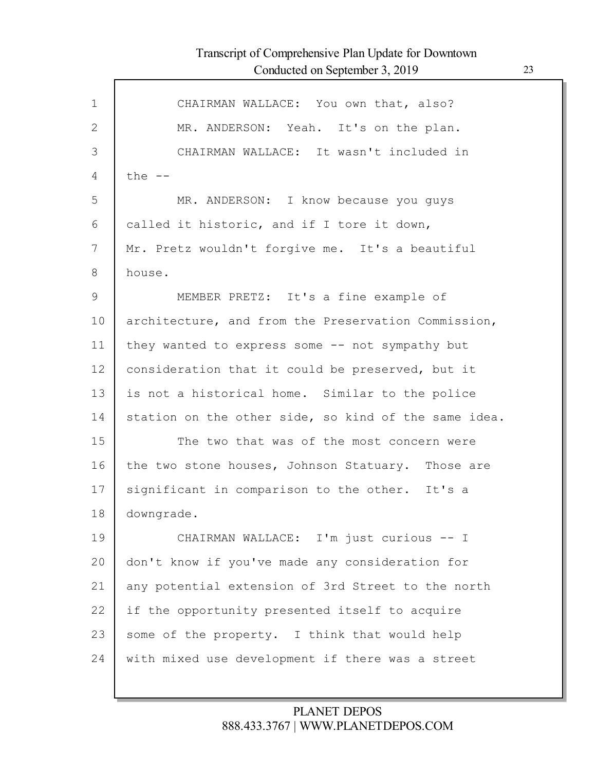CHAIRMAN WALLACE: You own that, also?

MR. ANDERSON: Yeah. It's on the plan.

CHAIRMAN WALLACE: It wasn't included in the --

MR. ANDERSON: I know because you guys called it historic, and if I tore it down, Mr. Pretz wouldn't forgive me. It's a beautiful house.

MEMBER PRETZ: It's a fine example of architecture, and from the Preservation Commission, they wanted to express some -- not sympathy but consideration that it could be preserved, but it is not a historical home. Similar to the police station on the other side, so kind of the same idea.

The two that was of the most concern were the two stone houses, Johnson Statuary. Those are significant in comparison to the other. It's a downgrade.

CHAIRMAN WALLACE: I'm just curious -- I don't know if you've made any consideration for any potential extension of 3rd Street to the north if the opportunity presented itself to acquire some of the property. I think that would help with mixed use development if there was a street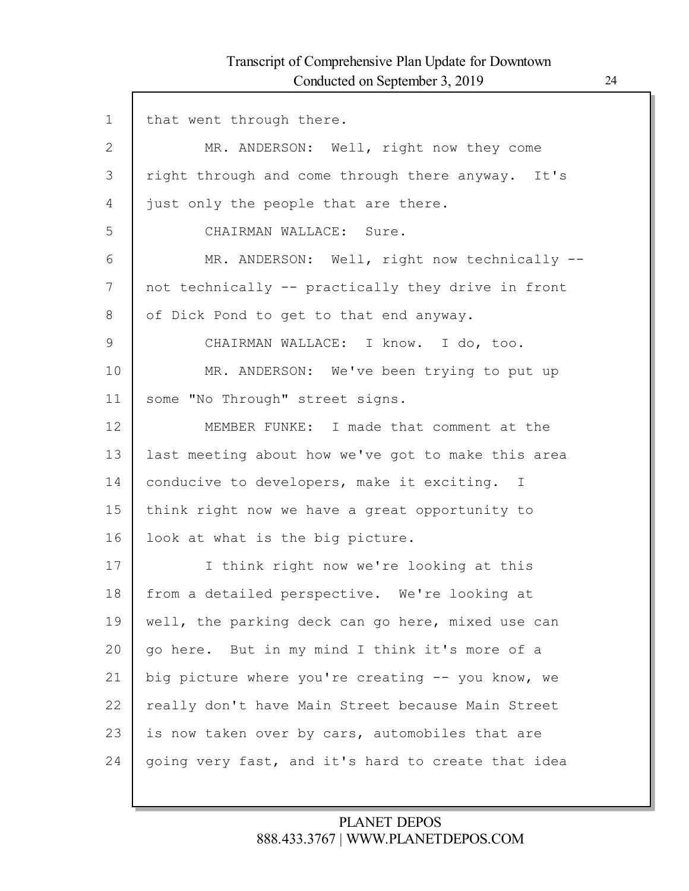that went through there.

MR. ANDERSON: Well, right now they come right through and come through there anyway. It's just only the people that are there.

CHAIRMAN WALLACE: Sure.

MR. ANDERSON: Well, right now technically -- not technically -- practically they drive in front of Dick Pond to get to that end anyway.

CHAIRMAN WALLACE: I know. I do, too.

MR. ANDERSON: We've been trying to put up some "No Through" street signs.

MEMBER FUNKE: I made that comment at the last meeting about how we've got to make this area conducive to developers, make it exciting. I think right now we have a great opportunity to look at what is the big picture.

I think right now we're looking at this from a detailed perspective. We're looking at well, the parking deck can go here, mixed use can go here. But in my mind I think it's more of a big picture where you're creating -- you know, we really don't have Main Street because Main Street is now taken over by cars, automobiles that are going very fast, and it's hard to create that idea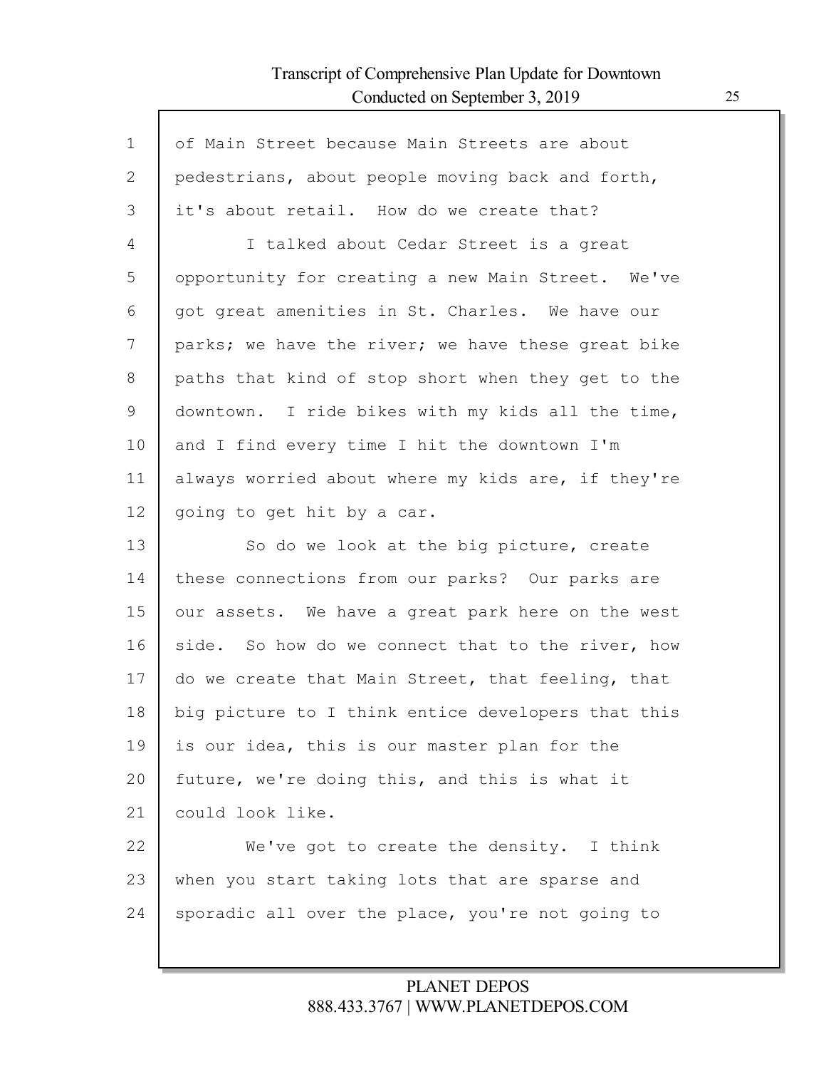of Main Street because Main Streets are about pedestrians, about people moving back and forth, it's about retail. How do we create that?

I talked about Cedar Street is a great opportunity for creating a new Main Street. We've got great amenities in St. Charles. We have our parks; we have the river; we have these great bike paths that kind of stop short when they get to the downtown. I ride bikes with my kids all the time, and I find every time I hit the downtown I'm always worried about where my kids are, if they're going to get hit by a car.

So do we look at the big picture, create these connections from our parks? Our parks are our assets. We have a great park here on the west side. So how do we connect that to the river, how do we create that Main Street, that feeling, that big picture to I think entice developers that this is our idea, this is our master plan for the future, we're doing this, and this is what it could look like.

We've got to create the density. I think when you start taking lots that are sparse and sporadic all over the place, you're not going to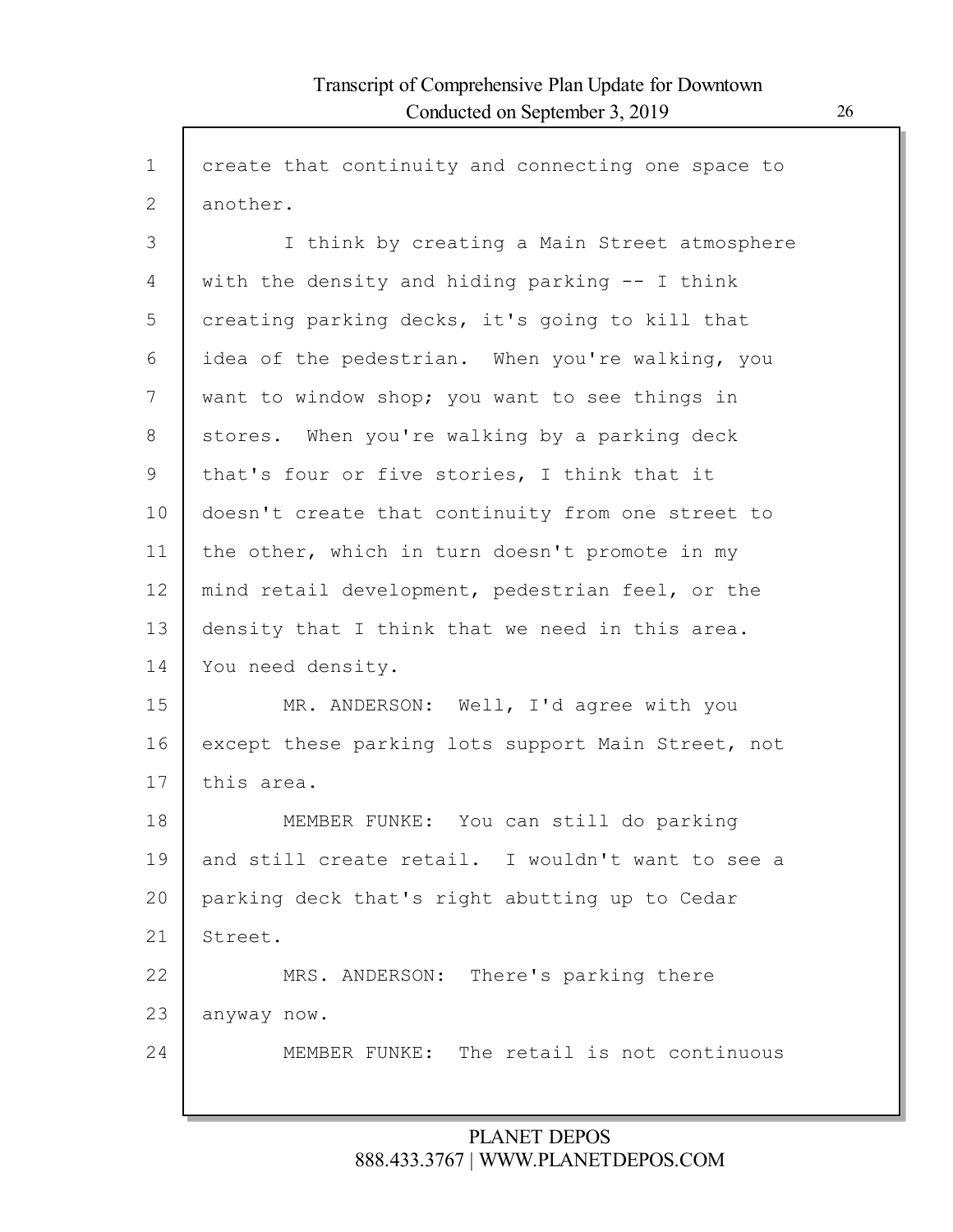create that continuity and connecting one space to another.

I think by creating a Main Street atmosphere with the density and hiding parking -- I think creating parking decks, it's going to kill that idea of the pedestrian. When you're walking, you want to window shop; you want to see things in stores. When you're walking by a parking deck that's four or five stories, I think that it doesn't create that continuity from one street to the other, which in turn doesn't promote in my mind retail development, pedestrian feel, or the density that I think that we need in this area. You need density.

MR. ANDERSON: Well, I'd agree with you except these parking lots support Main Street, not this area.

MEMBER FUNKE: You can still do parking and still create retail. I wouldn't want to see a parking deck that's right abutting up to Cedar Street.

MRS. ANDERSON: There's parking there anyway now.

MEMBER FUNKE: The retail is not continuous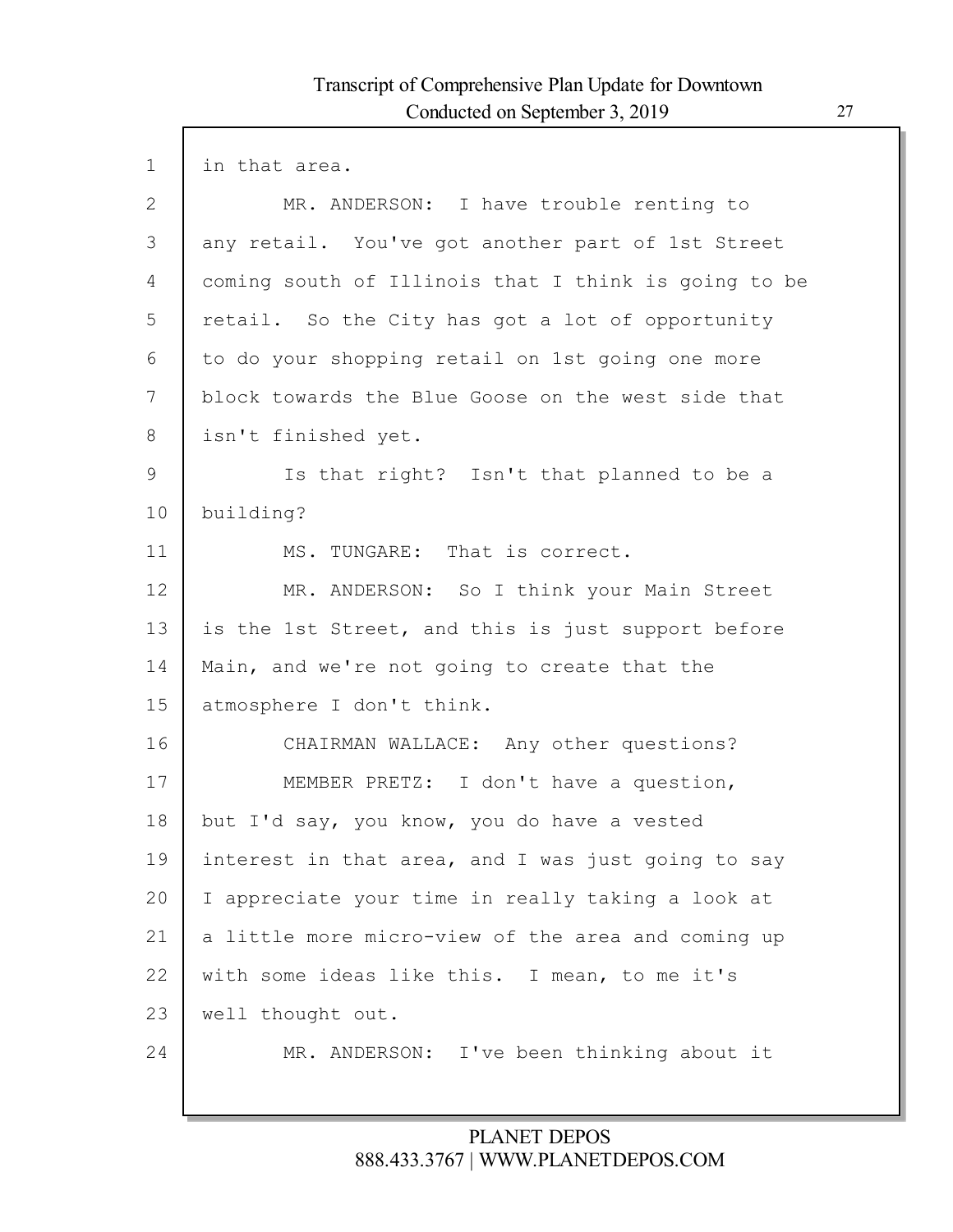in that area.

MR. ANDERSON: I have trouble renting to any retail. You've got another part of 1st Street coming south of Illinois that I think is going to be retail. So the City has got a lot of opportunity to do your shopping retail on 1st going one more block towards the Blue Goose on the west side that isn't finished yet.

Is that right? Isn't that planned to be a building?

MS. TUNGARE: That is correct.

MR. ANDERSON: So I think your Main Street is the 1st Street, and this is just support before Main, and we're not going to create that the atmosphere I don't think.

CHAIRMAN WALLACE: Any other questions?

MEMBER PRETZ: I don't have a question, but I'd say, you know, you do have a vested interest in that area, and I was just going to say I appreciate your time in really taking a look at a little more micro-view of the area and coming up with some ideas like this. I mean, to me it's well thought out.

MR. ANDERSON: I've been thinking about it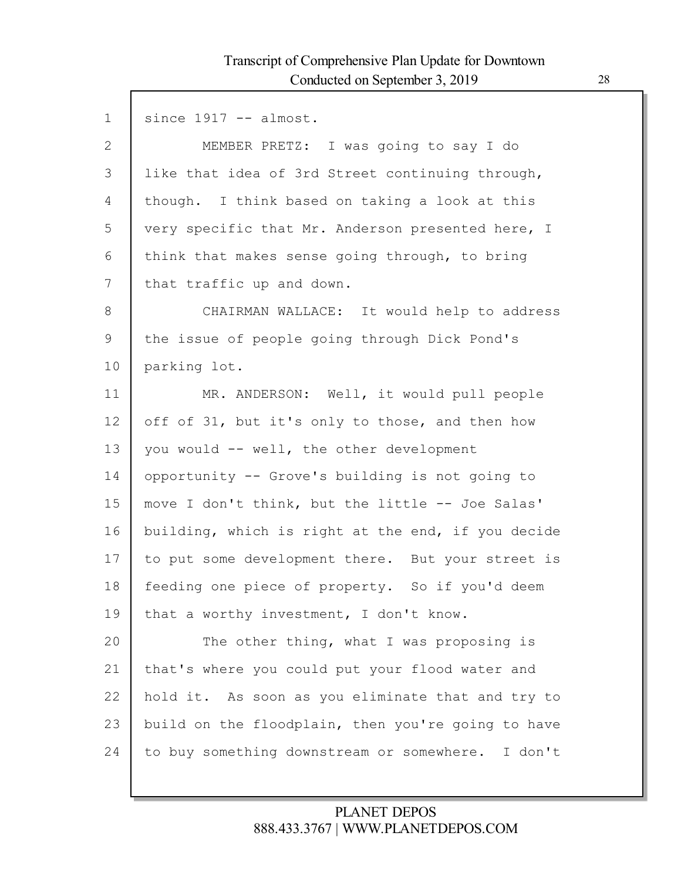since 1917 -- almost.

MEMBER PRETZ: I was going to say I do like that idea of 3rd Street continuing through, though. I think based on taking a look at this very specific that Mr. Anderson presented here, I think that makes sense going through, to bring that traffic up and down.

CHAIRMAN WALLACE: It would help to address the issue of people going through Dick Pond's parking lot.

MR. ANDERSON: Well, it would pull people off of 31, but it's only to those, and then how you would -- well, the other development opportunity -- Grove's building is not going to move I don't think, but the little -- Joe Salas' building, which is right at the end, if you decide to put some development there. But your street is feeding one piece of property. So if you'd deem that a worthy investment, I don't know.

The other thing, what I was proposing is that's where you could put your flood water and hold it. As soon as you eliminate that and try to build on the floodplain, then you're going to have to buy something downstream or somewhere. I don't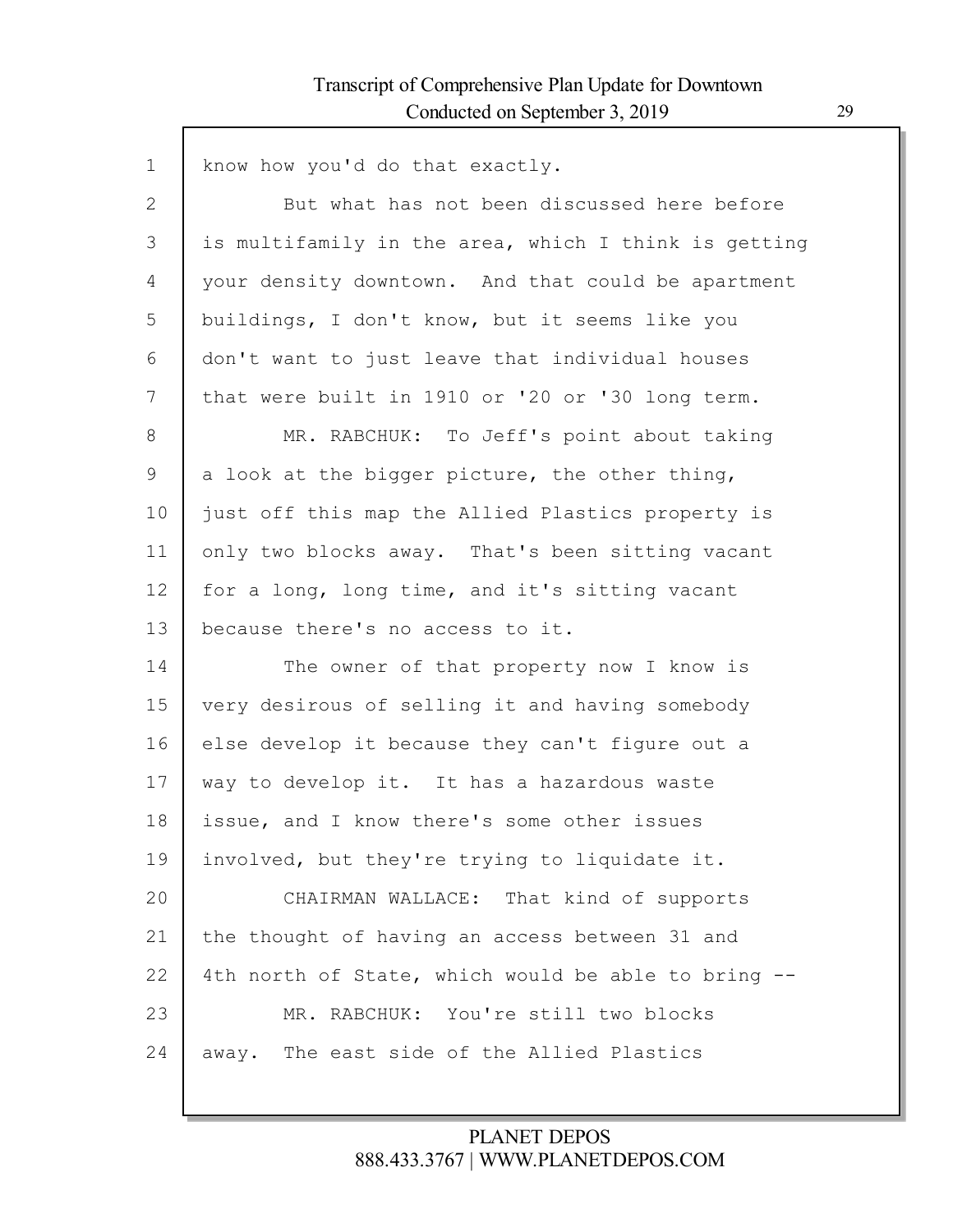know how you'd do that exactly.

But what has not been discussed here before is multifamily in the area, which I think is getting your density downtown. And that could be apartment buildings, I don't know, but it seems like you don't want to just leave that individual houses that were built in 1910 or '20 or '30 long term.

MR. RABCHUK: To Jeff's point about taking a look at the bigger picture, the other thing, just off this map the Allied Plastics property is only two blocks away. That's been sitting vacant for a long, long time, and it's sitting vacant because there's no access to it.

The owner of that property now I know is very desirous of selling it and having somebody else develop it because they can't figure out a way to develop it. It has a hazardous waste issue, and I know there's some other issues involved, but they're trying to liquidate it.

CHAIRMAN WALLACE: That kind of supports the thought of having an access between 31 and 4th north of State, which would be able to bring --

MR. RABCHUK: You're still two blocks away. The east side of the Allied Plastics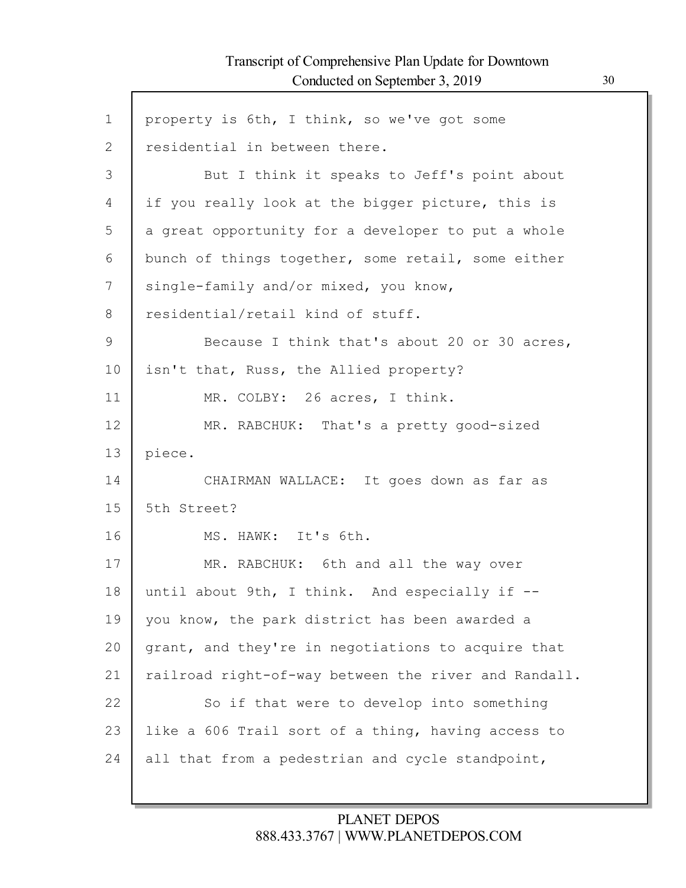property is 6th, I think, so we've got some residential in between there.

But I think it speaks to Jeff's point about if you really look at the bigger picture, this is a great opportunity for a developer to put a whole bunch of things together, some retail, some either single-family and/or mixed, you know, residential/retail kind of stuff.

Because I think that's about 20 or 30 acres, isn't that, Russ, the Allied property?

MR. COLBY: 26 acres, I think.

MR. RABCHUK: That's a pretty good-sized piece.

CHAIRMAN WALLACE: It goes down as far as 5th Street?

MS. HAWK: It's 6th.

MR. RABCHUK: 6th and all the way over until about 9th, I think. And especially if -- you know, the park district has been awarded a grant, and they're in negotiations to acquire that railroad right-of-way between the river and Randall.

So if that were to develop into something like a 606 Trail sort of a thing, having access to all that from a pedestrian and cycle standpoint,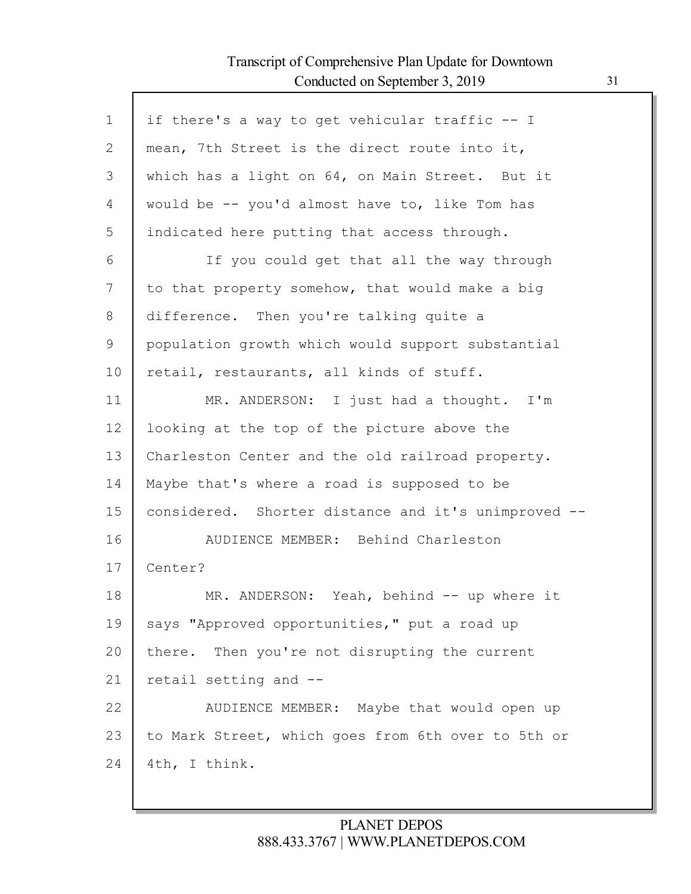if there's a way to get vehicular traffic -- I mean, 7th Street is the direct route into it, which has a light on 64, on Main Street. But it would be -- you'd almost have to, like Tom has indicated here putting that access through.

If you could get that all the way through to that property somehow, that would make a big difference. Then you're talking quite a population growth which would support substantial retail, restaurants, all kinds of stuff.

MR. ANDERSON: I just had a thought. I'm looking at the top of the picture above the Charleston Center and the old railroad property. Maybe that's where a road is supposed to be considered. Shorter distance and it's unimproved --

AUDIENCE MEMBER: Behind Charleston Center?

MR. ANDERSON: Yeah, behind -- up where it says "Approved opportunities," put a road up there. Then you're not disrupting the current retail setting and --

AUDIENCE MEMBER: Maybe that would open up to Mark Street, which goes from 6th over to 5th or 4th, I think.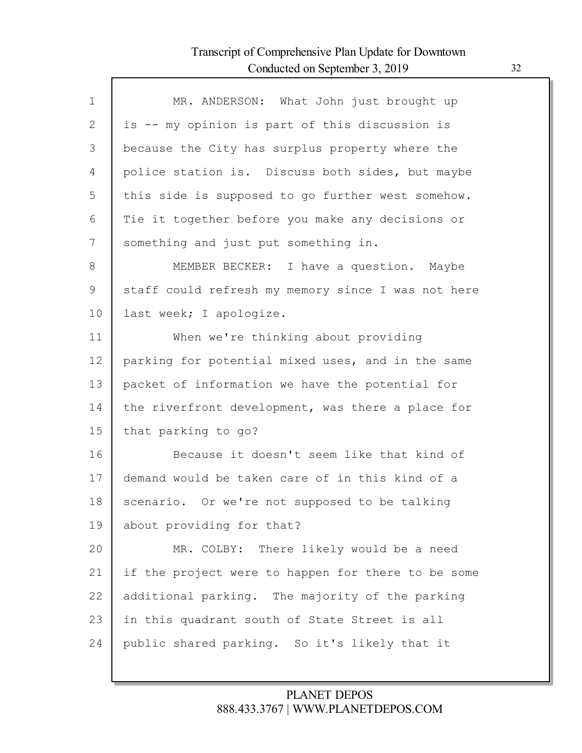MR. ANDERSON: What John just brought up is -- my opinion is part of this discussion is because the City has surplus property where the police station is. Discuss both sides, but maybe this side is supposed to go further west somehow. Tie it together before you make any decisions or something and just put something in.

MEMBER BECKER: I have a question. Maybe staff could refresh my memory since I was not here last week; I apologize.

When we're thinking about providing parking for potential mixed uses, and in the same packet of information we have the potential for the riverfront development, was there a place for that parking to go?

Because it doesn't seem like that kind of demand would be taken care of in this kind of a scenario. Or we're not supposed to be talking about providing for that?

MR. COLBY: There likely would be a need if the project were to happen for there to be some additional parking. The majority of the parking in this quadrant south of State Street is all public shared parking. So it's likely that it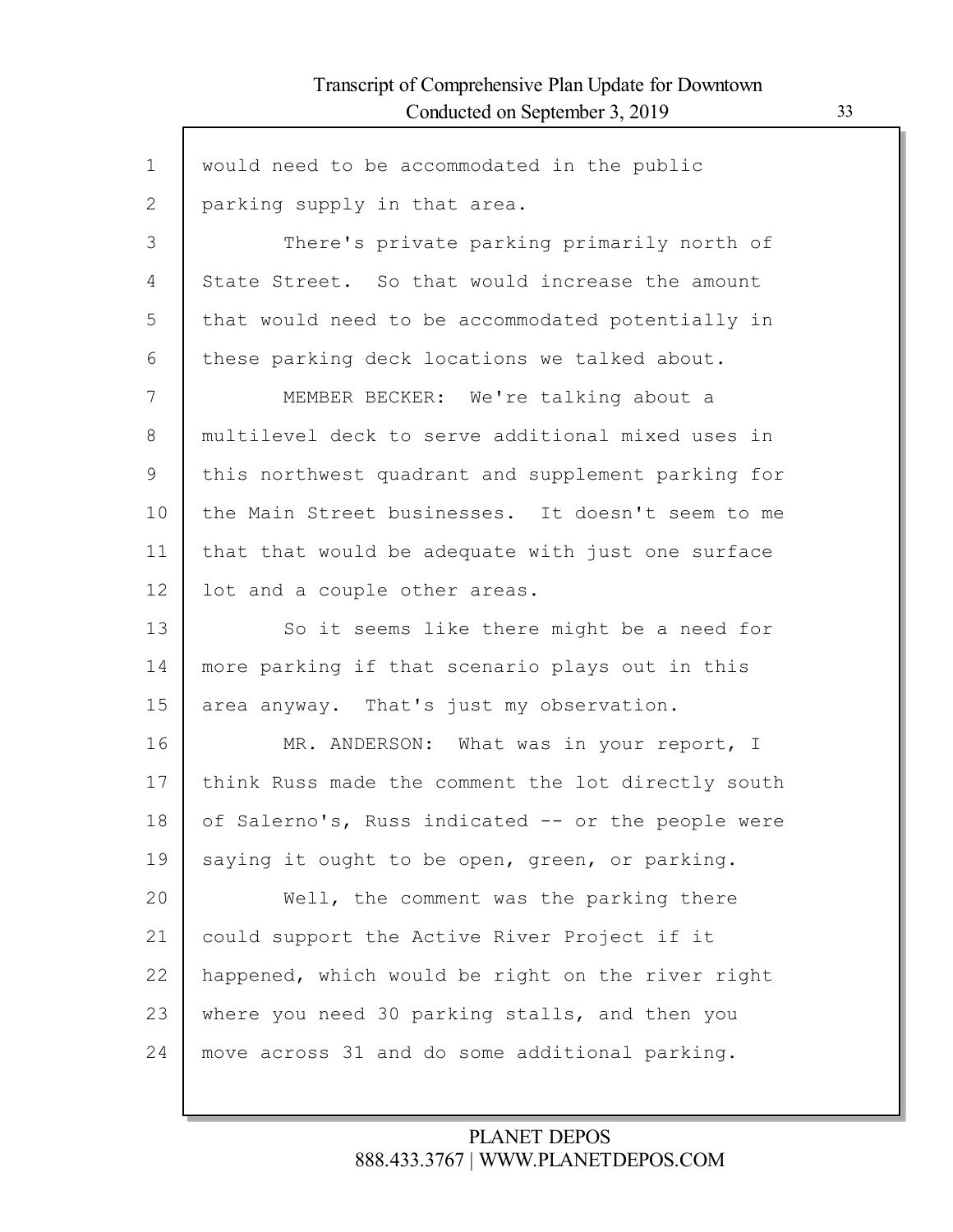would need to be accommodated in the public parking supply in that area.

There's private parking primarily north of State Street. So that would increase the amount that would need to be accommodated potentially in these parking deck locations we talked about.

MEMBER BECKER: We're talking about a multilevel deck to serve additional mixed uses in this northwest quadrant and supplement parking for the Main Street businesses. It doesn't seem to me that that would be adequate with just one surface lot and a couple other areas.

So it seems like there might be a need for more parking if that scenario plays out in this area anyway. That's just my observation.

MR. ANDERSON: What was in your report, I think Russ made the comment the lot directly south of Salerno's, Russ indicated -- or the people were saying it ought to be open, green, or parking.

Well, the comment was the parking there could support the Active River Project if it happened, which would be right on the river right where you need 30 parking stalls, and then you move across 31 and do some additional parking.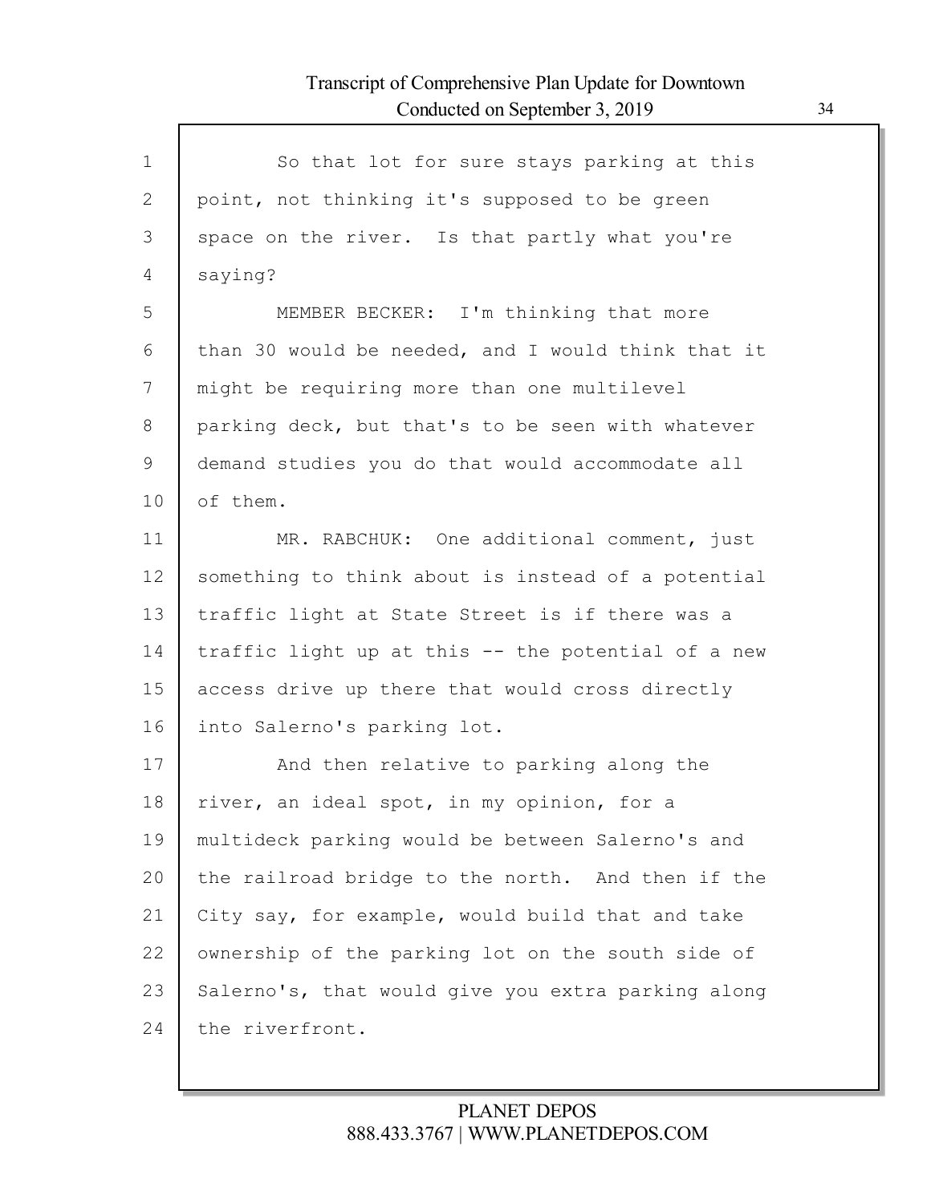So that lot for sure stays parking at this point, not thinking it's supposed to be green space on the river. Is that partly what you're saying?

MEMBER BECKER: I'm thinking that more than 30 would be needed, and I would think that it might be requiring more than one multilevel parking deck, but that's to be seen with whatever demand studies you do that would accommodate all of them.

MR. RABCHUK: One additional comment, just something to think about is instead of a potential traffic light at State Street is if there was a traffic light up at this -- the potential of a new access drive up there that would cross directly into Salerno's parking lot.

And then relative to parking along the river, an ideal spot, in my opinion, for a multideck parking would be between Salerno's and the railroad bridge to the north. And then if the City say, for example, would build that and take ownership of the parking lot on the south side of Salerno's, that would give you extra parking along the riverfront.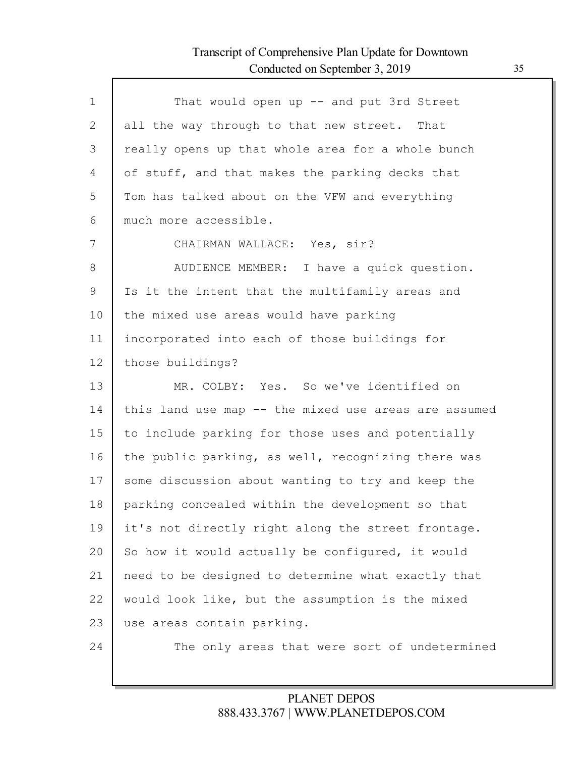That would open up -- and put 3rd Street all the way through to that new street. That really opens up that whole area for a whole bunch of stuff, and that makes the parking decks that Tom has talked about on the VFW and everything much more accessible.

CHAIRMAN WALLACE: Yes, sir?

AUDIENCE MEMBER: I have a quick question. Is it the intent that the multifamily areas and the mixed use areas would have parking incorporated into each of those buildings for those buildings?

MR. COLBY: Yes. So we've identified on this land use map -- the mixed use areas are assumed to include parking for those uses and potentially the public parking, as well, recognizing there was some discussion about wanting to try and keep the parking concealed within the development so that it's not directly right along the street frontage. So how it would actually be configured, it would need to be designed to determine what exactly that would look like, but the assumption is the mixed use areas contain parking.

The only areas that were sort of undetermined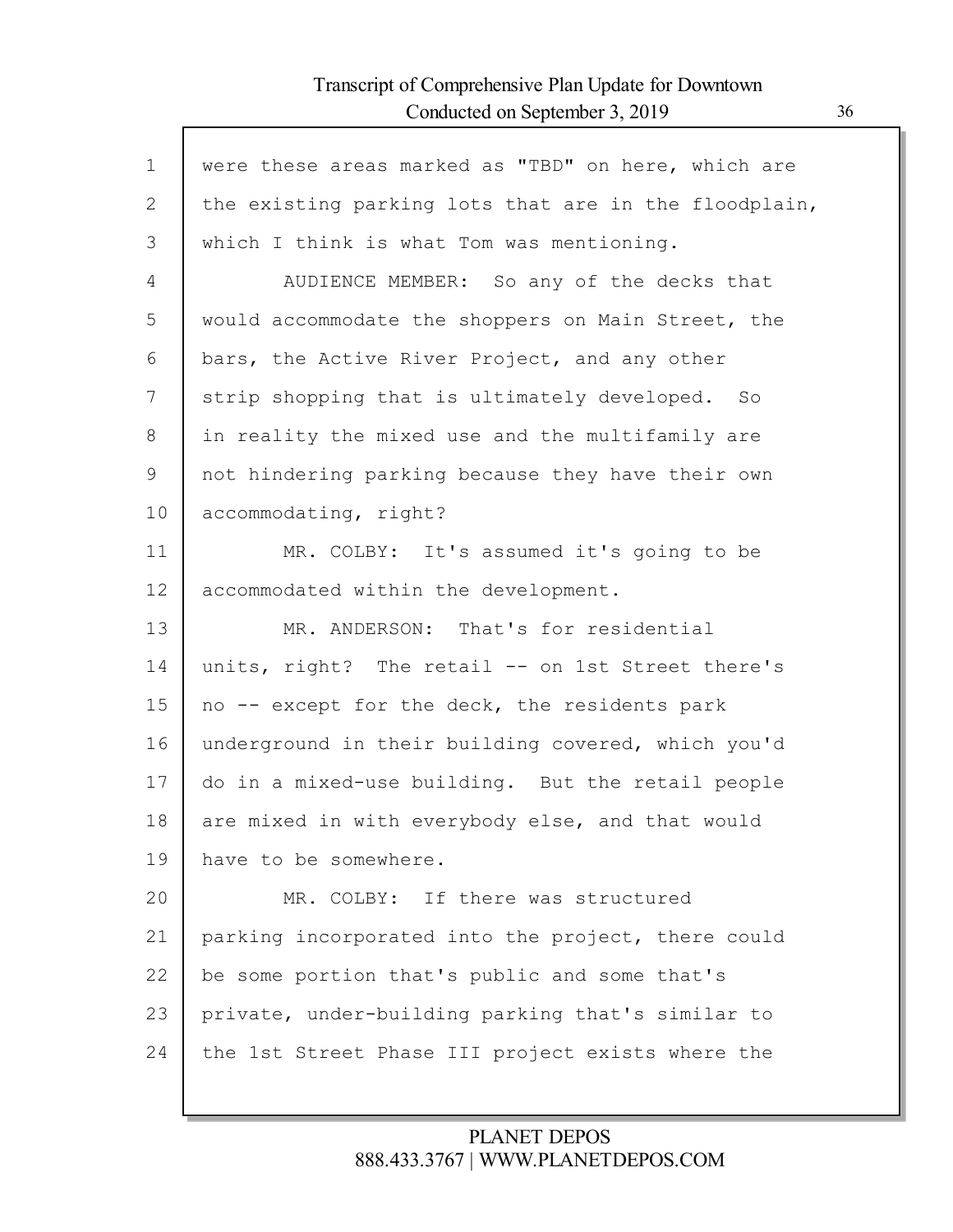were these areas marked as "TBD" on here, which are the existing parking lots that are in the floodplain, which I think is what Tom was mentioning.

AUDIENCE MEMBER: So any of the decks that would accommodate the shoppers on Main Street, the bars, the Active River Project, and any other strip shopping that is ultimately developed. So in reality the mixed use and the multifamily are not hindering parking because they have their own accommodating, right?

MR. COLBY: It's assumed it's going to be accommodated within the development.

MR. ANDERSON: That's for residential units, right? The retail -- on 1st Street there's no -- except for the deck, the residents park underground in their building covered, which you'd do in a mixed-use building. But the retail people are mixed in with everybody else, and that would have to be somewhere.

MR. COLBY: If there was structured parking incorporated into the project, there could be some portion that's public and some that's private, under-building parking that's similar to the 1st Street Phase III project exists where the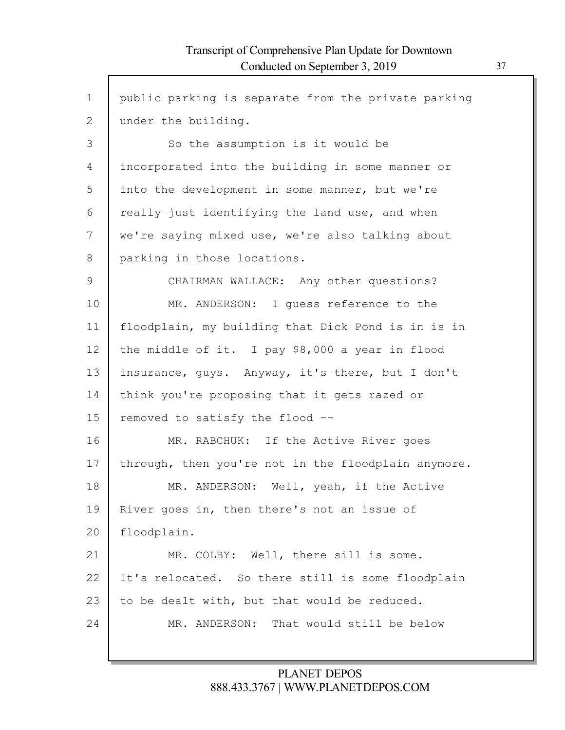public parking is separate from the private parking under the building.

So the assumption is it would be incorporated into the building in some manner or into the development in some manner, but we're really just identifying the land use, and when we're saying mixed use, we're also talking about parking in those locations.

CHAIRMAN WALLACE: Any other questions?

MR. ANDERSON: I guess reference to the floodplain, my building that Dick Pond is in is in the middle of it. I pay $8,000 a year in flood insurance, guys. Anyway, it's there, but I don't think you're proposing that it gets razed or removed to satisfy the flood --

MR. RABCHUK: If the Active River goes through, then you're not in the floodplain anymore.

MR. ANDERSON: Well, yeah, if the Active River goes in, then there's not an issue of floodplain.

MR. COLBY: Well, there sill is some. It's relocated. So there still is some floodplain to be dealt with, but that would be reduced.

MR. ANDERSON: That would still be below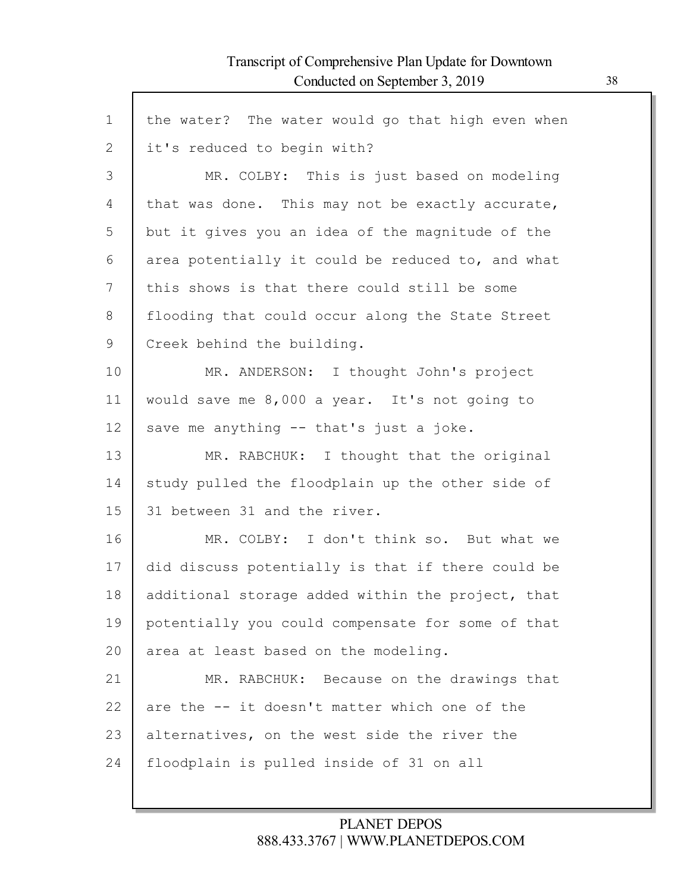the water? The water would go that high even when it's reduced to begin with?

MR. COLBY: This is just based on modeling that was done. This may not be exactly accurate, but it gives you an idea of the magnitude of the area potentially it could be reduced to, and what this shows is that there could still be some flooding that could occur along the State Street Creek behind the building.

MR. ANDERSON: I thought John's project would save me 8,000 a year. It's not going to save me anything -- that's just a joke.

MR. RABCHUK: I thought that the original study pulled the floodplain up the other side of 31 between 31 and the river.

MR. COLBY: I don't think so. But what we did discuss potentially is that if there could be additional storage added within the project, that potentially you could compensate for some of that area at least based on the modeling.

MR. RABCHUK: Because on the drawings that are the -- it doesn't matter which one of the alternatives, on the west side the river the floodplain is pulled inside of 31 on all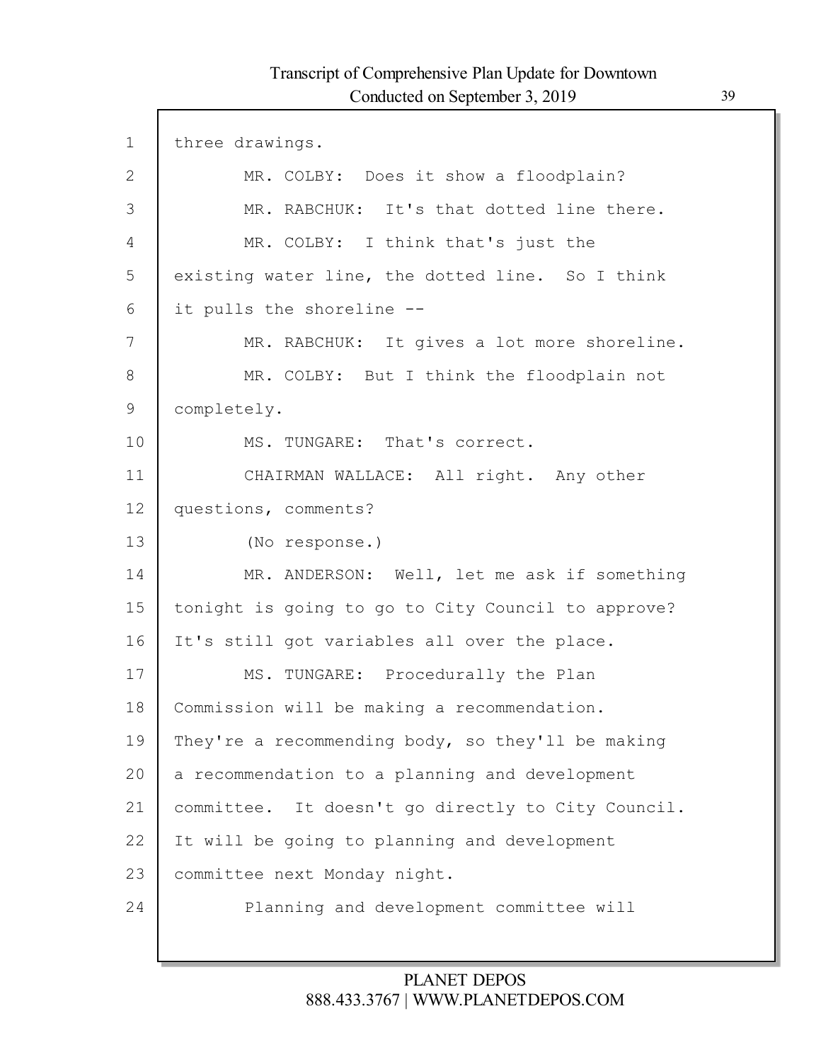three drawings.

MR. COLBY: Does it show a floodplain?

MR. RABCHUK: It's that dotted line there.

MR. COLBY: I think that's just the existing water line, the dotted line. So I think it pulls the shoreline --

MR. RABCHUK: It gives a lot more shoreline.

MR. COLBY: But I think the floodplain not completely.

MS. TUNGARE: That's correct.

CHAIRMAN WALLACE: All right. Any other questions, comments?

(No response.)

MR. ANDERSON: Well, let me ask if something tonight is going to go to City Council to approve? It's still got variables all over the place.

MS. TUNGARE: Procedurally the Plan Commission will be making a recommendation. They're a recommending body, so they'll be making a recommendation to a planning and development committee. It doesn't go directly to City Council. It will be going to planning and development committee next Monday night.

Planning and development committee will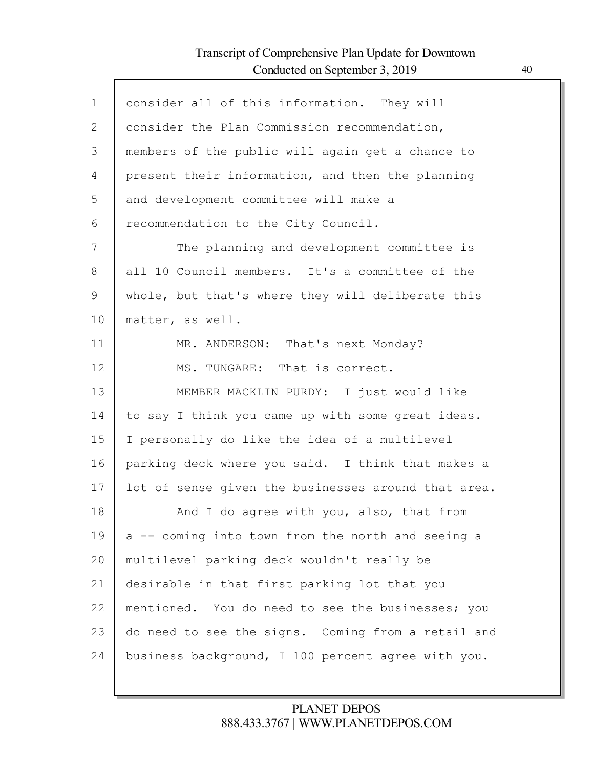consider all of this information. They will consider the Plan Commission recommendation, members of the public will again get a chance to present their information, and then the planning and development committee will make a recommendation to the City Council.

The planning and development committee is all 10 Council members. It's a committee of the whole, but that's where they will deliberate this matter, as well.

MR. ANDERSON: That's next Monday?

MS. TUNGARE: That is correct.

MEMBER MACKLIN PURDY: I just would like to say I think you came up with some great ideas. I personally do like the idea of a multilevel parking deck where you said. I think that makes a lot of sense given the businesses around that area.

And I do agree with you, also, that from a -- coming into town from the north and seeing a multilevel parking deck wouldn't really be desirable in that first parking lot that you mentioned. You do need to see the businesses; you do need to see the signs. Coming from a retail and business background, I 100 percent agree with you.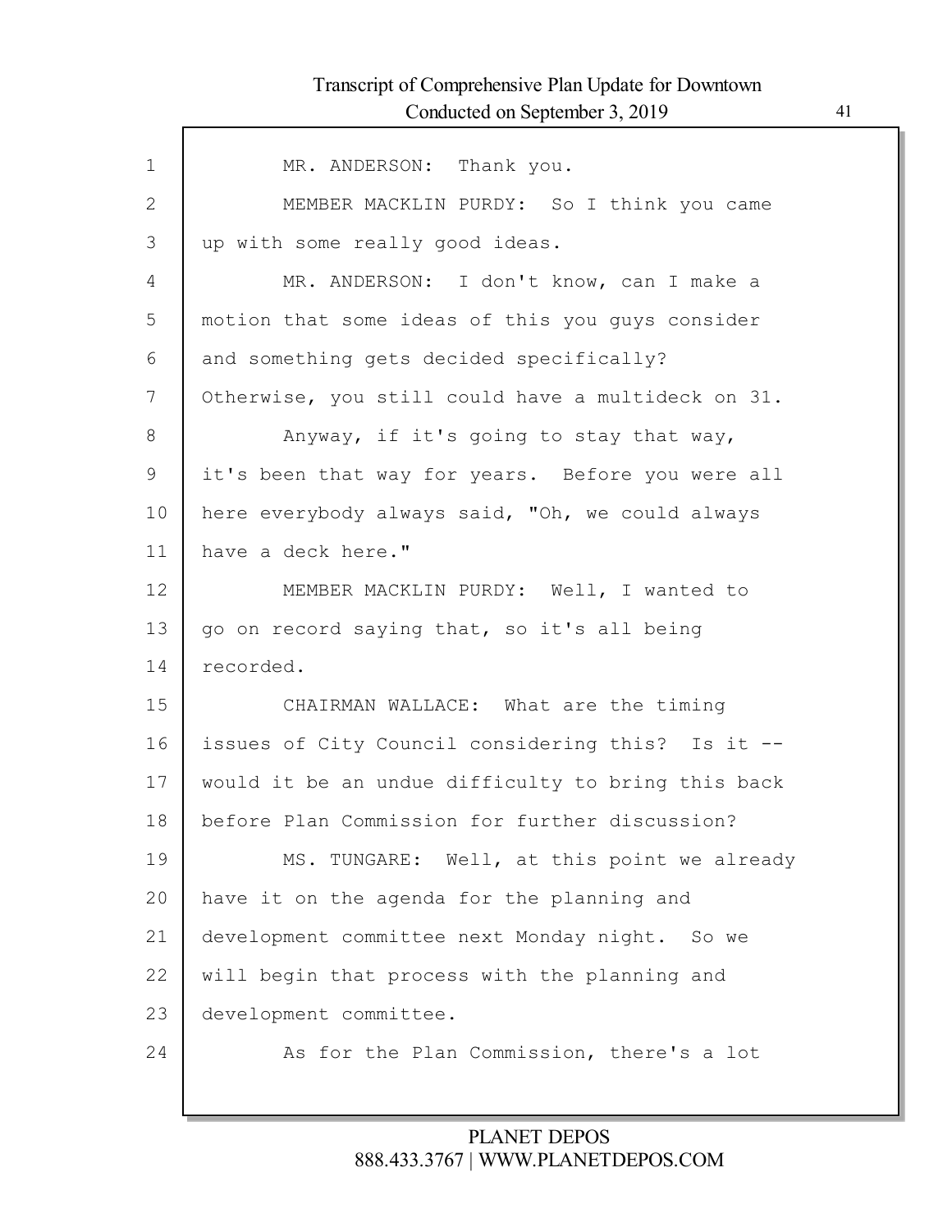MR. ANDERSON: Thank you.

MEMBER MACKLIN PURDY: So I think you came up with some really good ideas.

MR. ANDERSON: I don't know, can I make a motion that some ideas of this you guys consider and something gets decided specifically? Otherwise, you still could have a multideck on 31.

Anyway, if it's going to stay that way, it's been that way for years. Before you were all here everybody always said, "Oh, we could always have a deck here."

MEMBER MACKLIN PURDY: Well, I wanted to go on record saying that, so it's all being recorded.

CHAIRMAN WALLACE: What are the timing issues of City Council considering this? Is it -- would it be an undue difficulty to bring this back before Plan Commission for further discussion?

MS. TUNGARE: Well, at this point we already have it on the agenda for the planning and development committee next Monday night. So we will begin that process with the planning and development committee.

As for the Plan Commission, there's a lot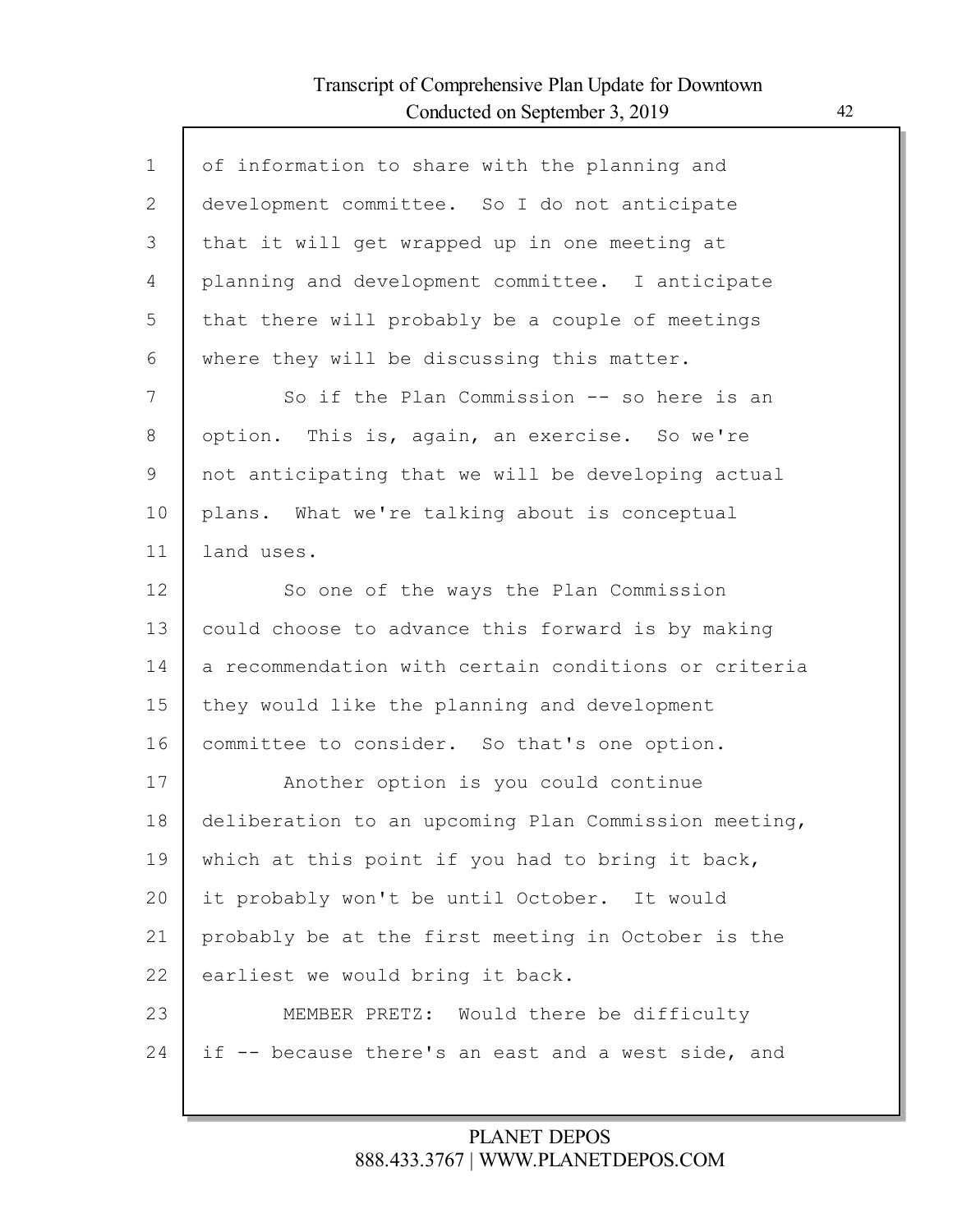of information to share with the planning and development committee. So I do not anticipate that it will get wrapped up in one meeting at planning and development committee. I anticipate that there will probably be a couple of meetings where they will be discussing this matter.

So if the Plan Commission -- so here is an option. This is, again, an exercise. So we're not anticipating that we will be developing actual plans. What we're talking about is conceptual land uses.

So one of the ways the Plan Commission could choose to advance this forward is by making a recommendation with certain conditions or criteria they would like the planning and development committee to consider. So that's one option.

Another option is you could continue deliberation to an upcoming Plan Commission meeting, which at this point if you had to bring it back, it probably won't be until October. It would probably be at the first meeting in October is the earliest we would bring it back.

MEMBER PRETZ: Would there be difficulty if -- because there's an east and a west side, and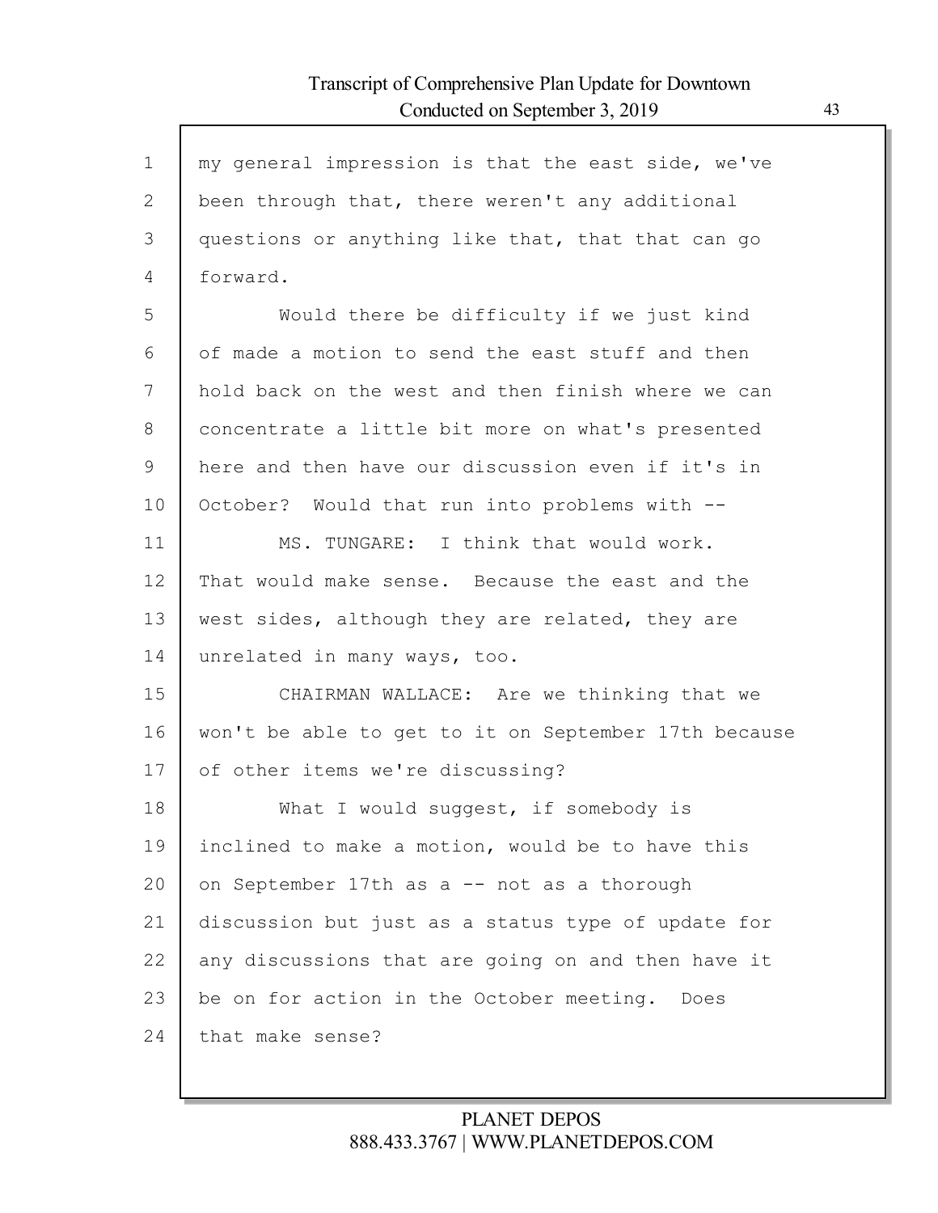my general impression is that the east side, we've been through that, there weren't any additional questions or anything like that, that that can go forward.

Would there be difficulty if we just kind of made a motion to send the east stuff and then hold back on the west and then finish where we can concentrate a little bit more on what's presented here and then have our discussion even if it's in October? Would that run into problems with --

MS. TUNGARE: I think that would work. That would make sense. Because the east and the west sides, although they are related, they are unrelated in many ways, too.

CHAIRMAN WALLACE: Are we thinking that we won't be able to get to it on September 17th because of other items we're discussing?

What I would suggest, if somebody is inclined to make a motion, would be to have this on September 17th as a -- not as a thorough discussion but just as a status type of update for any discussions that are going on and then have it be on for action in the October meeting. Does that make sense?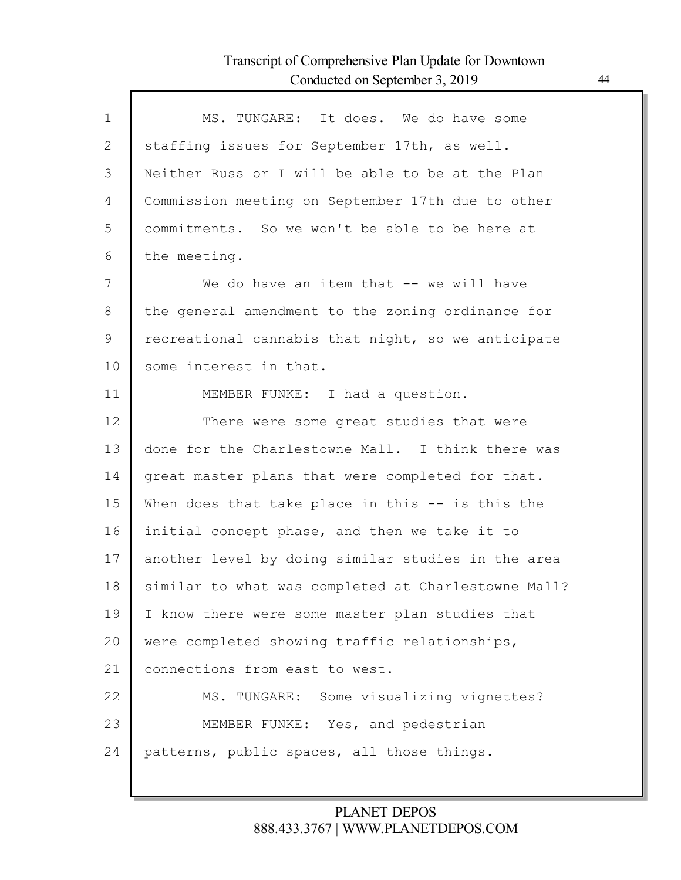MS. TUNGARE: It does. We do have some staffing issues for September 17th, as well. Neither Russ or I will be able to be at the Plan Commission meeting on September 17th due to other commitments. So we won't be able to be here at the meeting.

We do have an item that -- we will have the general amendment to the zoning ordinance for recreational cannabis that night, so we anticipate some interest in that.

MEMBER FUNKE: I had a question.

There were some great studies that were done for the Charlestowne Mall. I think there was great master plans that were completed for that. When does that take place in this -- is this the initial concept phase, and then we take it to another level by doing similar studies in the area similar to what was completed at Charlestowne Mall? I know there were some master plan studies that were completed showing traffic relationships, connections from east to west.

MS. TUNGARE: Some visualizing vignettes?

MEMBER FUNKE: Yes, and pedestrian patterns, public spaces, all those things.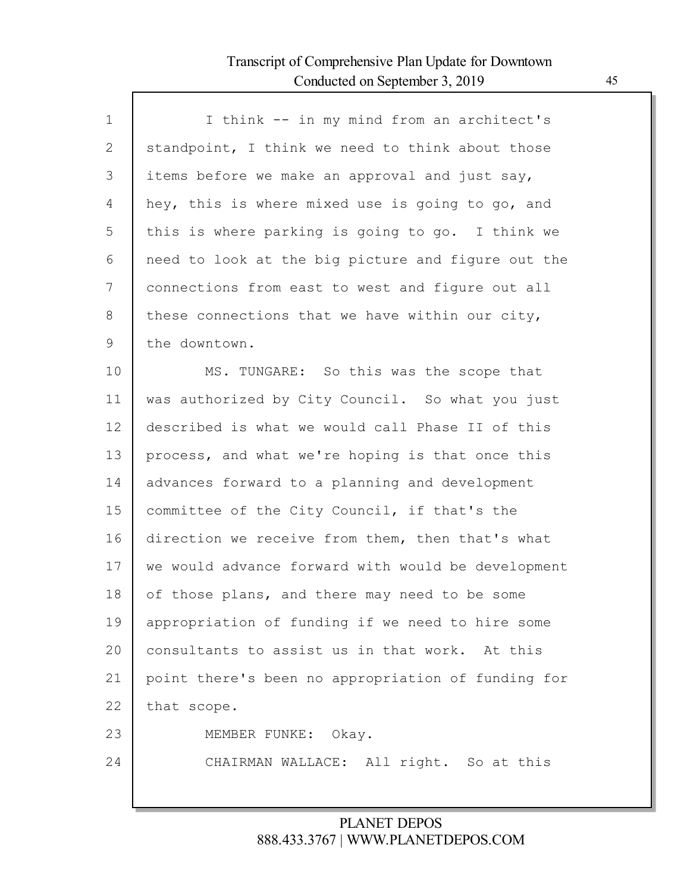I think -- in my mind from an architect's standpoint, I think we need to think about those items before we make an approval and just say, hey, this is where mixed use is going to go, and this is where parking is going to go. I think we need to look at the big picture and figure out the connections from east to west and figure out all these connections that we have within our city, the downtown.

MS. TUNGARE: So this was the scope that was authorized by City Council. So what you just described is what we would call Phase II of this process, and what we're hoping is that once this advances forward to a planning and development committee of the City Council, if that's the direction we receive from them, then that's what we would advance forward with would be development of those plans, and there may need to be some appropriation of funding if we need to hire some consultants to assist us in that work. At this point there's been no appropriation of funding for that scope.

MEMBER FUNKE: Okay.

CHAIRMAN WALLACE: All right. So at this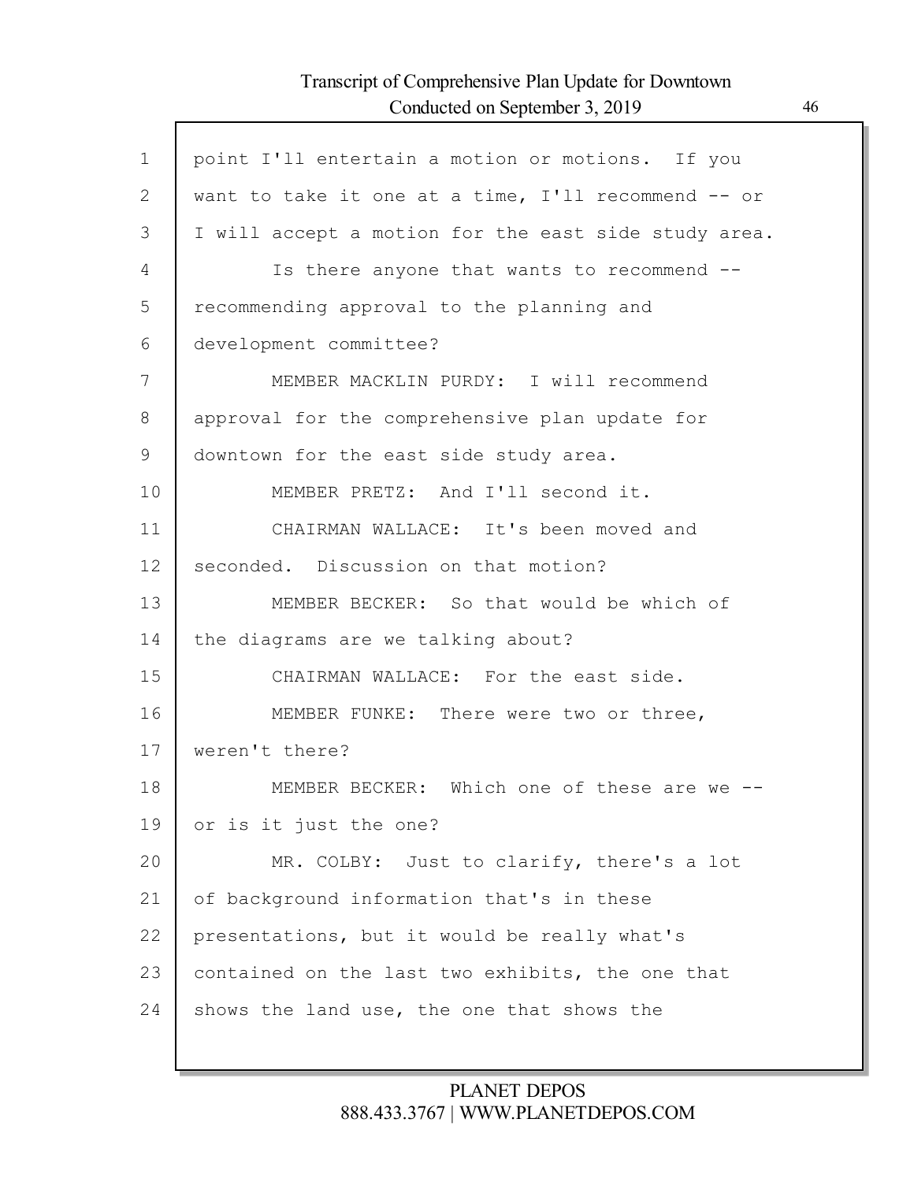point I'll entertain a motion or motions. If you want to take it one at a time, I'll recommend -- or I will accept a motion for the east side study area.

Is there anyone that wants to recommend -- recommending approval to the planning and development committee?

MEMBER MACKLIN PURDY: I will recommend approval for the comprehensive plan update for downtown for the east side study area.

MEMBER PRETZ: And I'll second it.

CHAIRMAN WALLACE: It's been moved and seconded. Discussion on that motion?

MEMBER BECKER: So that would be which of the diagrams are we talking about?

CHAIRMAN WALLACE: For the east side.

MEMBER FUNKE: There were two or three, weren't there?

MEMBER BECKER: Which one of these are we -- or is it just the one?

MR. COLBY: Just to clarify, there's a lot of background information that's in these presentations, but it would be really what's contained on the last two exhibits, the one that shows the land use, the one that shows the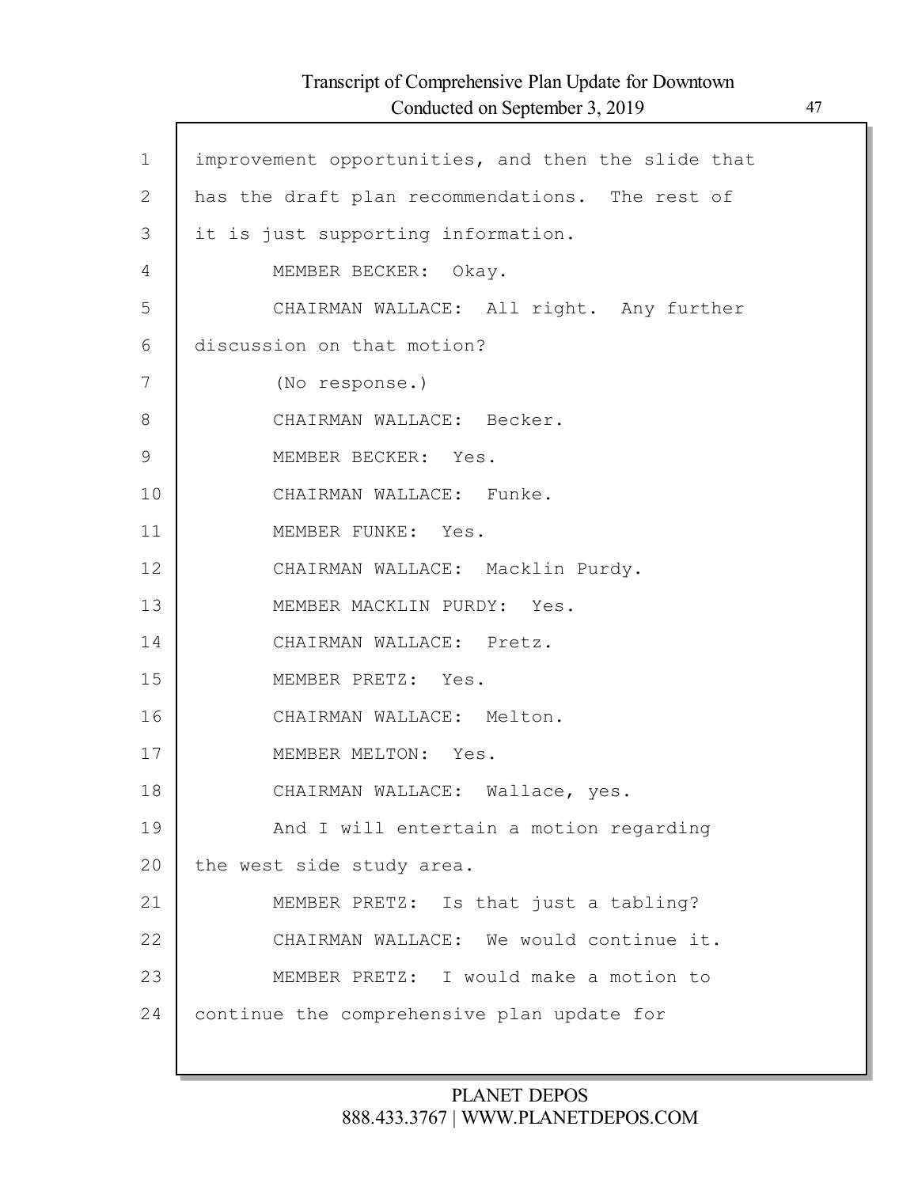improvement opportunities, and then the slide that has the draft plan recommendations. The rest of it is just supporting information.

MEMBER BECKER: Okay.

CHAIRMAN WALLACE: All right. Any further discussion on that motion?

(No response.)

CHAIRMAN WALLACE: Becker.

MEMBER BECKER: Yes.

CHAIRMAN WALLACE: Funke.

MEMBER FUNKE: Yes.

CHAIRMAN WALLACE: Macklin Purdy.

MEMBER MACKLIN PURDY: Yes.

CHAIRMAN WALLACE: Pretz.

MEMBER PRETZ: Yes.

CHAIRMAN WALLACE: Melton.

MEMBER MELTON: Yes.

CHAIRMAN WALLACE: Wallace, yes.

And I will entertain a motion regarding the west side study area.

MEMBER PRETZ: Is that just a tabling?

CHAIRMAN WALLACE: We would continue it.

MEMBER PRETZ: I would make a motion to continue the comprehensive plan update for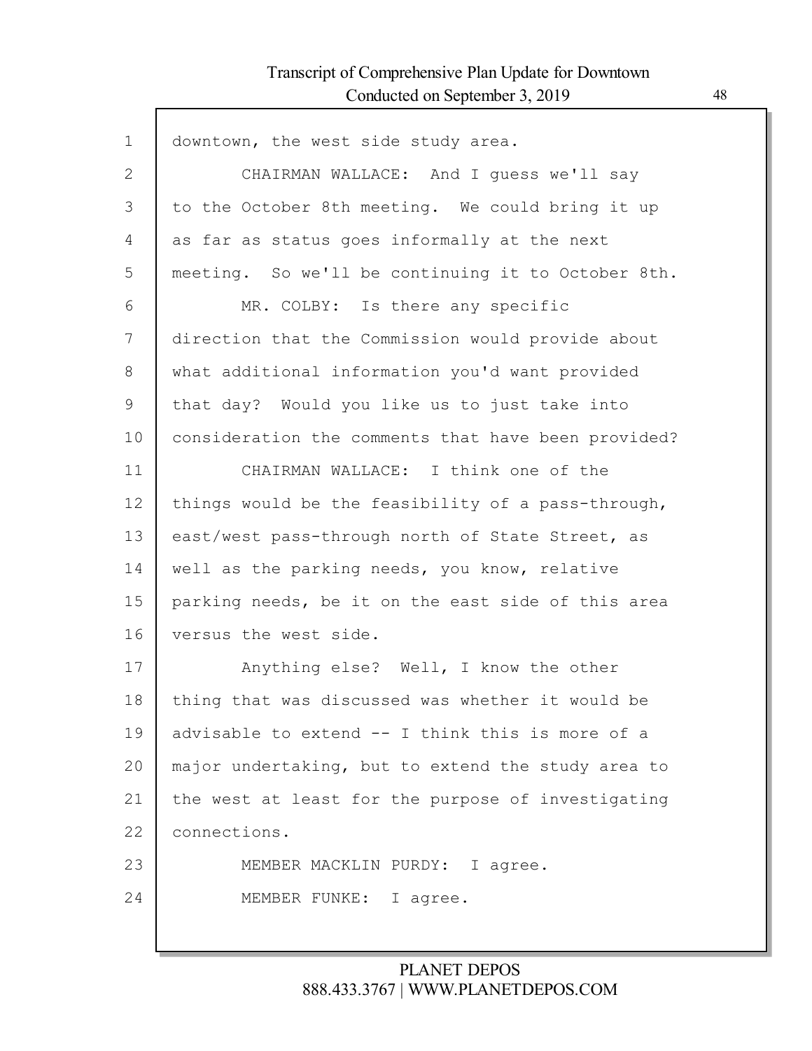downtown, the west side study area.

CHAIRMAN WALLACE: And I guess we'll say to the October 8th meeting. We could bring it up as far as status goes informally at the next meeting. So we'll be continuing it to October 8th.

MR. COLBY: Is there any specific direction that the Commission would provide about what additional information you'd want provided that day? Would you like us to just take into consideration the comments that have been provided?

CHAIRMAN WALLACE: I think one of the things would be the feasibility of a pass-through, east/west pass-through north of State Street, as well as the parking needs, you know, relative parking needs, be it on the east side of this area versus the west side.

Anything else? Well, I know the other thing that was discussed was whether it would be advisable to extend -- I think this is more of a major undertaking, but to extend the study area to the west at least for the purpose of investigating connections.

MEMBER MACKLIN PURDY: I agree.

MEMBER FUNKE: I agree.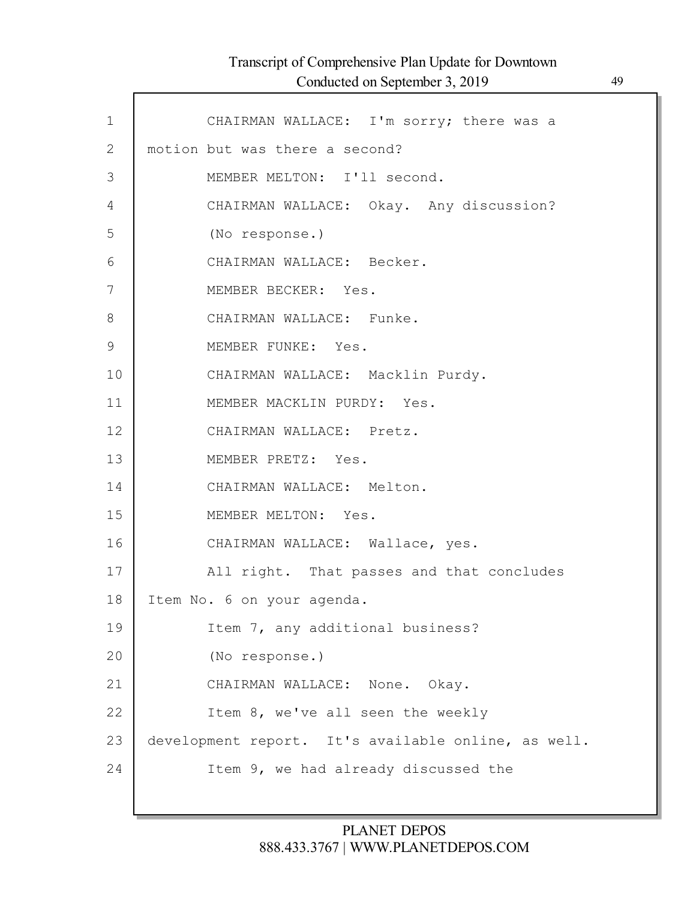CHAIRMAN WALLACE: I'm sorry; there was a motion but was there a second?

MEMBER MELTON: I'll second.

CHAIRMAN WALLACE: Okay. Any discussion?

(No response.)

CHAIRMAN WALLACE: Becker.

MEMBER BECKER: Yes.

CHAIRMAN WALLACE: Funke.

MEMBER FUNKE: Yes.

CHAIRMAN WALLACE: Macklin Purdy.

MEMBER MACKLIN PURDY: Yes.

CHAIRMAN WALLACE: Pretz.

MEMBER PRETZ: Yes.

CHAIRMAN WALLACE: Melton.

MEMBER MELTON: Yes.

CHAIRMAN WALLACE: Wallace, yes.

All right. That passes and that concludes Item No. 6 on your agenda.

Item 7, any additional business?

(No response.)

CHAIRMAN WALLACE: None. Okay.

Item 8, we've all seen the weekly development report. It's available online, as well.

Item 9, we had already discussed the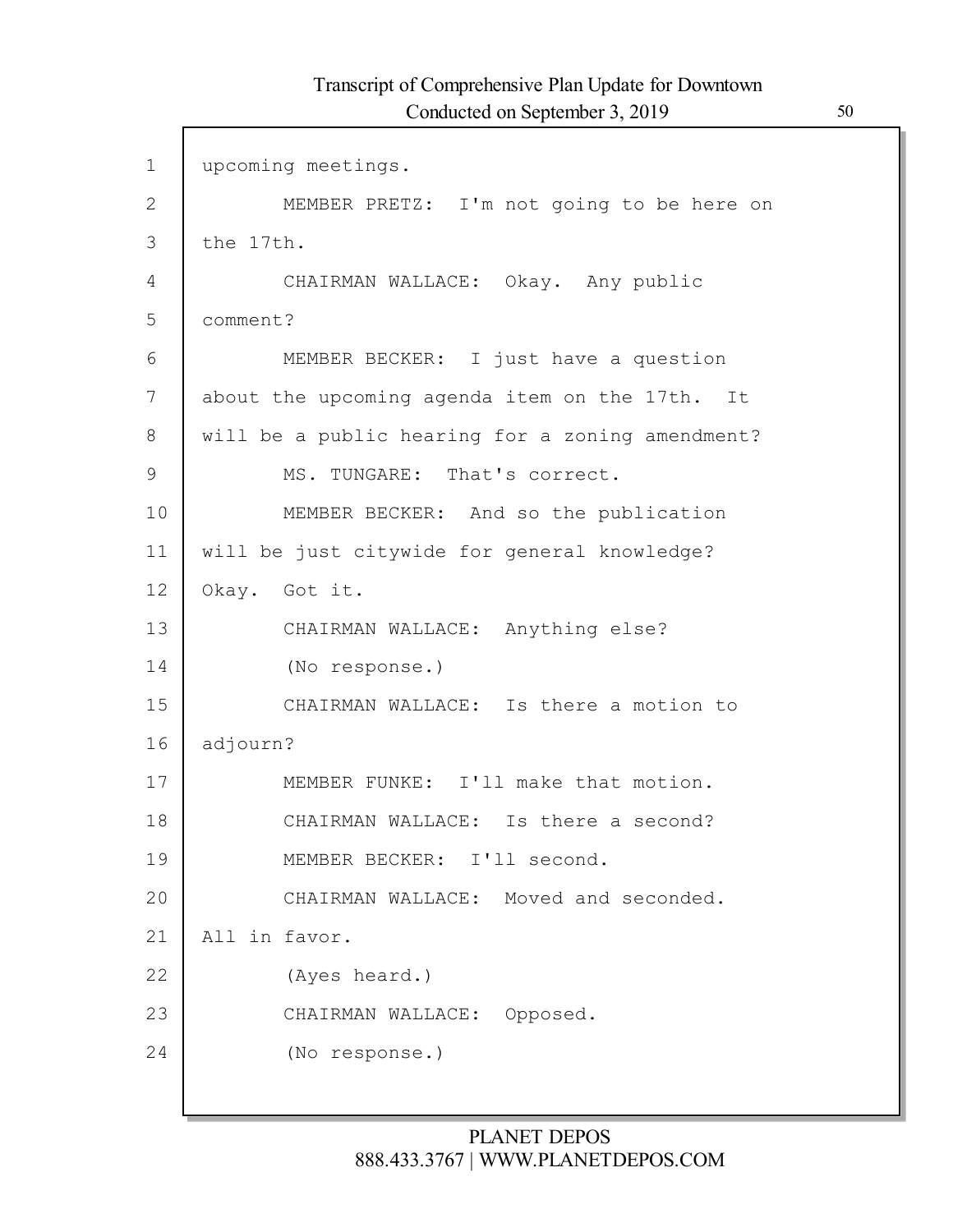upcoming meetings.

MEMBER PRETZ: I'm not going to be here on the 17th.

CHAIRMAN WALLACE: Okay. Any public comment?

MEMBER BECKER: I just have a question about the upcoming agenda item on the 17th. It will be a public hearing for a zoning amendment?

MS. TUNGARE: That's correct.

MEMBER BECKER: And so the publication will be just citywide for general knowledge? Okay. Got it.

CHAIRMAN WALLACE: Anything else?

(No response.)

CHAIRMAN WALLACE: Is there a motion to adjourn?

MEMBER FUNKE: I'll make that motion.

CHAIRMAN WALLACE: Is there a second?

MEMBER BECKER: I'll second.

CHAIRMAN WALLACE: Moved and seconded. All in favor.

(Ayes heard.)

CHAIRMAN WALLACE: Opposed.

(No response.)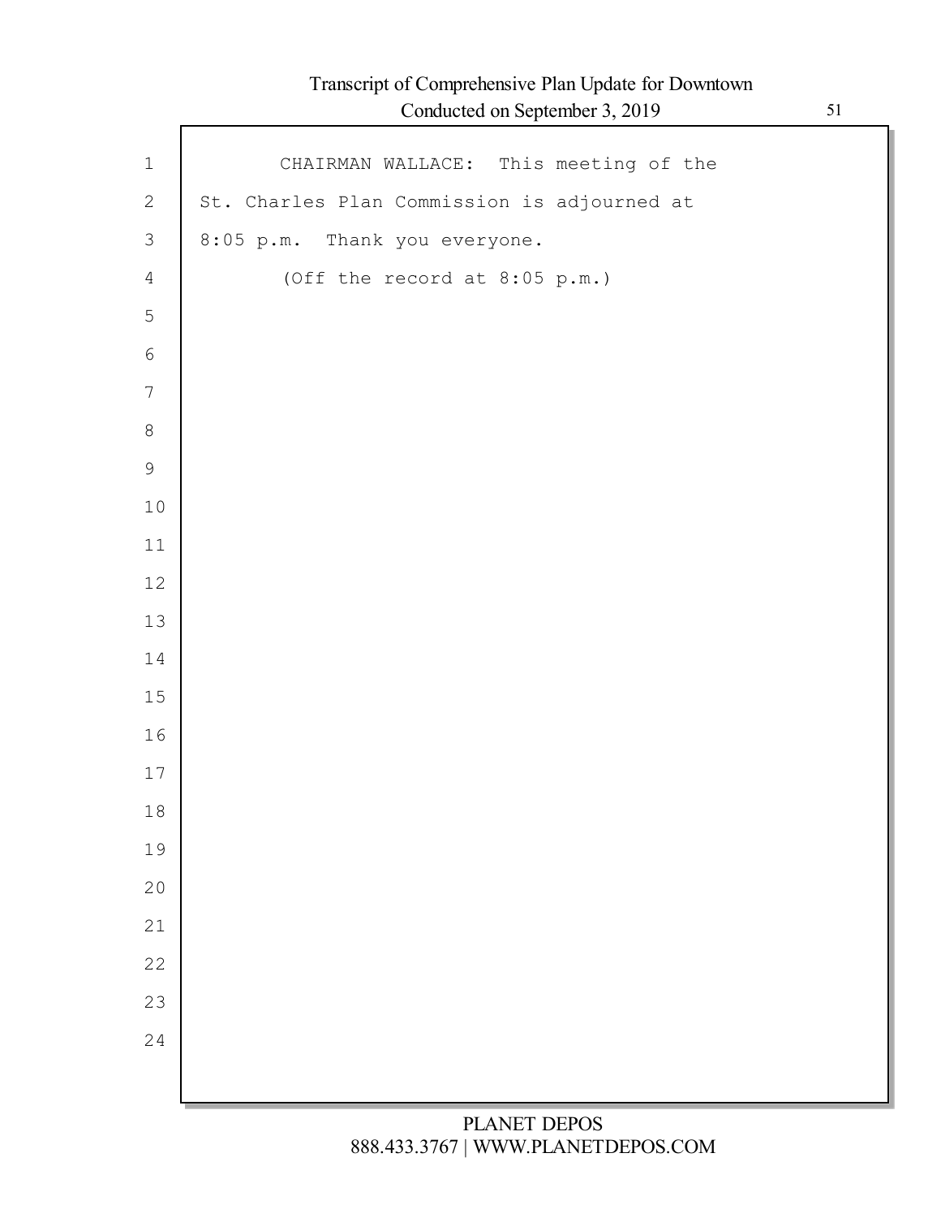CHAIRMAN WALLACE: This meeting of the St. Charles Plan Commission is adjourned at 8:05 p.m. Thank you everyone.

(Off the record at 8:05 p.m.)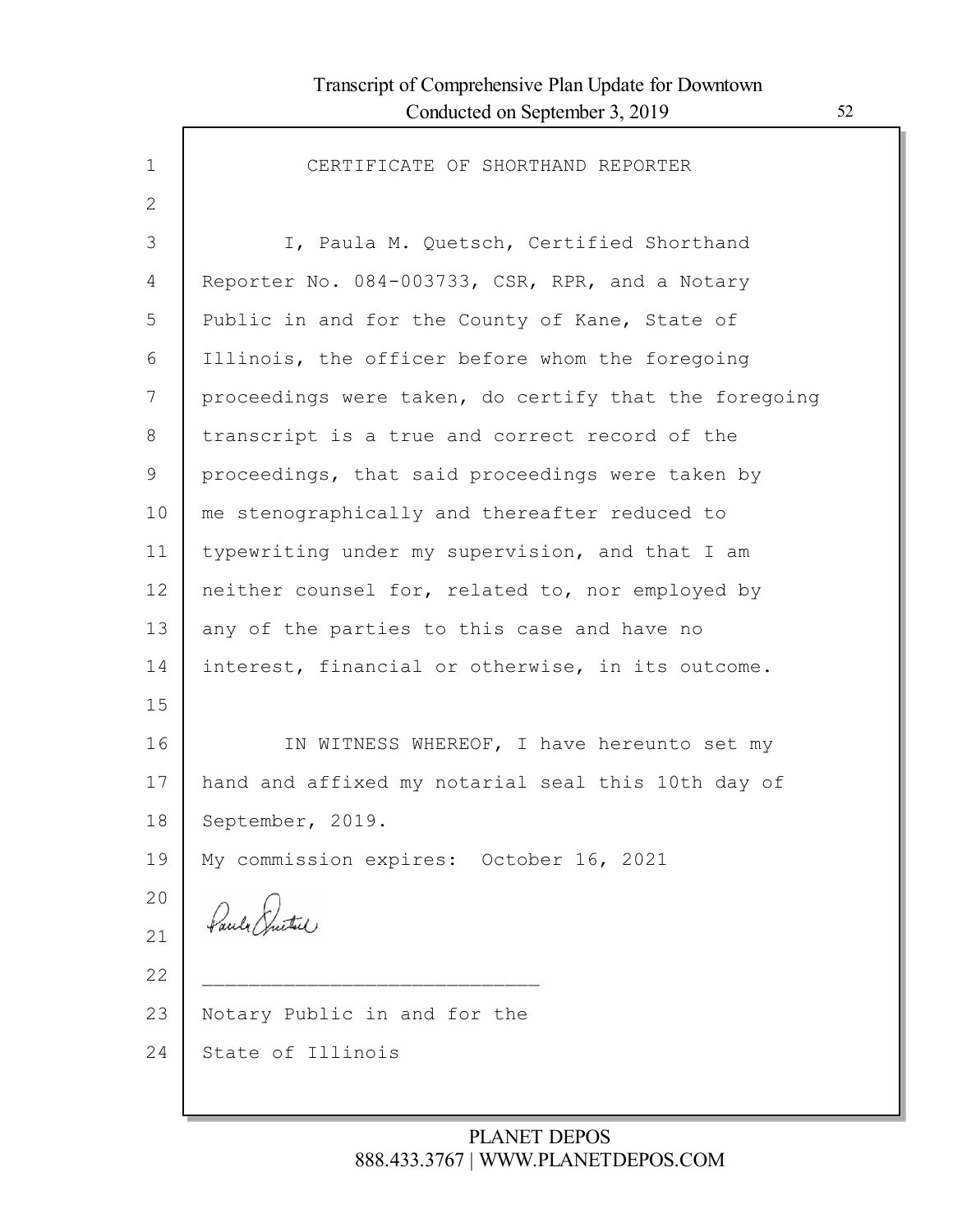CERTIFICATE OF SHORTHAND REPORTER

I, Paula M. Quetsch, Certified Shorthand Reporter No. 084-003733, CSR, RPR, and a Notary Public in and for the County of Kane, State of Illinois, the officer before whom the foregoing proceedings were taken, do certify that the foregoing transcript is a true and correct record of the proceedings, that said proceedings were taken by me stenographically and thereafter reduced to typewriting under my supervision, and that I am neither counsel for, related to, nor employed by any of the parties to this case and have no interest, financial or otherwise, in its outcome.

IN WITNESS WHEREOF, I have hereunto set my hand and affixed my notarial seal this 10th day of September, 2019.

My commission expires: October 16, 2021

_____________________________

Notary Public in and for the
State of Illinois